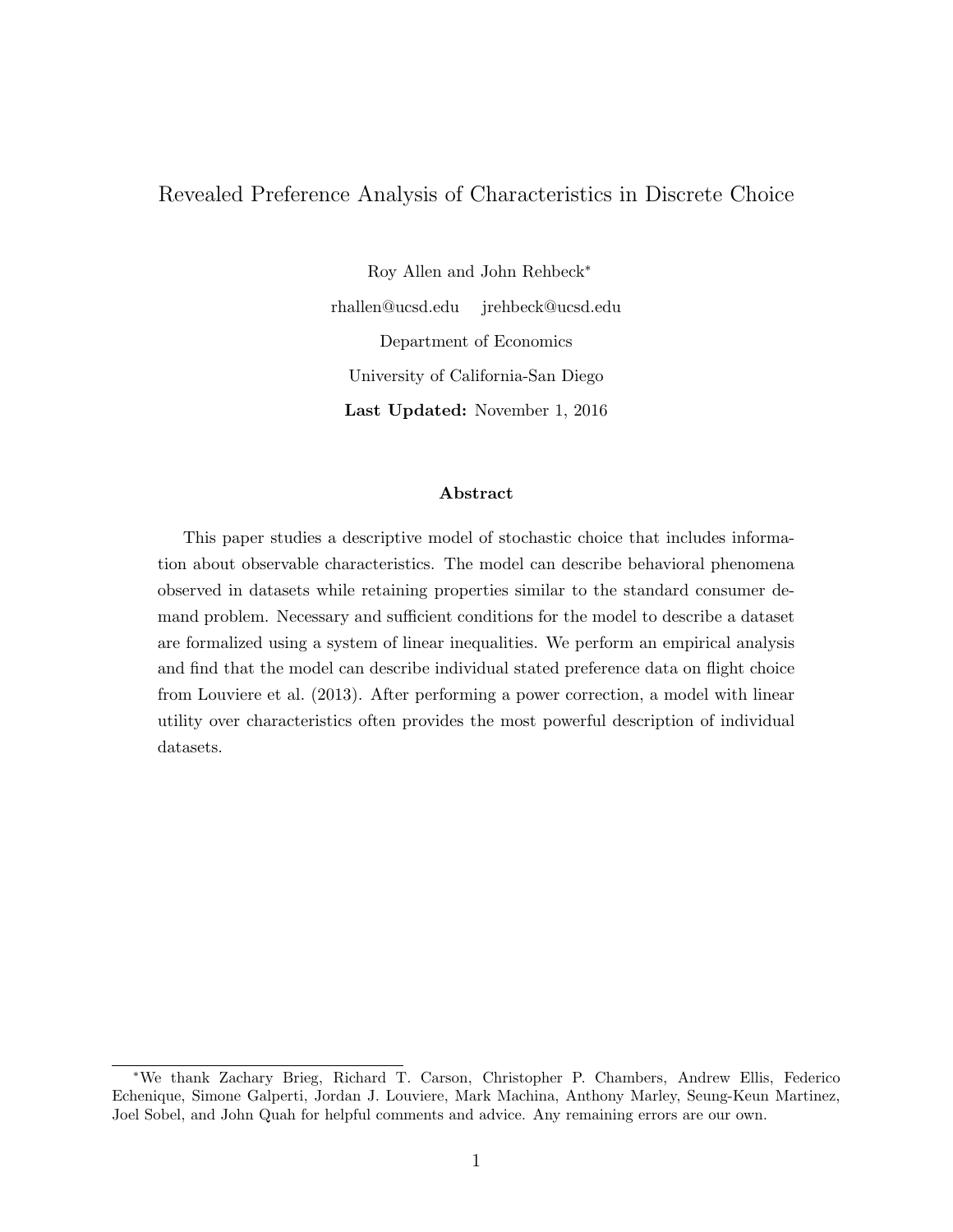# Revealed Preference Analysis of Characteristics in Discrete Choice

Roy Allen and John Rehbeck*

rhallen@ucsd.edu jrehbeck@ucsd.edu

Department of Economics

University of California-San Diego

**Last Updated:** November 1, 2016

### Abstract

This paper studies a descriptive model of stochastic choice that includes information about observable characteristics. The model can describe behavioral phenomena observed in datasets while retaining properties similar to the standard consumer demand problem. Necessary and sufficient conditions for the model to describe a dataset are formalized using a system of linear inequalities. We perform an empirical analysis and find that the model can describe individual stated preference data on flight choice from Louviere et al. (2013). After performing a power correction, a model with linear utility over characteristics often provides the most powerful description of individual datasets.

---

*We thank Zachary Brieg, Richard T. Carson, Christopher P. Chambers, Andrew Ellis, Federico Echenique, Simone Galperti, Jordan J. Louviere, Mark Machina, Anthony Marley, Seung-Keun Martinez, Joel Sobel, and John Quah for helpful comments and advice. Any remaining errors are our own.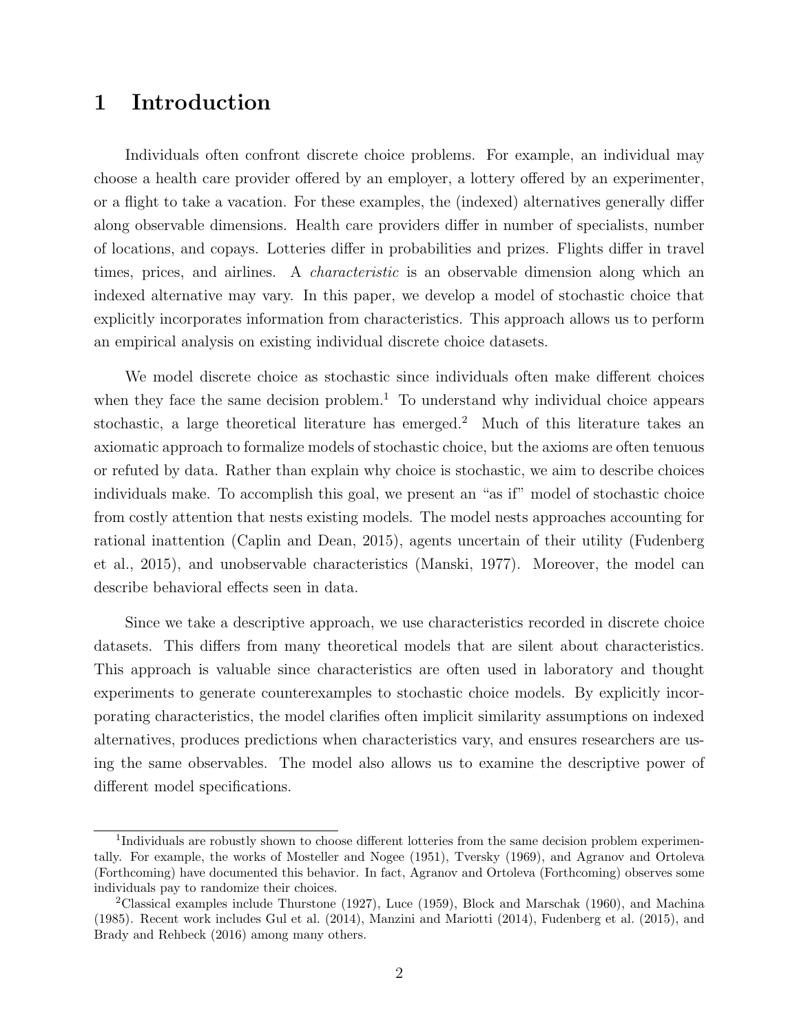# 1 Introduction

Individuals often confront discrete choice problems. For example, an individual may choose a health care provider offered by an employer, a lottery offered by an experimenter, or a flight to take a vacation. For these examples, the (indexed) alternatives generally differ along observable dimensions. Health care providers differ in number of specialists, number of locations, and copays. Lotteries differ in probabilities and prizes. Flights differ in travel times, prices, and airlines. A *characteristic* is an observable dimension along which an indexed alternative may vary. In this paper, we develop a model of stochastic choice that explicitly incorporates information from characteristics. This approach allows us to perform an empirical analysis on existing individual discrete choice datasets.

We model discrete choice as stochastic since individuals often make different choices when they face the same decision problem.[1] To understand why individual choice appears stochastic, a large theoretical literature has emerged.[2] Much of this literature takes an axiomatic approach to formalize models of stochastic choice, but the axioms are often tenuous or refuted by data. Rather than explain why choice is stochastic, we aim to describe choices individuals make. To accomplish this goal, we present an "as if" model of stochastic choice from costly attention that nests existing models. The model nests approaches accounting for rational inattention (Caplin and Dean, 2015), agents uncertain of their utility (Fudenberg et al., 2015), and unobservable characteristics (Manski, 1977). Moreover, the model can describe behavioral effects seen in data.

Since we take a descriptive approach, we use characteristics recorded in discrete choice datasets. This differs from many theoretical models that are silent about characteristics. This approach is valuable since characteristics are often used in laboratory and thought experiments to generate counterexamples to stochastic choice models. By explicitly incorporating characteristics, the model clarifies often implicit similarity assumptions on indexed alternatives, produces predictions when characteristics vary, and ensures researchers are using the same observables. The model also allows us to examine the descriptive power of different model specifications.

[1] Individuals are robustly shown to choose different lotteries from the same decision problem experimentally. For example, the works of Mosteller and Nogee (1951), Tversky (1969), and Agranov and Ortoleva (Forthcoming) have documented this behavior. In fact, Agranov and Ortoleva (Forthcoming) observes some individuals pay to randomize their choices.

[2] Classical examples include Thurstone (1927), Luce (1959), Block and Marschak (1960), and Machina (1985). Recent work includes Gul et al. (2014), Manzini and Mariotti (2014), Fudenberg et al. (2015), and Brady and Rehbeck (2016) among many others.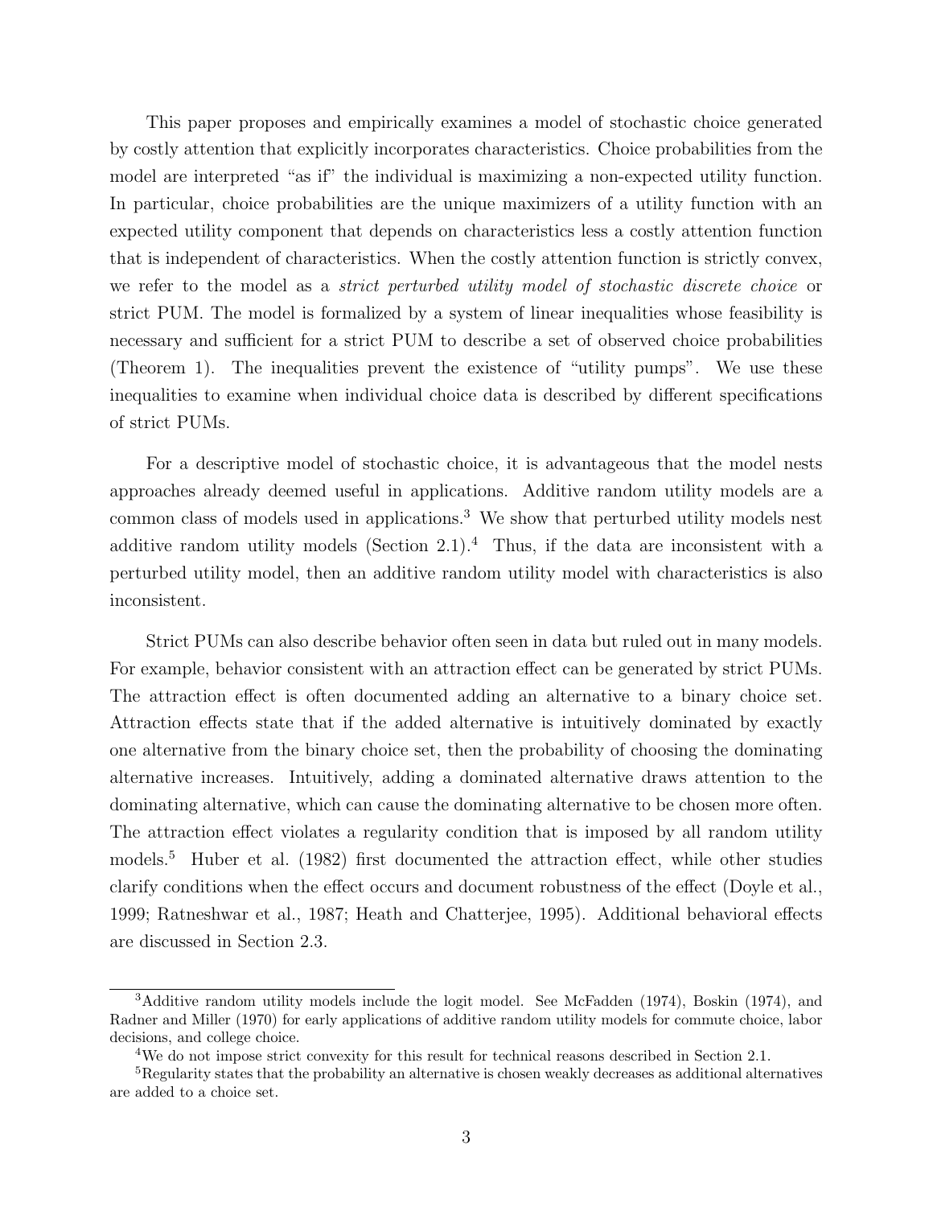This paper proposes and empirically examines a model of stochastic choice generated by costly attention that explicitly incorporates characteristics. Choice probabilities from the model are interpreted "as if" the individual is maximizing a non-expected utility function. In particular, choice probabilities are the unique maximizers of a utility function with an expected utility component that depends on characteristics less a costly attention function that is independent of characteristics. When the costly attention function is strictly convex, we refer to the model as a *strict perturbed utility model of stochastic discrete choice* or strict PUM. The model is formalized by a system of linear inequalities whose feasibility is necessary and sufficient for a strict PUM to describe a set of observed choice probabilities (Theorem 1). The inequalities prevent the existence of "utility pumps". We use these inequalities to examine when individual choice data is described by different specifications of strict PUMs.

For a descriptive model of stochastic choice, it is advantageous that the model nests approaches already deemed useful in applications. Additive random utility models are a common class of models used in applications.[3] We show that perturbed utility models nest additive random utility models (Section 2.1).[4] Thus, if the data are inconsistent with a perturbed utility model, then an additive random utility model with characteristics is also inconsistent.

Strict PUMs can also describe behavior often seen in data but ruled out in many models. For example, behavior consistent with an attraction effect can be generated by strict PUMs. The attraction effect is often documented adding an alternative to a binary choice set. Attraction effects state that if the added alternative is intuitively dominated by exactly one alternative from the binary choice set, then the probability of choosing the dominating alternative increases. Intuitively, adding a dominated alternative draws attention to the dominating alternative, which can cause the dominating alternative to be chosen more often. The attraction effect violates a regularity condition that is imposed by all random utility models.[5] Huber et al. (1982) first documented the attraction effect, while other studies clarify conditions when the effect occurs and document robustness of the effect (Doyle et al., 1999; Ratneshwar et al., 1987; Heath and Chatterjee, 1995). Additional behavioral effects are discussed in Section 2.3.

[3] Additive random utility models include the logit model. See McFadden (1974), Boskin (1974), and Radner and Miller (1970) for early applications of additive random utility models for commute choice, labor decisions, and college choice.

[4] We do not impose strict convexity for this result for technical reasons described in Section 2.1.

[5] Regularity states that the probability an alternative is chosen weakly decreases as additional alternatives are added to a choice set.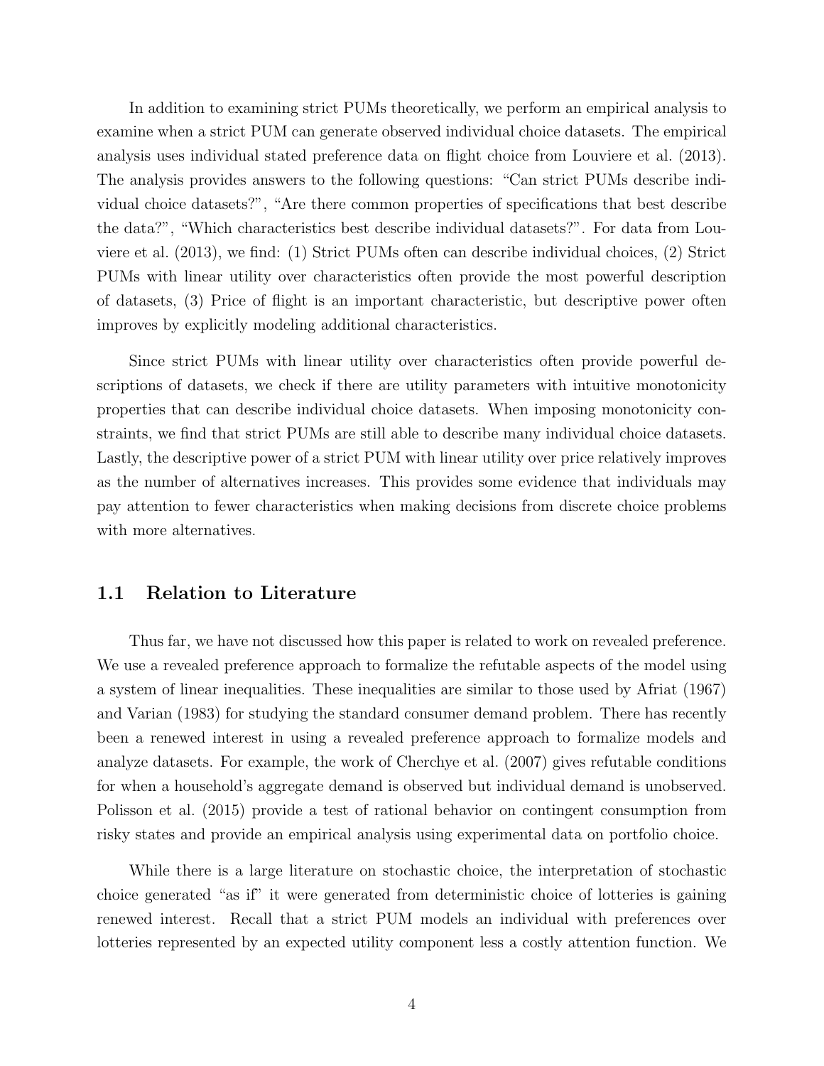In addition to examining strict PUMs theoretically, we perform an empirical analysis to examine when a strict PUM can generate observed individual choice datasets. The empirical analysis uses individual stated preference data on flight choice from Louviere et al. (2013). The analysis provides answers to the following questions: "Can strict PUMs describe individual choice datasets?", "Are there common properties of specifications that best describe the data?", "Which characteristics best describe individual datasets?". For data from Louviere et al. (2013), we find: (1) Strict PUMs often can describe individual choices, (2) Strict PUMs with linear utility over characteristics often provide the most powerful description of datasets, (3) Price of flight is an important characteristic, but descriptive power often improves by explicitly modeling additional characteristics.

Since strict PUMs with linear utility over characteristics often provide powerful descriptions of datasets, we check if there are utility parameters with intuitive monotonicity properties that can describe individual choice datasets. When imposing monotonicity constraints, we find that strict PUMs are still able to describe many individual choice datasets. Lastly, the descriptive power of a strict PUM with linear utility over price relatively improves as the number of alternatives increases. This provides some evidence that individuals may pay attention to fewer characteristics when making decisions from discrete choice problems with more alternatives.

## 1.1 Relation to Literature

Thus far, we have not discussed how this paper is related to work on revealed preference. We use a revealed preference approach to formalize the refutable aspects of the model using a system of linear inequalities. These inequalities are similar to those used by Afriat (1967) and Varian (1983) for studying the standard consumer demand problem. There has recently been a renewed interest in using a revealed preference approach to formalize models and analyze datasets. For example, the work of Cherchye et al. (2007) gives refutable conditions for when a household's aggregate demand is observed but individual demand is unobserved. Polisson et al. (2015) provide a test of rational behavior on contingent consumption from risky states and provide an empirical analysis using experimental data on portfolio choice.

While there is a large literature on stochastic choice, the interpretation of stochastic choice generated "as if" it were generated from deterministic choice of lotteries is gaining renewed interest. Recall that a strict PUM models an individual with preferences over lotteries represented by an expected utility component less a costly attention function. We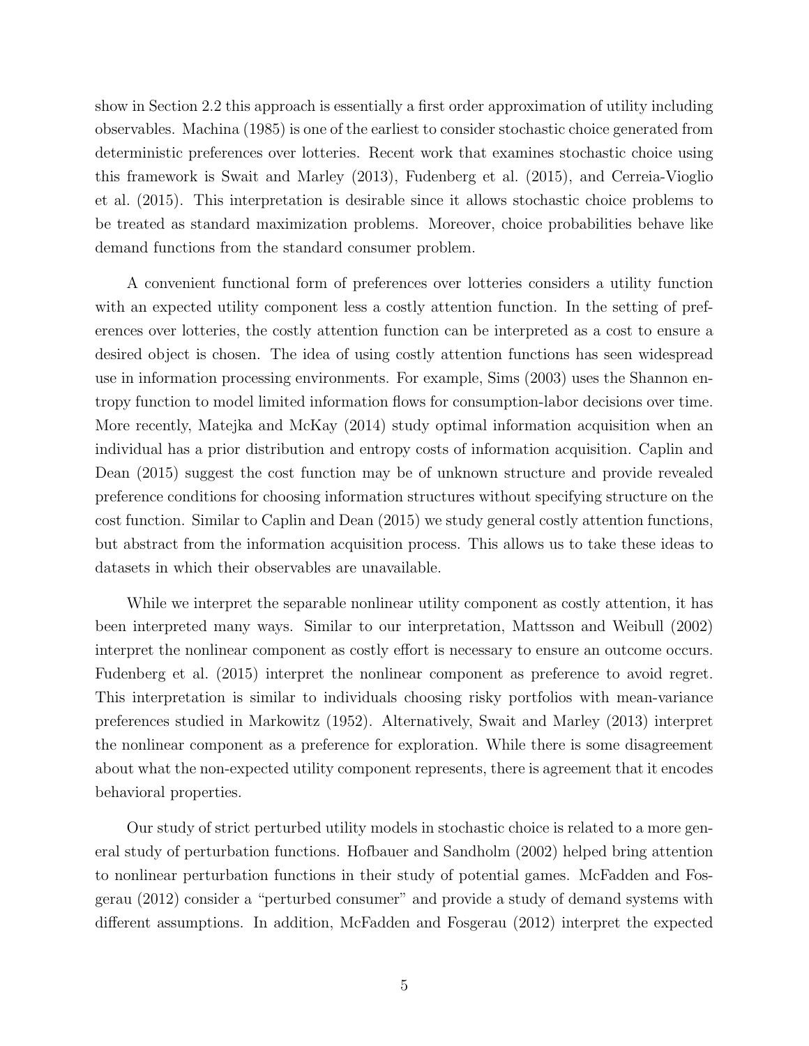show in Section 2.2 this approach is essentially a first order approximation of utility including observables. Machina (1985) is one of the earliest to consider stochastic choice generated from deterministic preferences over lotteries. Recent work that examines stochastic choice using this framework is Swait and Marley (2013), Fudenberg et al. (2015), and Cerreia-Vioglio et al. (2015). This interpretation is desirable since it allows stochastic choice problems to be treated as standard maximization problems. Moreover, choice probabilities behave like demand functions from the standard consumer problem.

A convenient functional form of preferences over lotteries considers a utility function with an expected utility component less a costly attention function. In the setting of preferences over lotteries, the costly attention function can be interpreted as a cost to ensure a desired object is chosen. The idea of using costly attention functions has seen widespread use in information processing environments. For example, Sims (2003) uses the Shannon entropy function to model limited information flows for consumption-labor decisions over time. More recently, Matejka and McKay (2014) study optimal information acquisition when an individual has a prior distribution and entropy costs of information acquisition. Caplin and Dean (2015) suggest the cost function may be of unknown structure and provide revealed preference conditions for choosing information structures without specifying structure on the cost function. Similar to Caplin and Dean (2015) we study general costly attention functions, but abstract from the information acquisition process. This allows us to take these ideas to datasets in which their observables are unavailable.

While we interpret the separable nonlinear utility component as costly attention, it has been interpreted many ways. Similar to our interpretation, Mattsson and Weibull (2002) interpret the nonlinear component as costly effort is necessary to ensure an outcome occurs. Fudenberg et al. (2015) interpret the nonlinear component as preference to avoid regret. This interpretation is similar to individuals choosing risky portfolios with mean-variance preferences studied in Markowitz (1952). Alternatively, Swait and Marley (2013) interpret the nonlinear component as a preference for exploration. While there is some disagreement about what the non-expected utility component represents, there is agreement that it encodes behavioral properties.

Our study of strict perturbed utility models in stochastic choice is related to a more general study of perturbation functions. Hofbauer and Sandholm (2002) helped bring attention to nonlinear perturbation functions in their study of potential games. McFadden and Fosgerau (2012) consider a "perturbed consumer" and provide a study of demand systems with different assumptions. In addition, McFadden and Fosgerau (2012) interpret the expected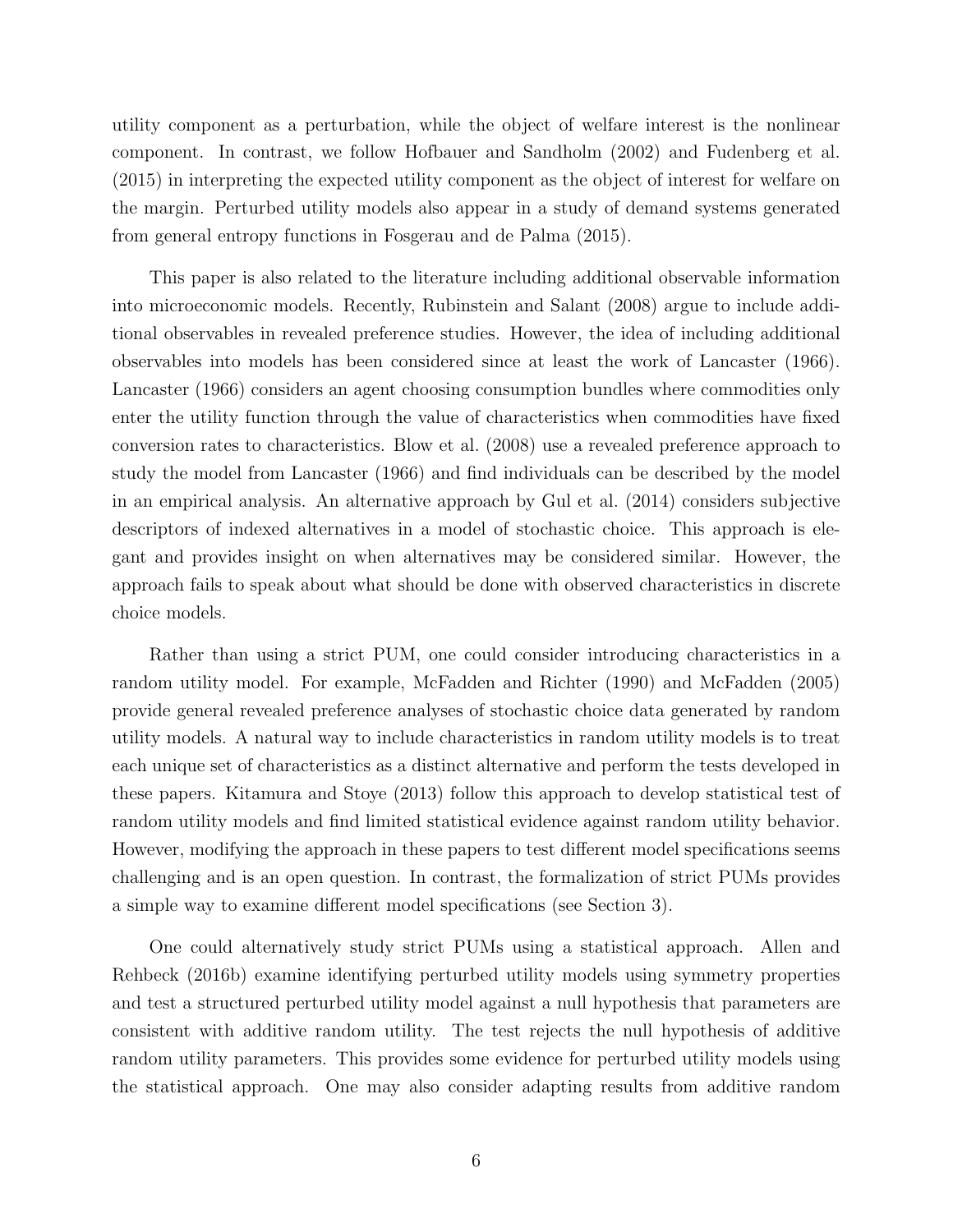utility component as a perturbation, while the object of welfare interest is the nonlinear component. In contrast, we follow Hofbauer and Sandholm (2002) and Fudenberg et al. (2015) in interpreting the expected utility component as the object of interest for welfare on the margin. Perturbed utility models also appear in a study of demand systems generated from general entropy functions in Fosgerau and de Palma (2015).

This paper is also related to the literature including additional observable information into microeconomic models. Recently, Rubinstein and Salant (2008) argue to include additional observables in revealed preference studies. However, the idea of including additional observables into models has been considered since at least the work of Lancaster (1966). Lancaster (1966) considers an agent choosing consumption bundles where commodities only enter the utility function through the value of characteristics when commodities have fixed conversion rates to characteristics. Blow et al. (2008) use a revealed preference approach to study the model from Lancaster (1966) and find individuals can be described by the model in an empirical analysis. An alternative approach by Gul et al. (2014) considers subjective descriptors of indexed alternatives in a model of stochastic choice. This approach is elegant and provides insight on when alternatives may be considered similar. However, the approach fails to speak about what should be done with observed characteristics in discrete choice models.

Rather than using a strict PUM, one could consider introducing characteristics in a random utility model. For example, McFadden and Richter (1990) and McFadden (2005) provide general revealed preference analyses of stochastic choice data generated by random utility models. A natural way to include characteristics in random utility models is to treat each unique set of characteristics as a distinct alternative and perform the tests developed in these papers. Kitamura and Stoye (2013) follow this approach to develop statistical test of random utility models and find limited statistical evidence against random utility behavior. However, modifying the approach in these papers to test different model specifications seems challenging and is an open question. In contrast, the formalization of strict PUMs provides a simple way to examine different model specifications (see Section 3).

One could alternatively study strict PUMs using a statistical approach. Allen and Rehbeck (2016b) examine identifying perturbed utility models using symmetry properties and test a structured perturbed utility model against a null hypothesis that parameters are consistent with additive random utility. The test rejects the null hypothesis of additive random utility parameters. This provides some evidence for perturbed utility models using the statistical approach. One may also consider adapting results from additive random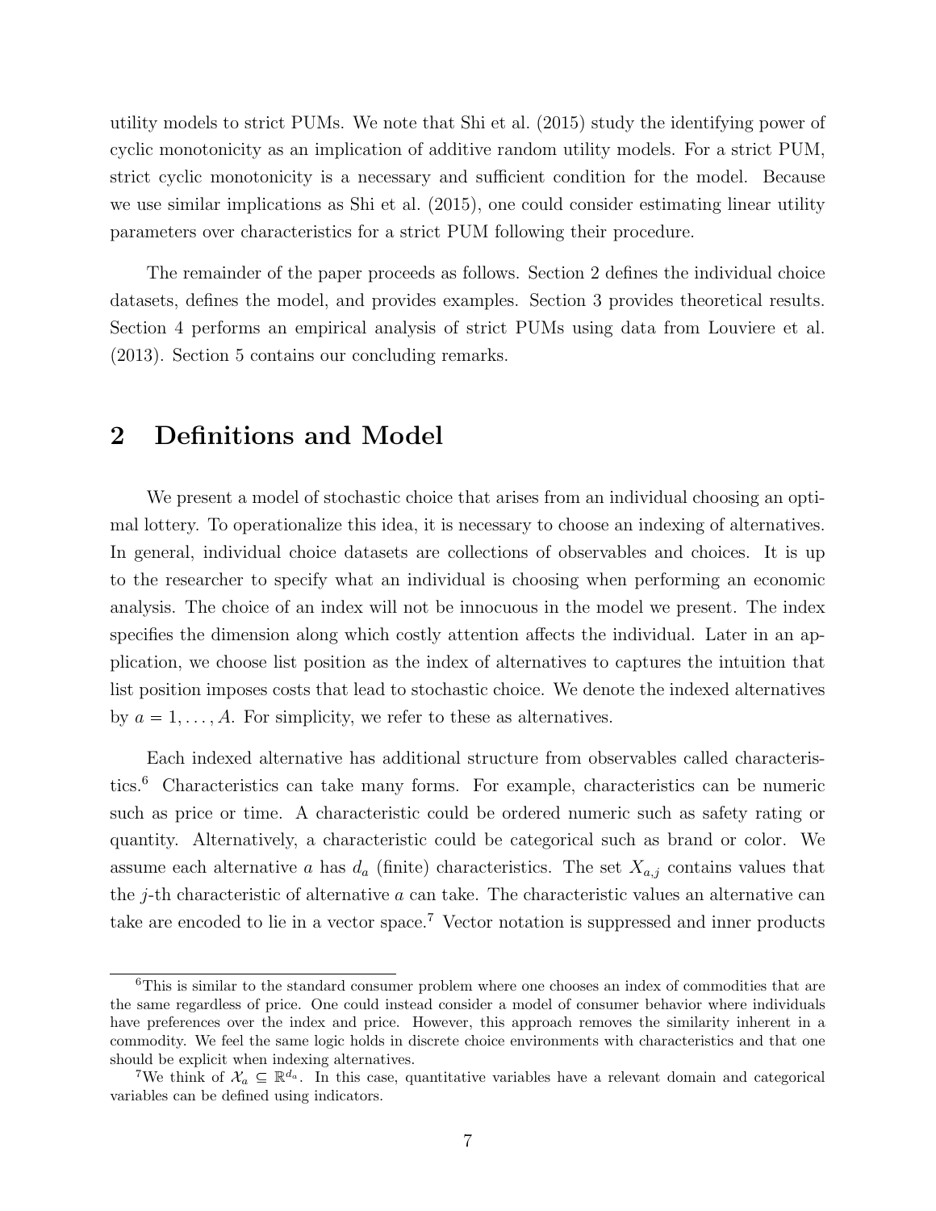utility models to strict PUMs. We note that Shi et al. (2015) study the identifying power of cyclic monotonicity as an implication of additive random utility models. For a strict PUM, strict cyclic monotonicity is a necessary and sufficient condition for the model. Because we use similar implications as Shi et al. (2015), one could consider estimating linear utility parameters over characteristics for a strict PUM following their procedure.

The remainder of the paper proceeds as follows. Section 2 defines the individual choice datasets, defines the model, and provides examples. Section 3 provides theoretical results. Section 4 performs an empirical analysis of strict PUMs using data from Louviere et al. (2013). Section 5 contains our concluding remarks.

## 2 Definitions and Model

We present a model of stochastic choice that arises from an individual choosing an optimal lottery. To operationalize this idea, it is necessary to choose an indexing of alternatives. In general, individual choice datasets are collections of observables and choices. It is up to the researcher to specify what an individual is choosing when performing an economic analysis. The choice of an index will not be innocuous in the model we present. The index specifies the dimension along which costly attention affects the individual. Later in an application, we choose list position as the index of alternatives to captures the intuition that list position imposes costs that lead to stochastic choice. We denote the indexed alternatives by $a = 1, \ldots, A$. For simplicity, we refer to these as alternatives.

Each indexed alternative has additional structure from observables called characteristics.[6] Characteristics can take many forms. For example, characteristics can be numeric such as price or time. A characteristic could be ordered numeric such as safety rating or quantity. Alternatively, a characteristic could be categorical such as brand or color. We assume each alternative $a$ has $d_a$ (finite) characteristics. The set $X_{a,j}$ contains values that the $j$-th characteristic of alternative $a$ can take. The characteristic values an alternative can take are encoded to lie in a vector space.[7] Vector notation is suppressed and inner products

[6] This is similar to the standard consumer problem where one chooses an index of commodities that are the same regardless of price. One could instead consider a model of consumer behavior where individuals have preferences over the index and price. However, this approach removes the similarity inherent in a commodity. We feel the same logic holds in discrete choice environments with characteristics and that one should be explicit when indexing alternatives.

[7] We think of $\mathcal{X}_a \subseteq \mathbb{R}^{d_a}$. In this case, quantitative variables have a relevant domain and categorical variables can be defined using indicators.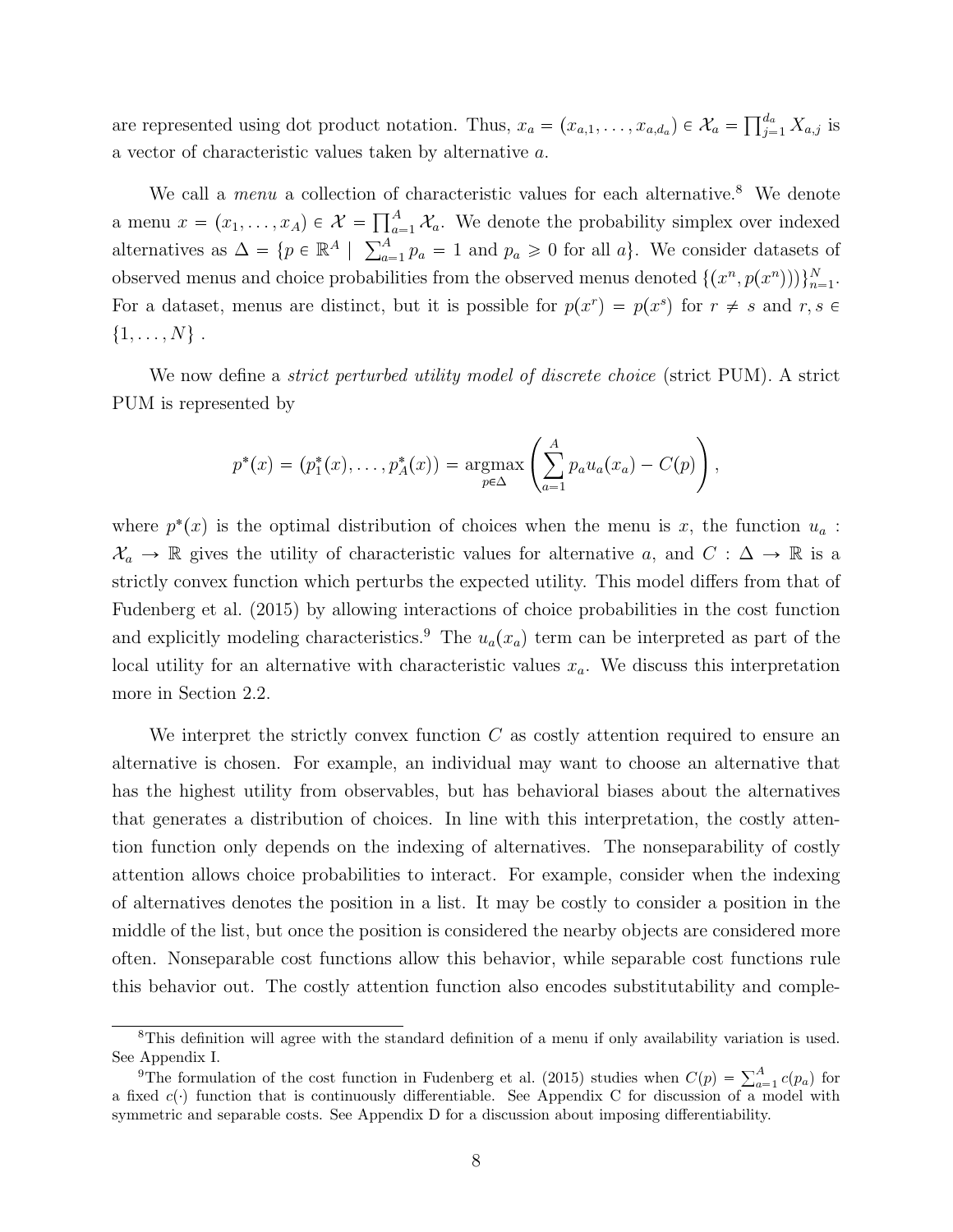are represented using dot product notation. Thus, $x_a = (x_{a,1}, \ldots, x_{a,d_a}) \in \mathcal{X}_a = \prod_{j=1}^{d_a} X_{a,j}$ is a vector of characteristic values taken by alternative $a$.

We call a *menu* a collection of characteristic values for each alternative.[8] We denote a menu $x = (x_1, \ldots, x_A) \in \mathcal{X} = \prod_{a=1}^{A} \mathcal{X}_a$. We denote the probability simplex over indexed alternatives as $\Delta = \{p \in \mathbb{R}^A \mid \sum_{a=1}^{A} p_a = 1 \text{ and } p_a \geqslant 0 \text{ for all } a\}$. We consider datasets of observed menus and choice probabilities from the observed menus denoted $\{(x^n, p(x^n))\}_{n=1}^{N}$. For a dataset, menus are distinct, but it is possible for $p(x^r) = p(x^s)$ for $r \neq s$ and $r, s \in \{1, \ldots, N\}$ .

We now define a *strict perturbed utility model of discrete choice* (strict PUM). A strict PUM is represented by

$$p^*(x) = (p_1^*(x), \ldots, p_A^*(x)) = \underset{p \in \Delta}{\operatorname{argmax}} \left( \sum_{a=1}^{A} p_a u_a(x_a) - C(p) \right),$$

where $p^*(x)$ is the optimal distribution of choices when the menu is $x$, the function $u_a : \mathcal{X}_a \to \mathbb{R}$ gives the utility of characteristic values for alternative $a$, and $C : \Delta \to \mathbb{R}$ is a strictly convex function which perturbs the expected utility. This model differs from that of Fudenberg et al. (2015) by allowing interactions of choice probabilities in the cost function and explicitly modeling characteristics.[9] The $u_a(x_a)$ term can be interpreted as part of the local utility for an alternative with characteristic values $x_a$. We discuss this interpretation more in Section 2.2.

We interpret the strictly convex function $C$ as costly attention required to ensure an alternative is chosen. For example, an individual may want to choose an alternative that has the highest utility from observables, but has behavioral biases about the alternatives that generates a distribution of choices. In line with this interpretation, the costly attention function only depends on the indexing of alternatives. The nonseparability of costly attention allows choice probabilities to interact. For example, consider when the indexing of alternatives denotes the position in a list. It may be costly to consider a position in the middle of the list, but once the position is considered the nearby objects are considered more often. Nonseparable cost functions allow this behavior, while separable cost functions rule this behavior out. The costly attention function also encodes substitutability and comple-

[8] This definition will agree with the standard definition of a menu if only availability variation is used. See Appendix I.

[9] The formulation of the cost function in Fudenberg et al. (2015) studies when $C(p) = \sum_{a=1}^{A} c(p_a)$ for a fixed $c(\cdot)$ function that is continuously differentiable. See Appendix C for discussion of a model with symmetric and separable costs. See Appendix D for a discussion about imposing differentiability.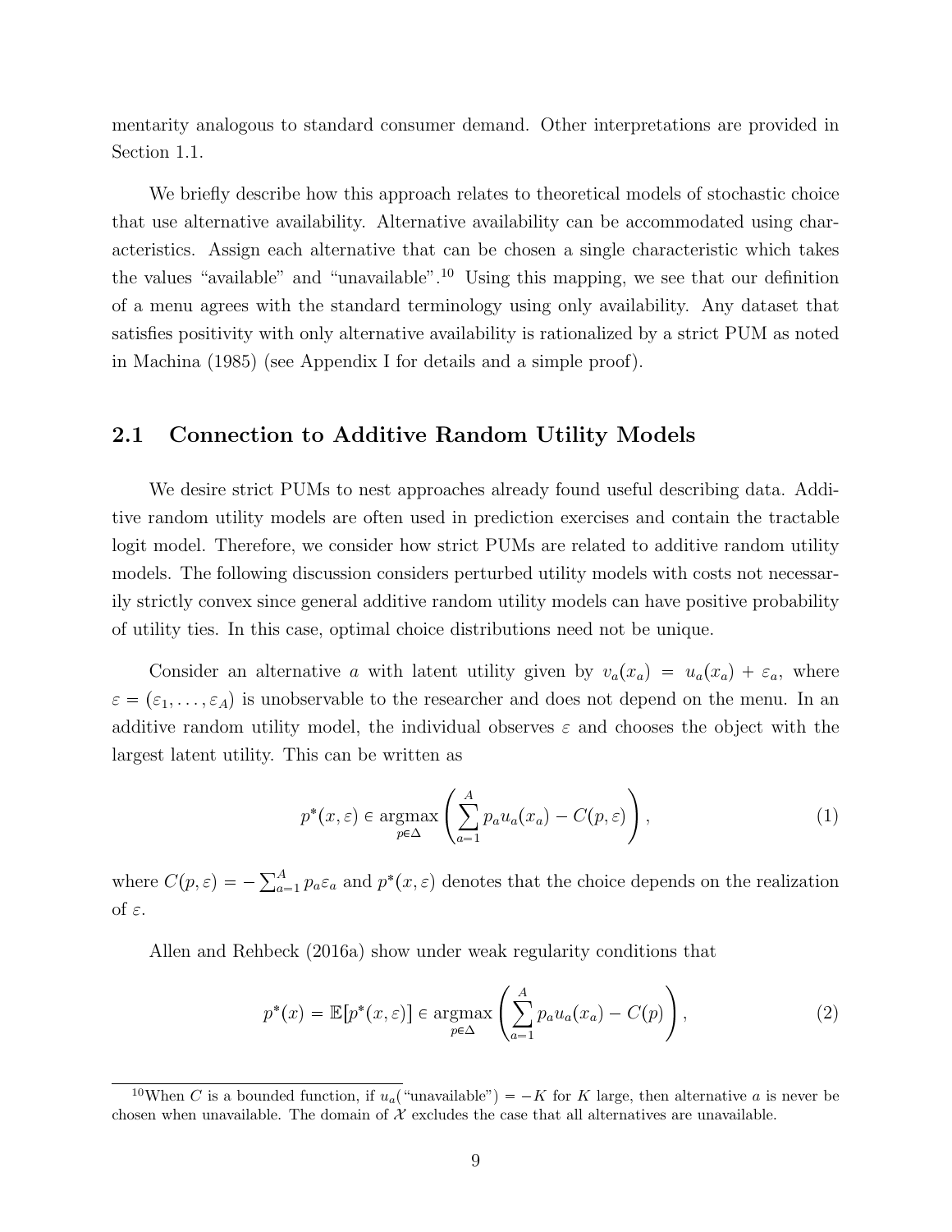mentarity analogous to standard consumer demand. Other interpretations are provided in Section 1.1.

We briefly describe how this approach relates to theoretical models of stochastic choice that use alternative availability. Alternative availability can be accommodated using characteristics. Assign each alternative that can be chosen a single characteristic which takes the values "available" and "unavailable".[10] Using this mapping, we see that our definition of a menu agrees with the standard terminology using only availability. Any dataset that satisfies positivity with only alternative availability is rationalized by a strict PUM as noted in Machina (1985) (see Appendix I for details and a simple proof).

## 2.1 Connection to Additive Random Utility Models

We desire strict PUMs to nest approaches already found useful describing data. Additive random utility models are often used in prediction exercises and contain the tractable logit model. Therefore, we consider how strict PUMs are related to additive random utility models. The following discussion considers perturbed utility models with costs not necessarily strictly convex since general additive random utility models can have positive probability of utility ties. In this case, optimal choice distributions need not be unique.

Consider an alternative $a$ with latent utility given by $v_a(x_a) = u_a(x_a) + \varepsilon_a$, where $\varepsilon = (\varepsilon_1, \ldots, \varepsilon_A)$ is unobservable to the researcher and does not depend on the menu. In an additive random utility model, the individual observes $\varepsilon$ and chooses the object with the largest latent utility. This can be written as

$$p^*(x, \varepsilon) \in \operatorname*{argmax}_{p \in \Delta} \left( \sum_{a=1}^{A} p_a u_a(x_a) - C(p, \varepsilon) \right), \tag{1}$$

where $C(p, \varepsilon) = -\sum_{a=1}^{A} p_a \varepsilon_a$ and $p^*(x, \varepsilon)$ denotes that the choice depends on the realization of $\varepsilon$.

Allen and Rehbeck (2016a) show under weak regularity conditions that

$$p^*(x) = \mathbb{E}[p^*(x, \varepsilon)] \in \operatorname*{argmax}_{p \in \Delta} \left( \sum_{a=1}^{A} p_a u_a(x_a) - C(p) \right), \tag{2}$$

[10] When $C$ is a bounded function, if $u_a(\text{"unavailable"}) = -K$ for $K$ large, then alternative $a$ is never be chosen when unavailable. The domain of $\mathcal{X}$ excludes the case that all alternatives are unavailable.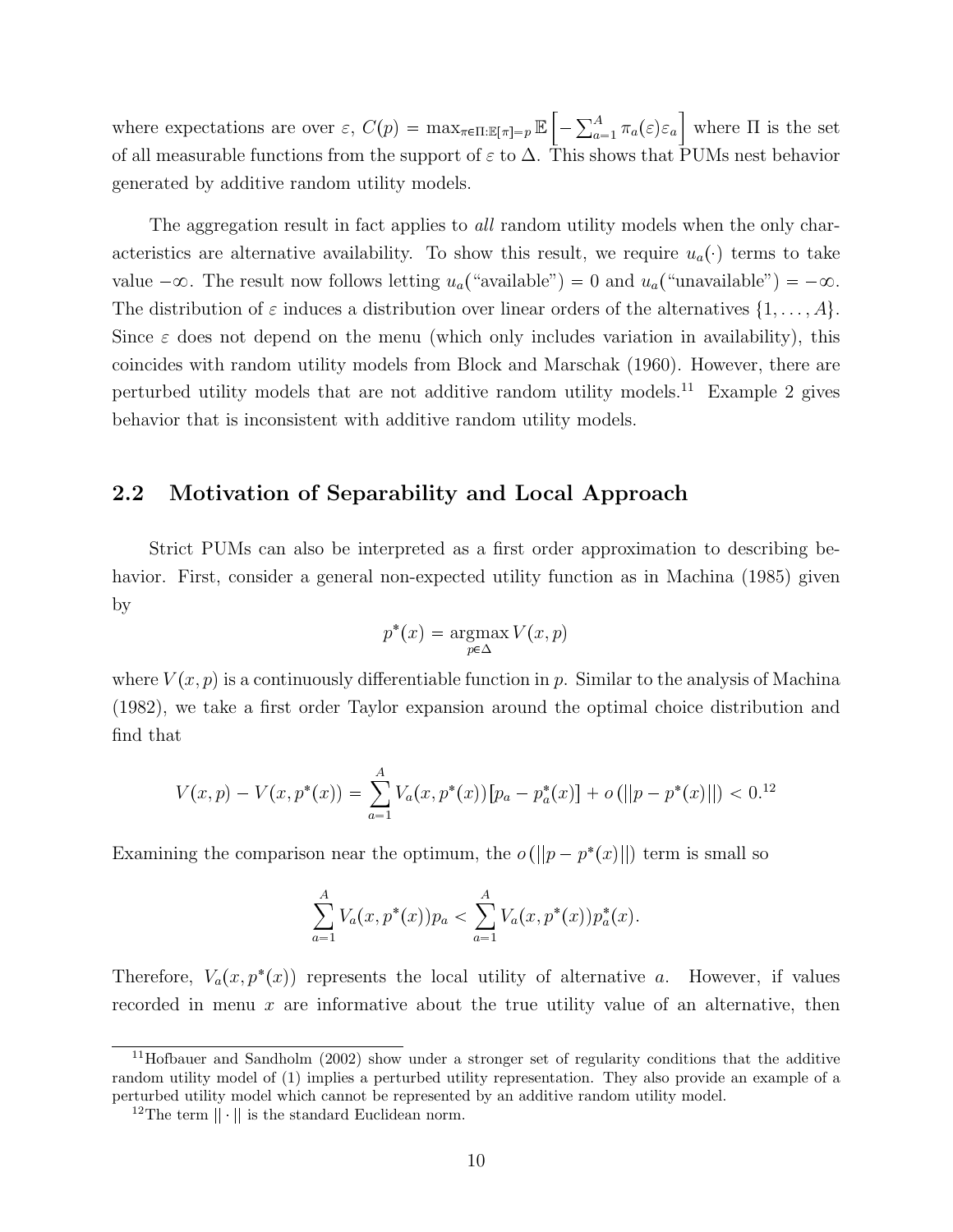where expectations are over $\varepsilon$, $C(p) = \max_{\pi \in \Pi : \mathbb{E}[\pi]=p} \mathbb{E}\left[ -\sum_{a=1}^{A} \pi_a(\varepsilon)\varepsilon_a \right]$ where $\Pi$ is the set of all measurable functions from the support of $\varepsilon$ to $\Delta$. This shows that PUMs nest behavior generated by additive random utility models.

The aggregation result in fact applies to *all* random utility models when the only characteristics are alternative availability. To show this result, we require $u_a(\cdot)$ terms to take value $-\infty$. The result now follows letting $u_a(\text{"available"}) = 0$ and $u_a(\text{"unavailable"}) = -\infty$. The distribution of $\varepsilon$ induces a distribution over linear orders of the alternatives $\{1, \ldots, A\}$. Since $\varepsilon$ does not depend on the menu (which only includes variation in availability), this coincides with random utility models from Block and Marschak (1960). However, there are perturbed utility models that are not additive random utility models.[11] Example 2 gives behavior that is inconsistent with additive random utility models.

## 2.2 Motivation of Separability and Local Approach

Strict PUMs can also be interpreted as a first order approximation to describing behavior. First, consider a general non-expected utility function as in Machina (1985) given by

$$p^*(x) = \operatorname*{argmax}_{p \in \Delta} V(x, p)$$

where $V(x,p)$ is a continuously differentiable function in $p$. Similar to the analysis of Machina (1982), we take a first order Taylor expansion around the optimal choice distribution and find that

$$V(x,p) - V(x, p^*(x)) = \sum_{a=1}^{A} V_a(x, p^*(x))\left[p_a - p_a^*(x)\right] + o\left(||p - p^*(x)||\right) < 0.$$ [12]

Examining the comparison near the optimum, the $o\left(||p - p^*(x)||\right)$ term is small so

$$\sum_{a=1}^{A} V_a(x, p^*(x)) p_a < \sum_{a=1}^{A} V_a(x, p^*(x)) p_a^*(x).$$

Therefore, $V_a(x, p^*(x))$ represents the local utility of alternative $a$. However, if values recorded in menu $x$ are informative about the true utility value of an alternative, then

[11] Hofbauer and Sandholm (2002) show under a stronger set of regularity conditions that the additive random utility model of (1) implies a perturbed utility representation. They also provide an example of a perturbed utility model which cannot be represented by an additive random utility model.

[12] The term $||\cdot||$ is the standard Euclidean norm.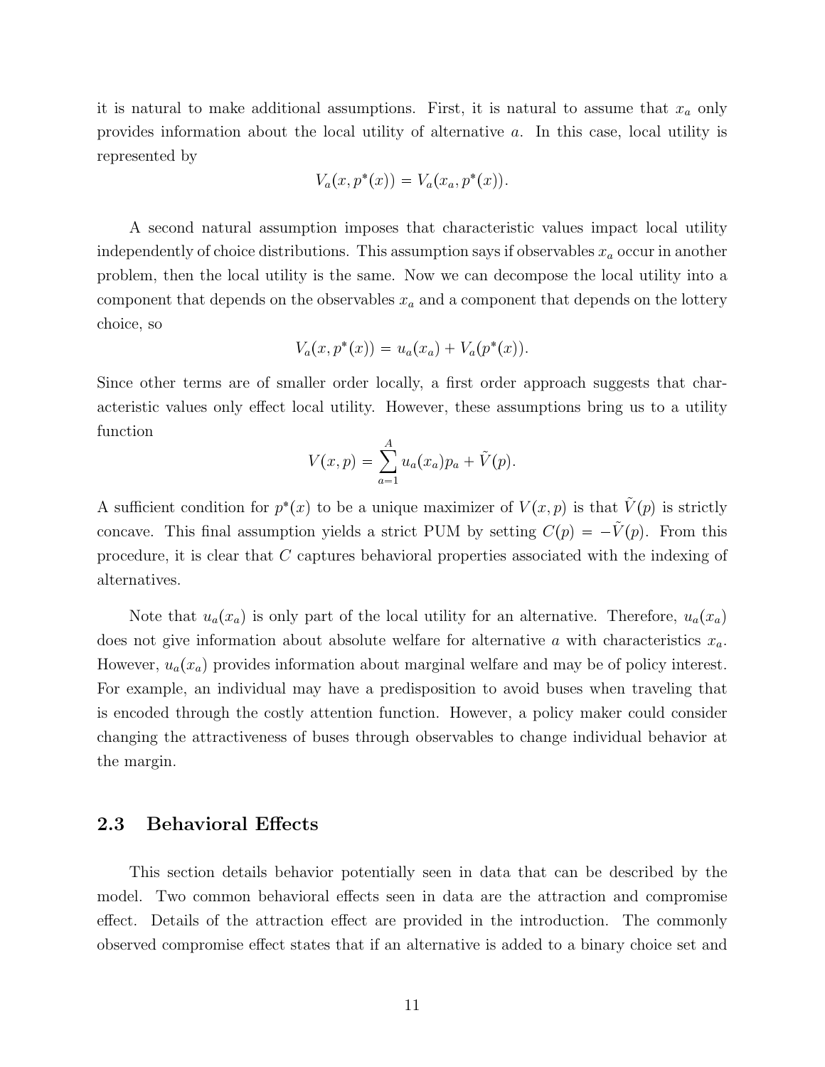it is natural to make additional assumptions. First, it is natural to assume that $x_a$ only provides information about the local utility of alternative $a$. In this case, local utility is represented by

$$V_a(x, p^*(x)) = V_a(x_a, p^*(x)).$$

A second natural assumption imposes that characteristic values impact local utility independently of choice distributions. This assumption says if observables $x_a$ occur in another problem, then the local utility is the same. Now we can decompose the local utility into a component that depends on the observables $x_a$ and a component that depends on the lottery choice, so

$$V_a(x, p^*(x)) = u_a(x_a) + V_a(p^*(x)).$$

Since other terms are of smaller order locally, a first order approach suggests that characteristic values only effect local utility. However, these assumptions bring us to a utility function

$$V(x, p) = \sum_{a=1}^{A} u_a(x_a) p_a + \tilde{V}(p).$$

A sufficient condition for $p^*(x)$ to be a unique maximizer of $V(x, p)$ is that $\tilde{V}(p)$ is strictly concave. This final assumption yields a strict PUM by setting $C(p) = -\tilde{V}(p)$. From this procedure, it is clear that $C$ captures behavioral properties associated with the indexing of alternatives.

Note that $u_a(x_a)$ is only part of the local utility for an alternative. Therefore, $u_a(x_a)$ does not give information about absolute welfare for alternative $a$ with characteristics $x_a$. However, $u_a(x_a)$ provides information about marginal welfare and may be of policy interest. For example, an individual may have a predisposition to avoid buses when traveling that is encoded through the costly attention function. However, a policy maker could consider changing the attractiveness of buses through observables to change individual behavior at the margin.

### 2.3 Behavioral Effects

This section details behavior potentially seen in data that can be described by the model. Two common behavioral effects seen in data are the attraction and compromise effect. Details of the attraction effect are provided in the introduction. The commonly observed compromise effect states that if an alternative is added to a binary choice set and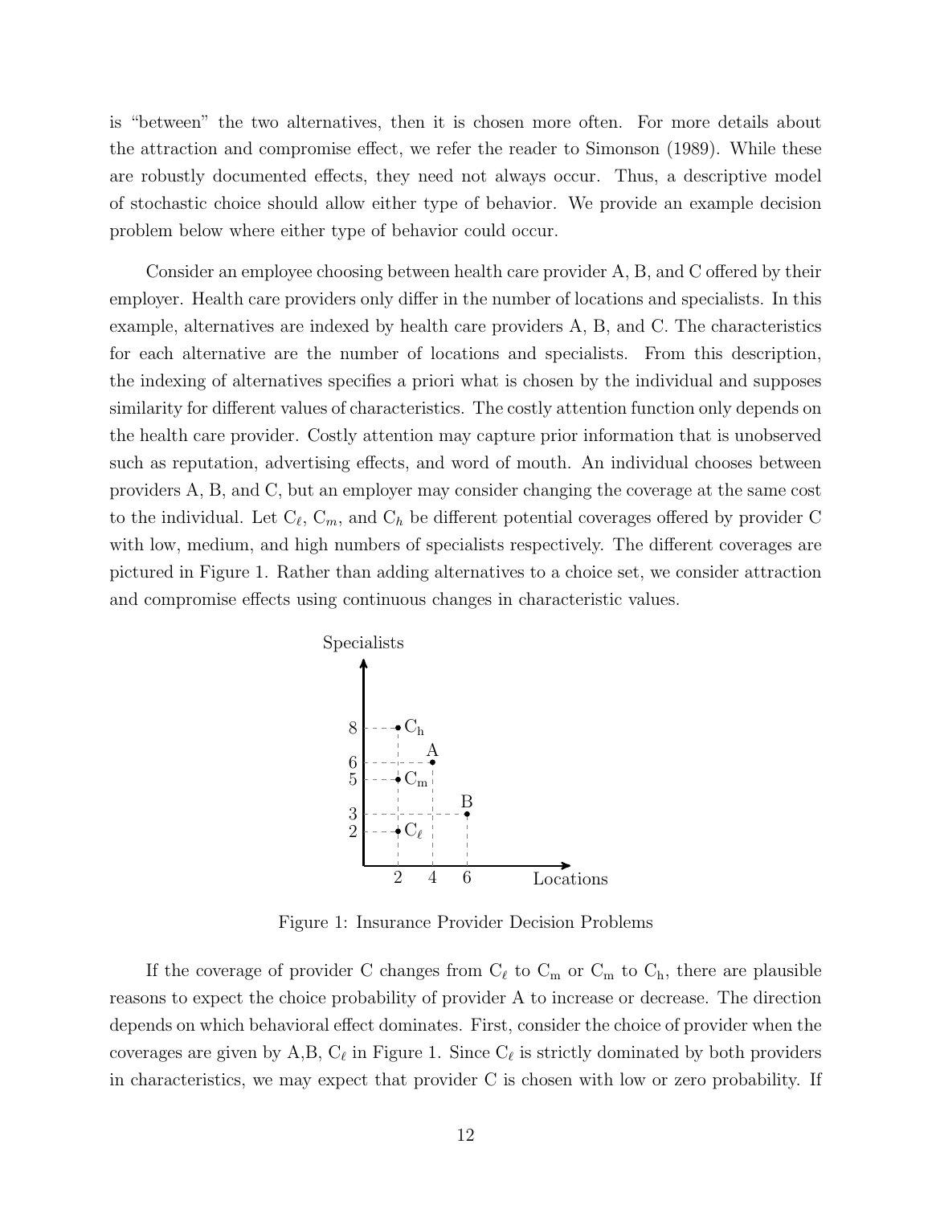is "between" the two alternatives, then it is chosen more often. For more details about the attraction and compromise effect, we refer the reader to Simonson (1989). While these are robustly documented effects, they need not always occur. Thus, a descriptive model of stochastic choice should allow either type of behavior. We provide an example decision problem below where either type of behavior could occur.

Consider an employee choosing between health care provider A, B, and C offered by their employer. Health care providers only differ in the number of locations and specialists. In this example, alternatives are indexed by health care providers A, B, and C. The characteristics for each alternative are the number of locations and specialists. From this description, the indexing of alternatives specifies a priori what is chosen by the individual and supposes similarity for different values of characteristics. The costly attention function only depends on the health care provider. Costly attention may capture prior information that is unobserved such as reputation, advertising effects, and word of mouth. An individual chooses between providers A, B, and C, but an employer may consider changing the coverage at the same cost to the individual. Let $C_\ell$, $C_m$, and $C_h$ be different potential coverages offered by provider C with low, medium, and high numbers of specialists respectively. The different coverages are pictured in Figure 1. Rather than adding alternatives to a choice set, we consider attraction and compromise effects using continuous changes in characteristic values.

Specialists

8
6
5
3
2

$C_h$
A
$C_m$
B
$C_\ell$

2 4 6

Locations

Figure 1: Insurance Provider Decision Problems

If the coverage of provider C changes from $C_\ell$ to $C_m$ or $C_m$ to $C_h$, there are plausible reasons to expect the choice probability of provider A to increase or decrease. The direction depends on which behavioral effect dominates. First, consider the choice of provider when the coverages are given by A,B, $C_\ell$ in Figure 1. Since $C_\ell$ is strictly dominated by both providers in characteristics, we may expect that provider C is chosen with low or zero probability. If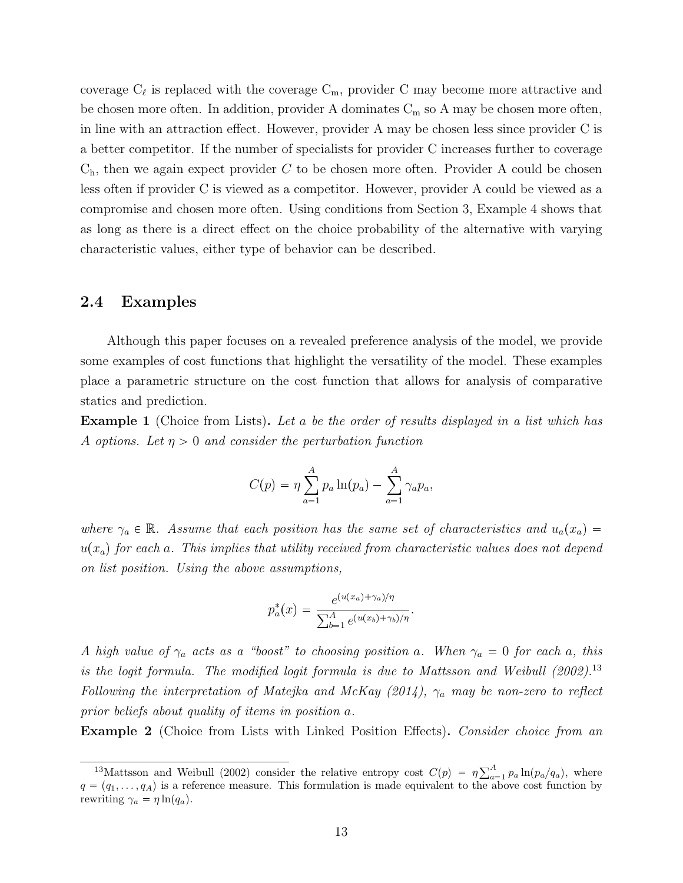coverage $C_\ell$ is replaced with the coverage $C_m$, provider C may become more attractive and be chosen more often. In addition, provider A dominates $C_m$ so A may be chosen more often, in line with an attraction effect. However, provider A may be chosen less since provider C is a better competitor. If the number of specialists for provider C increases further to coverage $C_h$, then we again expect provider $C$ to be chosen more often. Provider A could be chosen less often if provider C is viewed as a competitor. However, provider A could be viewed as a compromise and chosen more often. Using conditions from Section 3, Example 4 shows that as long as there is a direct effect on the choice probability of the alternative with varying characteristic values, either type of behavior can be described.

## 2.4 Examples

Although this paper focuses on a revealed preference analysis of the model, we provide some examples of cost functions that highlight the versatility of the model. These examples place a parametric structure on the cost function that allows for analysis of comparative statics and prediction.

**Example 1** (Choice from Lists)**.** *Let $a$ be the order of results displayed in a list which has $A$ options. Let $\eta > 0$ and consider the perturbation function*

$$C(p) = \eta \sum_{a=1}^{A} p_a \ln(p_a) - \sum_{a=1}^{A} \gamma_a p_a,$$

*where $\gamma_a \in \mathbb{R}$. Assume that each position has the same set of characteristics and $u_a(x_a) = u(x_a)$ for each $a$. This implies that utility received from characteristic values does not depend on list position. Using the above assumptions,*

$$p_a^*(x) = \frac{e^{(u(x_a)+\gamma_a)/\eta}}{\sum_{b=1}^{A} e^{(u(x_b)+\gamma_b)/\eta}}.$$

*A high value of $\gamma_a$ acts as a "boost" to choosing position $a$. When $\gamma_a = 0$ for each $a$, this is the logit formula. The modified logit formula is due to Mattsson and Weibull (2002).*[13] *Following the interpretation of Matejka and McKay (2014), $\gamma_a$ may be non-zero to reflect prior beliefs about quality of items in position $a$.*

**Example 2** (Choice from Lists with Linked Position Effects)**.** *Consider choice from an*

[13]Mattsson and Weibull (2002) consider the relative entropy cost $C(p) = \eta \sum_{a=1}^{A} p_a \ln(p_a/q_a)$, where $q = (q_1, \ldots, q_A)$ is a reference measure. This formulation is made equivalent to the above cost function by rewriting $\gamma_a = \eta \ln(q_a)$.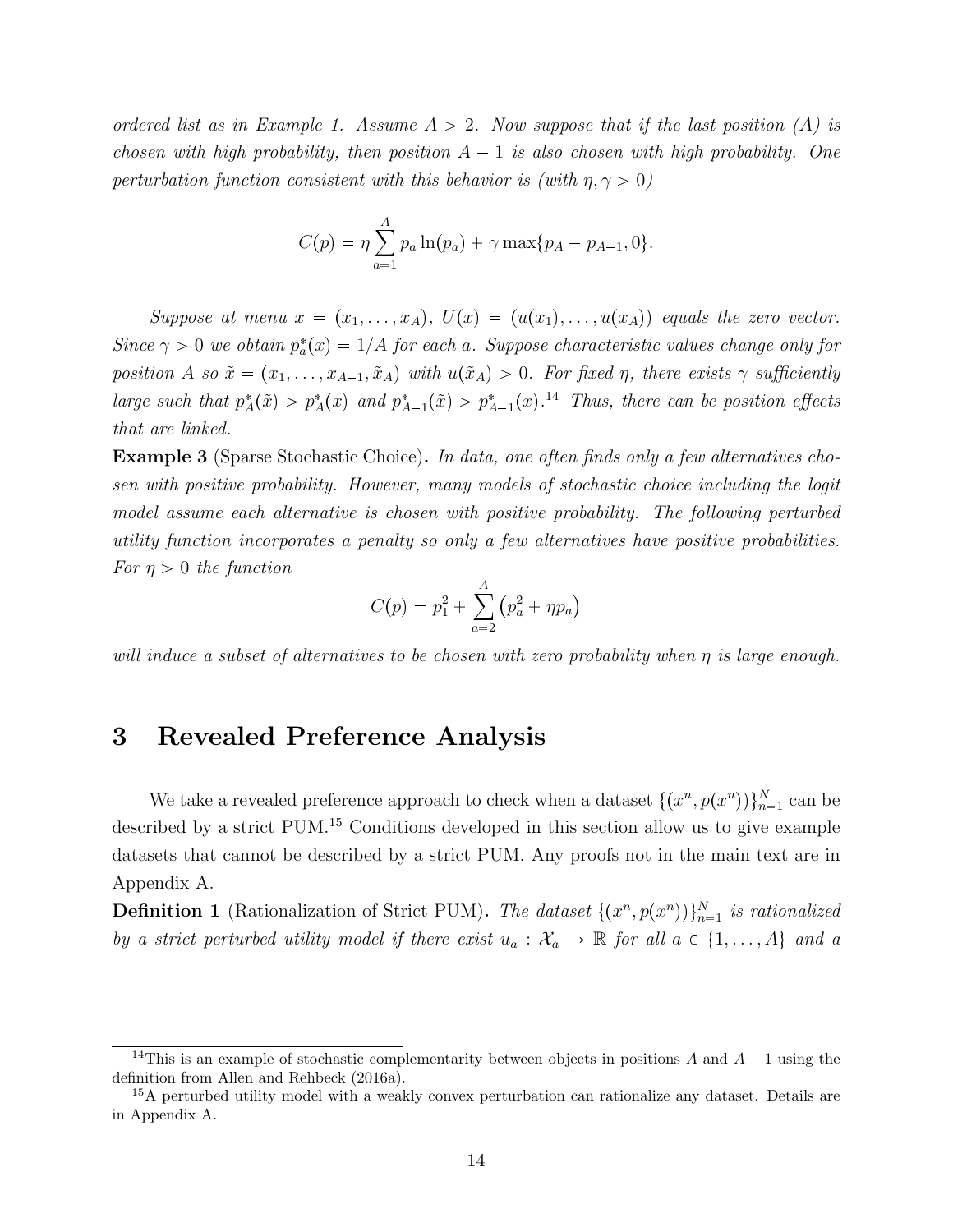*ordered list as in Example 1. Assume $A > 2$. Now suppose that if the last position ($A$) is chosen with high probability, then position $A-1$ is also chosen with high probability. One perturbation function consistent with this behavior is (with $\eta, \gamma > 0$)*

$$C(p) = \eta \sum_{a=1}^{A} p_a \ln(p_a) + \gamma \max\{p_A - p_{A-1}, 0\}.$$

*Suppose at menu $x = (x_1, \ldots, x_A)$, $U(x) = (u(x_1), \ldots, u(x_A))$ equals the zero vector. Since $\gamma > 0$ we obtain $p_a^*(x) = 1/A$ for each $a$. Suppose characteristic values change only for position $A$ so $\tilde{x} = (x_1, \ldots, x_{A-1}, \tilde{x}_A)$ with $u(\tilde{x}_A) > 0$. For fixed $\eta$, there exists $\gamma$ sufficiently large such that $p_A^*(\tilde{x}) > p_A^*(x)$ and $p_{A-1}^*(\tilde{x}) > p_{A-1}^*(x)$.*[14] *Thus, there can be position effects that are linked.*

**Example 3** (Sparse Stochastic Choice)**.** *In data, one often finds only a few alternatives chosen with positive probability. However, many models of stochastic choice including the logit model assume each alternative is chosen with positive probability. The following perturbed utility function incorporates a penalty so only a few alternatives have positive probabilities. For $\eta > 0$ the function*

$$C(p) = p_1^2 + \sum_{a=2}^{A} \left(p_a^2 + \eta p_a\right)$$

*will induce a subset of alternatives to be chosen with zero probability when $\eta$ is large enough.*

# 3 Revealed Preference Analysis

We take a revealed preference approach to check when a dataset $\{(x^n, p(x^n))\}_{n=1}^N$ can be described by a strict PUM.[15] Conditions developed in this section allow us to give example datasets that cannot be described by a strict PUM. Any proofs not in the main text are in Appendix A.

**Definition 1** (Rationalization of Strict PUM)**.** *The dataset $\{(x^n, p(x^n))\}_{n=1}^N$ is rationalized by a strict perturbed utility model if there exist $u_a : \mathcal{X}_a \to \mathbb{R}$ for all $a \in \{1, \ldots, A\}$ and a*

---

[14] This is an example of stochastic complementarity between objects in positions $A$ and $A-1$ using the definition from Allen and Rehbeck (2016a).

[15] A perturbed utility model with a weakly convex perturbation can rationalize any dataset. Details are in Appendix A.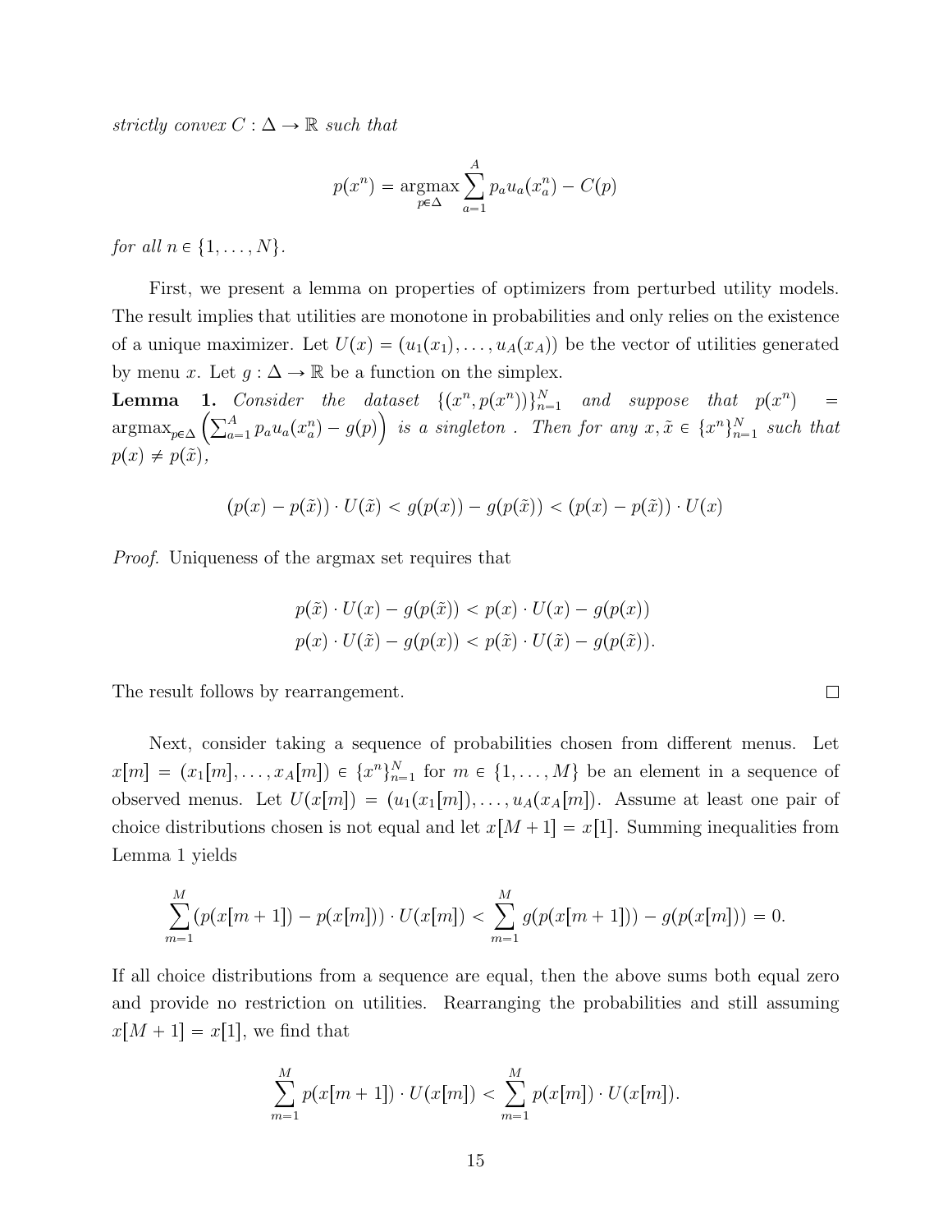*strictly convex $C : \Delta \to \mathbb{R}$ such that*

$$p(x^n) = \underset{p \in \Delta}{\operatorname{argmax}} \sum_{a=1}^{A} p_a u_a(x_a^n) - C(p)$$

*for all $n \in \{1, \ldots, N\}$.*

First, we present a lemma on properties of optimizers from perturbed utility models. The result implies that utilities are monotone in probabilities and only relies on the existence of a unique maximizer. Let $U(x) = (u_1(x_1), \ldots, u_A(x_A))$ be the vector of utilities generated by menu $x$. Let $g : \Delta \to \mathbb{R}$ be a function on the simplex.

**Lemma 1.** *Consider the dataset $\{(x^n, p(x^n))\}_{n=1}^N$ and suppose that $p(x^n) = \operatorname{argmax}_{p \in \Delta} \left( \sum_{a=1}^{A} p_a u_a(x_a^n) - g(p) \right)$ is a singleton . Then for any $x, \tilde{x} \in \{x^n\}_{n=1}^N$ such that $p(x) \neq p(\tilde{x})$,*

$$(p(x) - p(\tilde{x})) \cdot U(\tilde{x}) < g(p(x)) - g(p(\tilde{x})) < (p(x) - p(\tilde{x})) \cdot U(x)$$

*Proof.* Uniqueness of the argmax set requires that

$$p(\tilde{x}) \cdot U(x) - g(p(\tilde{x})) < p(x) \cdot U(x) - g(p(x))$$
$$p(x) \cdot U(\tilde{x}) - g(p(x)) < p(\tilde{x}) \cdot U(\tilde{x}) - g(p(\tilde{x})).$$

The result follows by rearrangement. ∎

Next, consider taking a sequence of probabilities chosen from different menus. Let $x[m] = (x_1[m], \ldots, x_A[m]) \in \{x^n\}_{n=1}^N$ for $m \in \{1, \ldots, M\}$ be an element in a sequence of observed menus. Let $U(x[m]) = (u_1(x_1[m]), \ldots, u_A(x_A[m]))$. Assume at least one pair of choice distributions chosen is not equal and let $x[M+1] = x[1]$. Summing inequalities from Lemma 1 yields

$$\sum_{m=1}^{M} (p(x[m+1]) - p(x[m])) \cdot U(x[m]) < \sum_{m=1}^{M} g(p(x[m+1])) - g(p(x[m])) = 0.$$

If all choice distributions from a sequence are equal, then the above sums both equal zero and provide no restriction on utilities. Rearranging the probabilities and still assuming $x[M+1] = x[1]$, we find that

$$\sum_{m=1}^{M} p(x[m+1]) \cdot U(x[m]) < \sum_{m=1}^{M} p(x[m]) \cdot U(x[m]).$$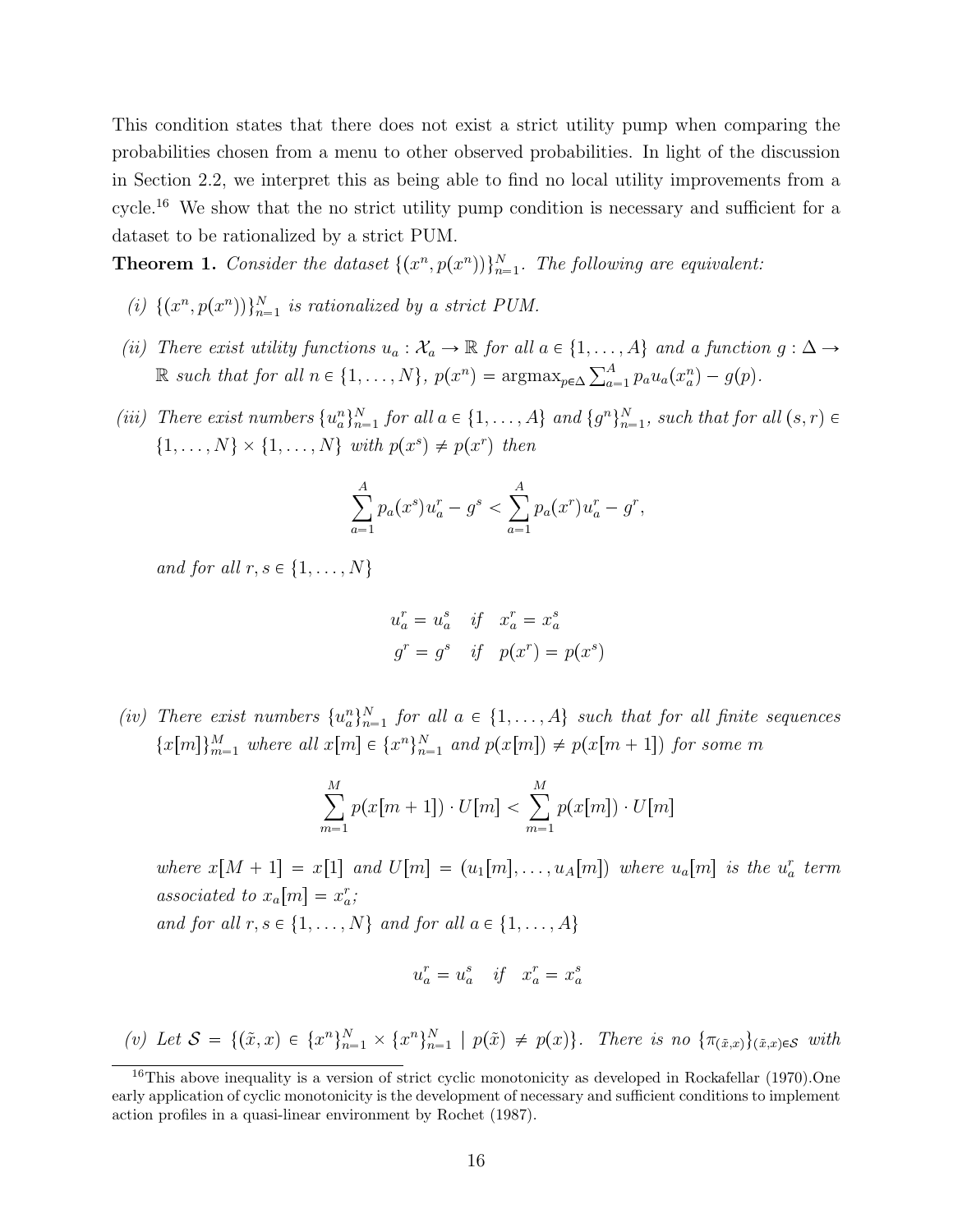This condition states that there does not exist a strict utility pump when comparing the probabilities chosen from a menu to other observed probabilities. In light of the discussion in Section 2.2, we interpret this as being able to find no local utility improvements from a cycle.[16] We show that the no strict utility pump condition is necessary and sufficient for a dataset to be rationalized by a strict PUM.

**Theorem 1.** *Consider the dataset $\{(x^n, p(x^n))\}_{n=1}^N$. The following are equivalent:*

*(i) $\{(x^n, p(x^n))\}_{n=1}^N$ is rationalized by a strict PUM.*

*(ii) There exist utility functions $u_a : \mathcal{X}_a \to \mathbb{R}$ for all $a \in \{1, \ldots, A\}$ and a function $g : \Delta \to \mathbb{R}$ such that for all $n \in \{1, \ldots, N\}$, $p(x^n) = \operatorname{argmax}_{p \in \Delta} \sum_{a=1}^A p_a u_a(x_a^n) - g(p)$.*

*(iii) There exist numbers $\{u_a^n\}_{n=1}^N$ for all $a \in \{1, \ldots, A\}$ and $\{g^n\}_{n=1}^N$, such that for all $(s, r) \in \{1, \ldots, N\} \times \{1, \ldots, N\}$ with $p(x^s) \neq p(x^r)$ then*

$$\sum_{a=1}^A p_a(x^s) u_a^r - g^s < \sum_{a=1}^A p_a(x^r) u_a^r - g^r,$$

*and for all $r, s \in \{1, \ldots, N\}$*

$$u_a^r = u_a^s \quad \text{if} \quad x_a^r = x_a^s$$
$$g^r = g^s \quad \text{if} \quad p(x^r) = p(x^s)$$

*(iv) There exist numbers $\{u_a^n\}_{n=1}^N$ for all $a \in \{1, \ldots, A\}$ such that for all finite sequences $\{x[m]\}_{m=1}^M$ where all $x[m] \in \{x^n\}_{n=1}^N$ and $p(x[m]) \neq p(x[m+1])$ for some $m$*

$$\sum_{m=1}^M p(x[m+1]) \cdot U[m] < \sum_{m=1}^M p(x[m]) \cdot U[m]$$

*where $x[M+1] = x[1]$ and $U[m] = (u_1[m], \ldots, u_A[m])$ where $u_a[m]$ is the $u_a^r$ term associated to $x_a[m] = x_a^r$;*
*and for all $r, s \in \{1, \ldots, N\}$ and for all $a \in \{1, \ldots, A\}$*

$$u_a^r = u_a^s \quad \text{if} \quad x_a^r = x_a^s$$

*(v) Let $\mathcal{S} = \{(\tilde{x}, x) \in \{x^n\}_{n=1}^N \times \{x^n\}_{n=1}^N \mid p(\tilde{x}) \neq p(x)\}$. There is no $\{\pi_{(\tilde{x},x)}\}_{(\tilde{x},x) \in \mathcal{S}}$ with*

[16] This above inequality is a version of strict cyclic monotonicity as developed in Rockafellar (1970). One early application of cyclic monotonicity is the development of necessary and sufficient conditions to implement action profiles in a quasi-linear environment by Rochet (1987).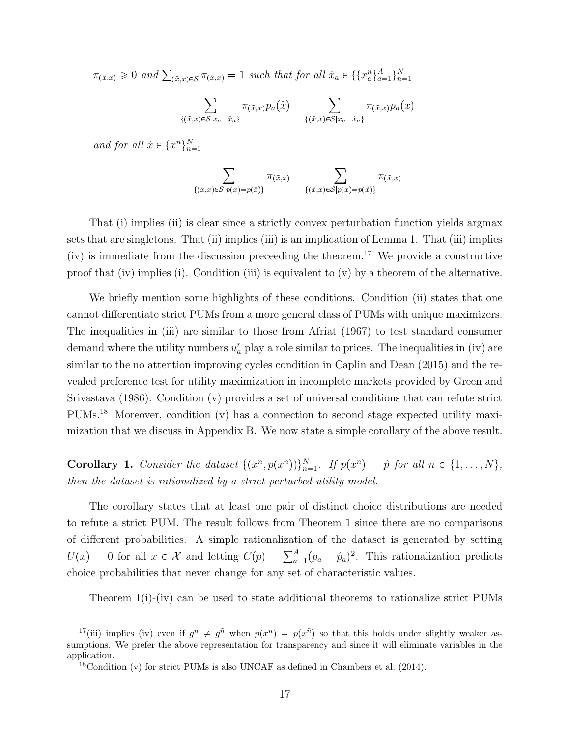*$\pi_{(\tilde{x},x)} \geqslant 0$ and $\sum_{(\tilde{x},x)\in\mathcal{S}} \pi_{(\tilde{x},x)} = 1$ such that for all $\hat{x}_a \in \{\{x_a^n\}_{a=1}^A\}_{n=1}^N$*

$$\sum_{\{(\tilde{x},x)\in\mathcal{S}|x_a=\hat{x}_a\}} \pi_{(\tilde{x},x)} p_a(\tilde{x}) = \sum_{\{(\tilde{x},x)\in\mathcal{S}|x_a=\hat{x}_a\}} \pi_{(\tilde{x},x)} p_a(x)$$

*and for all $\hat{x} \in \{x^n\}_{n=1}^N$*

$$\sum_{\{(\tilde{x},x)\in\mathcal{S}|p(\tilde{x})=p(\hat{x})\}} \pi_{(\tilde{x},x)} = \sum_{\{(\tilde{x},x)\in\mathcal{S}|p(x)=p(\hat{x})\}} \pi_{(\tilde{x},x)}$$

That (i) implies (ii) is clear since a strictly convex perturbation function yields argmax sets that are singletons. That (ii) implies (iii) is an implication of Lemma 1. That (iii) implies (iv) is immediate from the discussion preceeding the theorem.[17] We provide a constructive proof that (iv) implies (i). Condition (iii) is equivalent to (v) by a theorem of the alternative.

We briefly mention some highlights of these conditions. Condition (ii) states that one cannot differentiate strict PUMs from a more general class of PUMs with unique maximizers. The inequalities in (iii) are similar to those from Afriat (1967) to test standard consumer demand where the utility numbers $u_a^r$ play a role similar to prices. The inequalities in (iv) are similar to the no attention improving cycles condition in Caplin and Dean (2015) and the revealed preference test for utility maximization in incomplete markets provided by Green and Srivastava (1986). Condition (v) provides a set of universal conditions that can refute strict PUMs.[18] Moreover, condition (v) has a connection to second stage expected utility maximization that we discuss in Appendix B. We now state a simple corollary of the above result.

**Corollary 1.** *Consider the dataset $\{(x^n, p(x^n))\}_{n=1}^N$. If $p(x^n) = \hat{p}$ for all $n \in \{1, \ldots, N\}$, then the dataset is rationalized by a strict perturbed utility model.*

The corollary states that at least one pair of distinct choice distributions are needed to refute a strict PUM. The result follows from Theorem 1 since there are no comparisons of different probabilities. A simple rationalization of the dataset is generated by setting $U(x) = 0$ for all $x \in \mathcal{X}$ and letting $C(p) = \sum_{a=1}^A (p_a - \hat{p}_a)^2$. This rationalization predicts choice probabilities that never change for any set of characteristic values.

Theorem 1(i)-(iv) can be used to state additional theorems to rationalize strict PUMs

---

[17] (iii) implies (iv) even if $g^n \neq g^{\tilde{n}}$ when $p(x^n) = p(x^{\tilde{n}})$ so that this holds under slightly weaker assumptions. We prefer the above representation for transparency and since it will eliminate variables in the application.

[18] Condition (v) for strict PUMs is also UNCAF as defined in Chambers et al. (2014).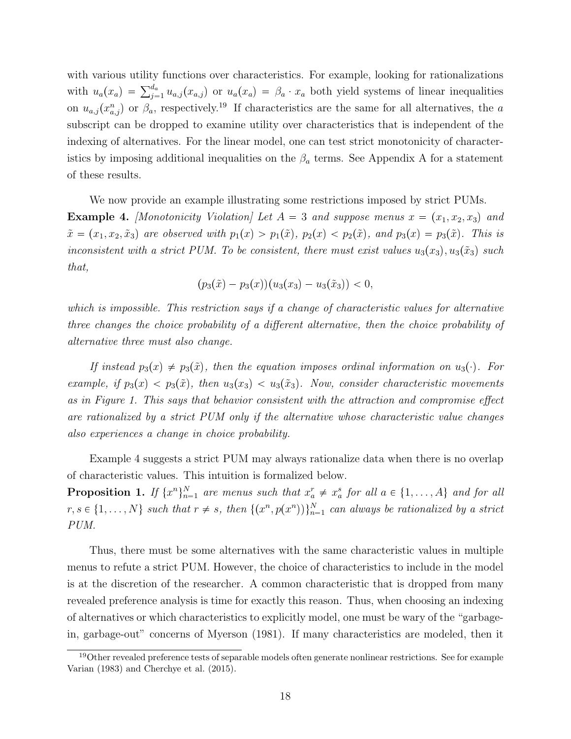with various utility functions over characteristics. For example, looking for rationalizations with $u_a(x_a) = \sum_{j=1}^{d_a} u_{a,j}(x_{a,j})$ or $u_a(x_a) = \beta_a \cdot x_a$ both yield systems of linear inequalities on $u_{a,j}(x^n_{a,j})$ or $\beta_a$, respectively.[19] If characteristics are the same for all alternatives, the $a$ subscript can be dropped to examine utility over characteristics that is independent of the indexing of alternatives. For the linear model, one can test strict monotonicity of characteristics by imposing additional inequalities on the $\beta_a$ terms. See Appendix A for a statement of these results.

We now provide an example illustrating some restrictions imposed by strict PUMs.

**Example 4.** *[Monotonicity Violation] Let $A = 3$ and suppose menus $x = (x_1, x_2, x_3)$ and $\tilde{x} = (x_1, x_2, \tilde{x}_3)$ are observed with $p_1(x) > p_1(\tilde{x})$, $p_2(x) < p_2(\tilde{x})$, and $p_3(x) = p_3(\tilde{x})$. This is inconsistent with a strict PUM. To be consistent, there must exist values $u_3(x_3), u_3(\tilde{x}_3)$ such that,*

$$(p_3(\tilde{x}) - p_3(x))(u_3(x_3) - u_3(\tilde{x}_3)) < 0,$$

*which is impossible. This restriction says if a change of characteristic values for alternative three changes the choice probability of a different alternative, then the choice probability of alternative three must also change.*

*If instead $p_3(x) \neq p_3(\tilde{x})$, then the equation imposes ordinal information on $u_3(\cdot)$. For example, if $p_3(x) < p_3(\tilde{x})$, then $u_3(x_3) < u_3(\tilde{x}_3)$. Now, consider characteristic movements as in Figure 1. This says that behavior consistent with the attraction and compromise effect are rationalized by a strict PUM only if the alternative whose characteristic value changes also experiences a change in choice probability.*

Example 4 suggests a strict PUM may always rationalize data when there is no overlap of characteristic values. This intuition is formalized below.

**Proposition 1.** *If $\{x^n\}_{n=1}^N$ are menus such that $x_a^r \neq x_a^s$ for all $a \in \{1, \ldots, A\}$ and for all $r, s \in \{1, \ldots, N\}$ such that $r \neq s$, then $\{(x^n, p(x^n))\}_{n=1}^N$ can always be rationalized by a strict PUM.*

Thus, there must be some alternatives with the same characteristic values in multiple menus to refute a strict PUM. However, the choice of characteristics to include in the model is at the discretion of the researcher. A common characteristic that is dropped from many revealed preference analysis is time for exactly this reason. Thus, when choosing an indexing of alternatives or which characteristics to explicitly model, one must be wary of the "garbage-in, garbage-out" concerns of Myerson (1981). If many characteristics are modeled, then it

[19] Other revealed preference tests of separable models often generate nonlinear restrictions. See for example Varian (1983) and Cherchye et al. (2015).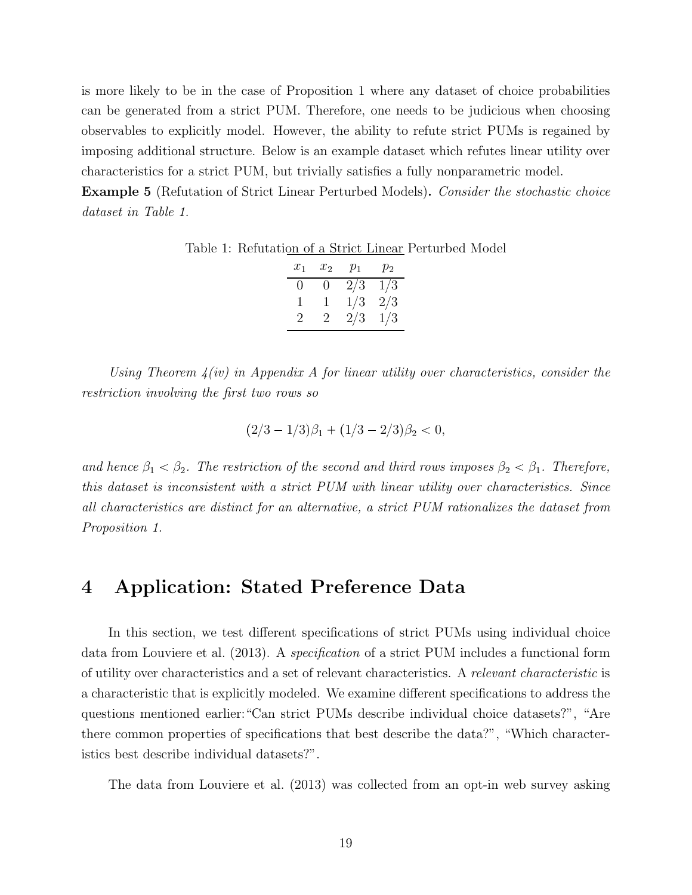is more likely to be in the case of Proposition 1 where any dataset of choice probabilities can be generated from a strict PUM. Therefore, one needs to be judicious when choosing observables to explicitly model. However, the ability to refute strict PUMs is regained by imposing additional structure. Below is an example dataset which refutes linear utility over characteristics for a strict PUM, but trivially satisfies a fully nonparametric model.

**Example 5** (Refutation of Strict Linear Perturbed Models)**.** *Consider the stochastic choice dataset in Table 1.*

Table 1: Refutation of a Strict Linear Perturbed Model

| $x_1$ | $x_2$ | $p_1$ | $p_2$ |
|---|---|---|---|
| 0 | 0 | 2/3 | 1/3 |
| 1 | 1 | 1/3 | 2/3 |
| 2 | 2 | 2/3 | 1/3 |

*Using Theorem 4(iv) in Appendix A for linear utility over characteristics, consider the restriction involving the first two rows so*

$$(2/3 - 1/3)\beta_1 + (1/3 - 2/3)\beta_2 < 0,$$

*and hence $\beta_1 < \beta_2$. The restriction of the second and third rows imposes $\beta_2 < \beta_1$. Therefore, this dataset is inconsistent with a strict PUM with linear utility over characteristics. Since all characteristics are distinct for an alternative, a strict PUM rationalizes the dataset from Proposition 1.*

# 4 Application: Stated Preference Data

In this section, we test different specifications of strict PUMs using individual choice data from Louviere et al. (2013). A *specification* of a strict PUM includes a functional form of utility over characteristics and a set of relevant characteristics. A *relevant characteristic* is a characteristic that is explicitly modeled. We examine different specifications to address the questions mentioned earlier: "Can strict PUMs describe individual choice datasets?", "Are there common properties of specifications that best describe the data?", "Which characteristics best describe individual datasets?".

The data from Louviere et al. (2013) was collected from an opt-in web survey asking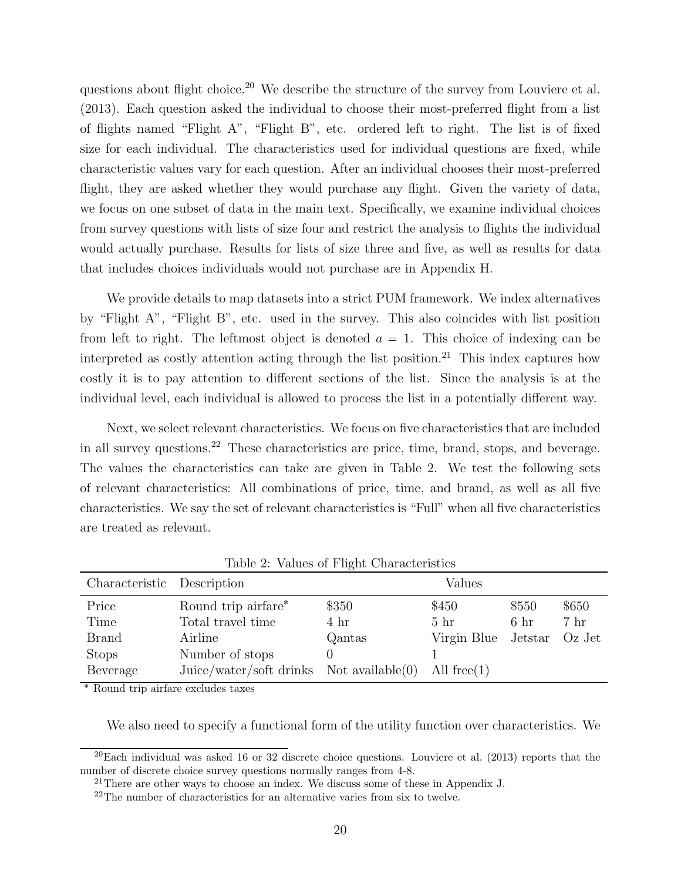questions about flight choice.[20] We describe the structure of the survey from Louviere et al. (2013). Each question asked the individual to choose their most-preferred flight from a list of flights named "Flight A", "Flight B", etc. ordered left to right. The list is of fixed size for each individual. The characteristics used for individual questions are fixed, while characteristic values vary for each question. After an individual chooses their most-preferred flight, they are asked whether they would purchase any flight. Given the variety of data, we focus on one subset of data in the main text. Specifically, we examine individual choices from survey questions with lists of size four and restrict the analysis to flights the individual would actually purchase. Results for lists of size three and five, as well as results for data that includes choices individuals would not purchase are in Appendix H.

We provide details to map datasets into a strict PUM framework. We index alternatives by "Flight A", "Flight B", etc. used in the survey. This also coincides with list position from left to right. The leftmost object is denoted $a = 1$. This choice of indexing can be interpreted as costly attention acting through the list position.[21] This index captures how costly it is to pay attention to different sections of the list. Since the analysis is at the individual level, each individual is allowed to process the list in a potentially different way.

Next, we select relevant characteristics. We focus on five characteristics that are included in all survey questions.[22] These characteristics are price, time, brand, stops, and beverage. The values the characteristics can take are given in Table 2. We test the following sets of relevant characteristics: All combinations of price, time, and brand, as well as all five characteristics. We say the set of relevant characteristics is "Full" when all five characteristics are treated as relevant.

Table 2: Values of Flight Characteristics

| Characteristic | Description | Values | | | |
|---|---|---|---|---|---|
| Price | Round trip airfare* | \$350 | \$450 | \$550 | \$650 |
| Time | Total travel time | 4 hr | 5 hr | 6 hr | 7 hr |
| Brand | Airline | Qantas | Virgin Blue | Jetstar | Oz Jet |
| Stops | Number of stops | 0 | 1 | | |
| Beverage | Juice/water/soft drinks | Not available(0) | All free(1) | | |

* Round trip airfare excludes taxes

We also need to specify a functional form of the utility function over characteristics. We

[20] Each individual was asked 16 or 32 discrete choice questions. Louviere et al. (2013) reports that the number of discrete choice survey questions normally ranges from 4-8.

[21] There are other ways to choose an index. We discuss some of these in Appendix J.

[22] The number of characteristics for an alternative varies from six to twelve.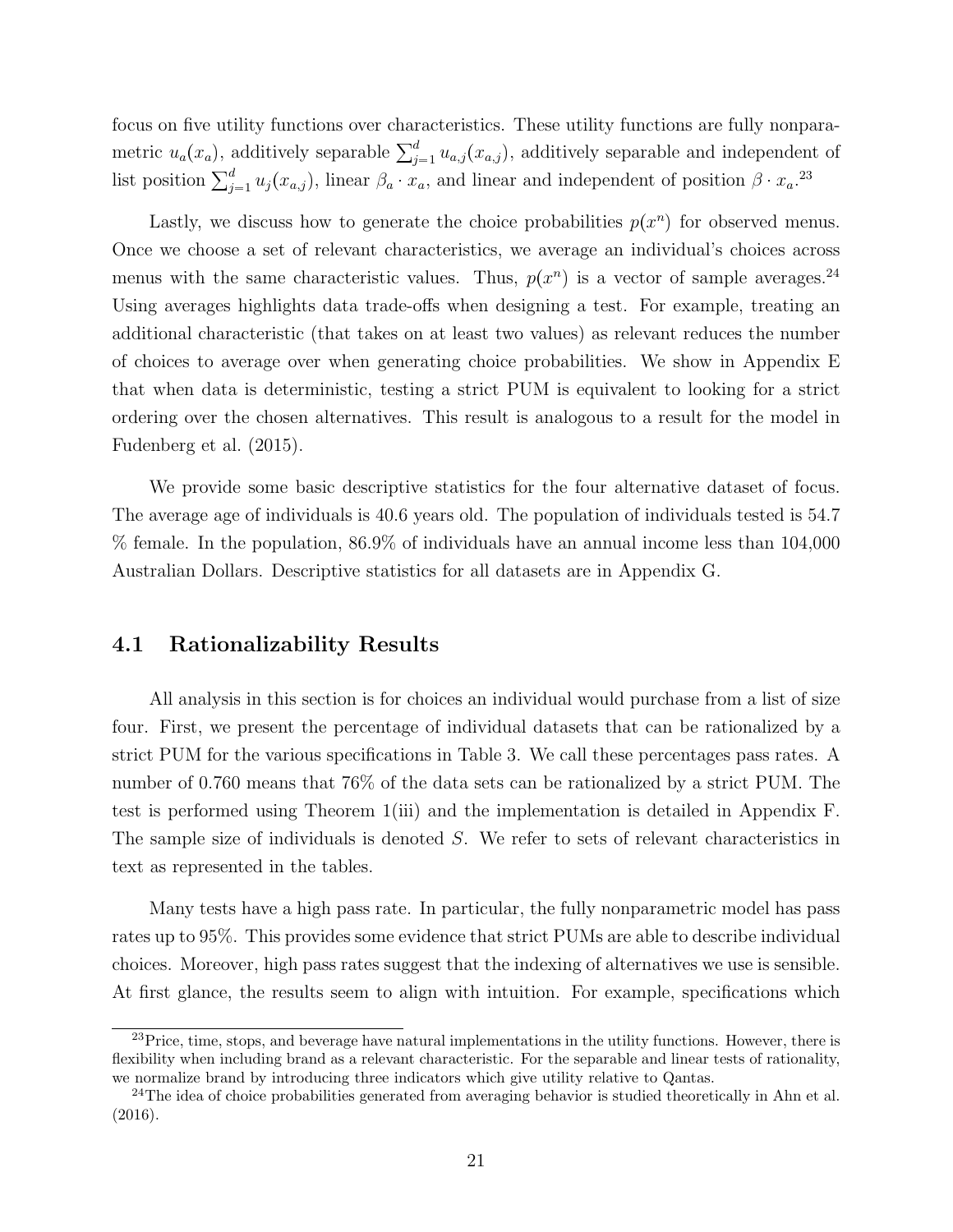focus on five utility functions over characteristics. These utility functions are fully nonparametric $u_a(x_a)$, additively separable $\sum_{j=1}^{d} u_{a,j}(x_{a,j})$, additively separable and independent of list position $\sum_{j=1}^{d} u_j(x_{a,j})$, linear $\beta_a \cdot x_a$, and linear and independent of position $\beta \cdot x_a$.[23]

Lastly, we discuss how to generate the choice probabilities $p(x^n)$ for observed menus. Once we choose a set of relevant characteristics, we average an individual's choices across menus with the same characteristic values. Thus, $p(x^n)$ is a vector of sample averages.[24] Using averages highlights data trade-offs when designing a test. For example, treating an additional characteristic (that takes on at least two values) as relevant reduces the number of choices to average over when generating choice probabilities. We show in Appendix E that when data is deterministic, testing a strict PUM is equivalent to looking for a strict ordering over the chosen alternatives. This result is analogous to a result for the model in Fudenberg et al. (2015).

We provide some basic descriptive statistics for the four alternative dataset of focus. The average age of individuals is 40.6 years old. The population of individuals tested is 54.7 % female. In the population, 86.9% of individuals have an annual income less than 104,000 Australian Dollars. Descriptive statistics for all datasets are in Appendix G.

## 4.1 Rationalizability Results

All analysis in this section is for choices an individual would purchase from a list of size four. First, we present the percentage of individual datasets that can be rationalized by a strict PUM for the various specifications in Table 3. We call these percentages pass rates. A number of 0.760 means that 76% of the data sets can be rationalized by a strict PUM. The test is performed using Theorem 1(iii) and the implementation is detailed in Appendix F. The sample size of individuals is denoted $S$. We refer to sets of relevant characteristics in text as represented in the tables.

Many tests have a high pass rate. In particular, the fully nonparametric model has pass rates up to 95%. This provides some evidence that strict PUMs are able to describe individual choices. Moreover, high pass rates suggest that the indexing of alternatives we use is sensible. At first glance, the results seem to align with intuition. For example, specifications which

[23] Price, time, stops, and beverage have natural implementations in the utility functions. However, there is flexibility when including brand as a relevant characteristic. For the separable and linear tests of rationality, we normalize brand by introducing three indicators which give utility relative to Qantas.

[24] The idea of choice probabilities generated from averaging behavior is studied theoretically in Ahn et al. (2016).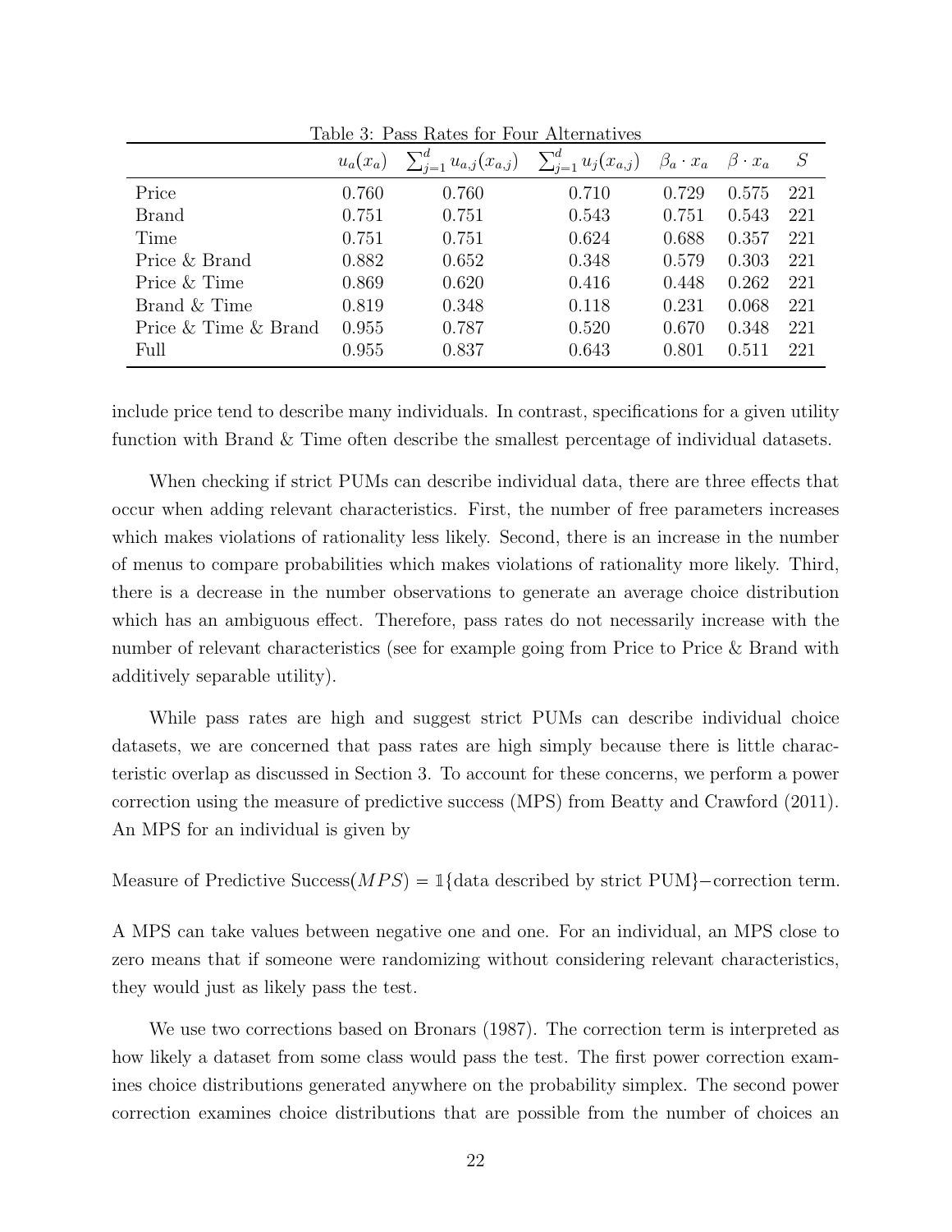Table 3: Pass Rates for Four Alternatives

| | $u_a(x_a)$ | $\sum_{j=1}^{d} u_{a,j}(x_{a,j})$ | $\sum_{j=1}^{d} u_j(x_{a,j})$ | $\beta_a \cdot x_a$ | $\beta \cdot x_a$ | $S$ |
|---|---|---|---|---|---|---|
| Price | 0.760 | 0.760 | 0.710 | 0.729 | 0.575 | 221 |
| Brand | 0.751 | 0.751 | 0.543 | 0.751 | 0.543 | 221 |
| Time | 0.751 | 0.751 | 0.624 | 0.688 | 0.357 | 221 |
| Price & Brand | 0.882 | 0.652 | 0.348 | 0.579 | 0.303 | 221 |
| Price & Time | 0.869 | 0.620 | 0.416 | 0.448 | 0.262 | 221 |
| Brand & Time | 0.819 | 0.348 | 0.118 | 0.231 | 0.068 | 221 |
| Price & Time & Brand | 0.955 | 0.787 | 0.520 | 0.670 | 0.348 | 221 |
| Full | 0.955 | 0.837 | 0.643 | 0.801 | 0.511 | 221 |

include price tend to describe many individuals. In contrast, specifications for a given utility function with Brand & Time often describe the smallest percentage of individual datasets.

When checking if strict PUMs can describe individual data, there are three effects that occur when adding relevant characteristics. First, the number of free parameters increases which makes violations of rationality less likely. Second, there is an increase in the number of menus to compare probabilities which makes violations of rationality more likely. Third, there is a decrease in the number observations to generate an average choice distribution which has an ambiguous effect. Therefore, pass rates do not necessarily increase with the number of relevant characteristics (see for example going from Price to Price & Brand with additively separable utility).

While pass rates are high and suggest strict PUMs can describe individual choice datasets, we are concerned that pass rates are high simply because there is little characteristic overlap as discussed in Section 3. To account for these concerns, we perform a power correction using the measure of predictive success (MPS) from Beatty and Crawford (2011). An MPS for an individual is given by

$$\text{Measure of Predictive Success}(MPS) = \mathbb{1}\{\text{data described by strict PUM}\} - \text{correction term}.$$

A MPS can take values between negative one and one. For an individual, an MPS close to zero means that if someone were randomizing without considering relevant characteristics, they would just as likely pass the test.

We use two corrections based on Bronars (1987). The correction term is interpreted as how likely a dataset from some class would pass the test. The first power correction examines choice distributions generated anywhere on the probability simplex. The second power correction examines choice distributions that are possible from the number of choices an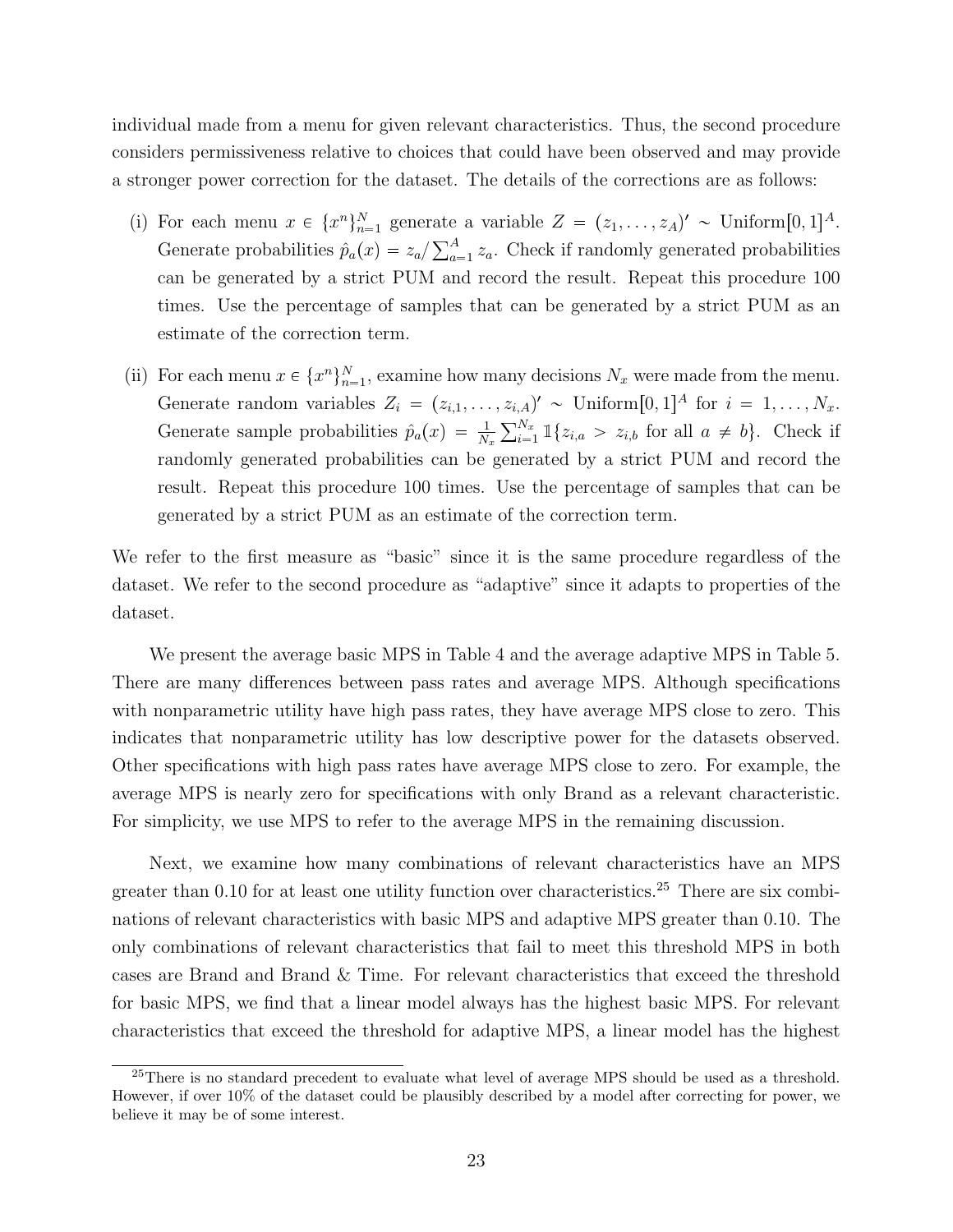individual made from a menu for given relevant characteristics. Thus, the second procedure considers permissiveness relative to choices that could have been observed and may provide a stronger power correction for the dataset. The details of the corrections are as follows:

(i) For each menu $x \in \{x^n\}_{n=1}^N$ generate a variable $Z = (z_1, \ldots, z_A)' \sim \text{Uniform}[0,1]^A$. Generate probabilities $\hat{p}_a(x) = z_a / \sum_{a=1}^A z_a$. Check if randomly generated probabilities can be generated by a strict PUM and record the result. Repeat this procedure 100 times. Use the percentage of samples that can be generated by a strict PUM as an estimate of the correction term.

(ii) For each menu $x \in \{x^n\}_{n=1}^N$, examine how many decisions $N_x$ were made from the menu. Generate random variables $Z_i = (z_{i,1}, \ldots, z_{i,A})' \sim \text{Uniform}[0,1]^A$ for $i = 1, \ldots, N_x$. Generate sample probabilities $\hat{p}_a(x) = \frac{1}{N_x} \sum_{i=1}^{N_x} \mathbb{1}\{z_{i,a} > z_{i,b} \text{ for all } a \neq b\}$. Check if randomly generated probabilities can be generated by a strict PUM and record the result. Repeat this procedure 100 times. Use the percentage of samples that can be generated by a strict PUM as an estimate of the correction term.

We refer to the first measure as "basic" since it is the same procedure regardless of the dataset. We refer to the second procedure as "adaptive" since it adapts to properties of the dataset.

We present the average basic MPS in Table 4 and the average adaptive MPS in Table 5. There are many differences between pass rates and average MPS. Although specifications with nonparametric utility have high pass rates, they have average MPS close to zero. This indicates that nonparametric utility has low descriptive power for the datasets observed. Other specifications with high pass rates have average MPS close to zero. For example, the average MPS is nearly zero for specifications with only Brand as a relevant characteristic. For simplicity, we use MPS to refer to the average MPS in the remaining discussion.

Next, we examine how many combinations of relevant characteristics have an MPS greater than 0.10 for at least one utility function over characteristics.[25] There are six combinations of relevant characteristics with basic MPS and adaptive MPS greater than 0.10. The only combinations of relevant characteristics that fail to meet this threshold MPS in both cases are Brand and Brand & Time. For relevant characteristics that exceed the threshold for basic MPS, we find that a linear model always has the highest basic MPS. For relevant characteristics that exceed the threshold for adaptive MPS, a linear model has the highest

[25]There is no standard precedent to evaluate what level of average MPS should be used as a threshold. However, if over 10% of the dataset could be plausibly described by a model after correcting for power, we believe it may be of some interest.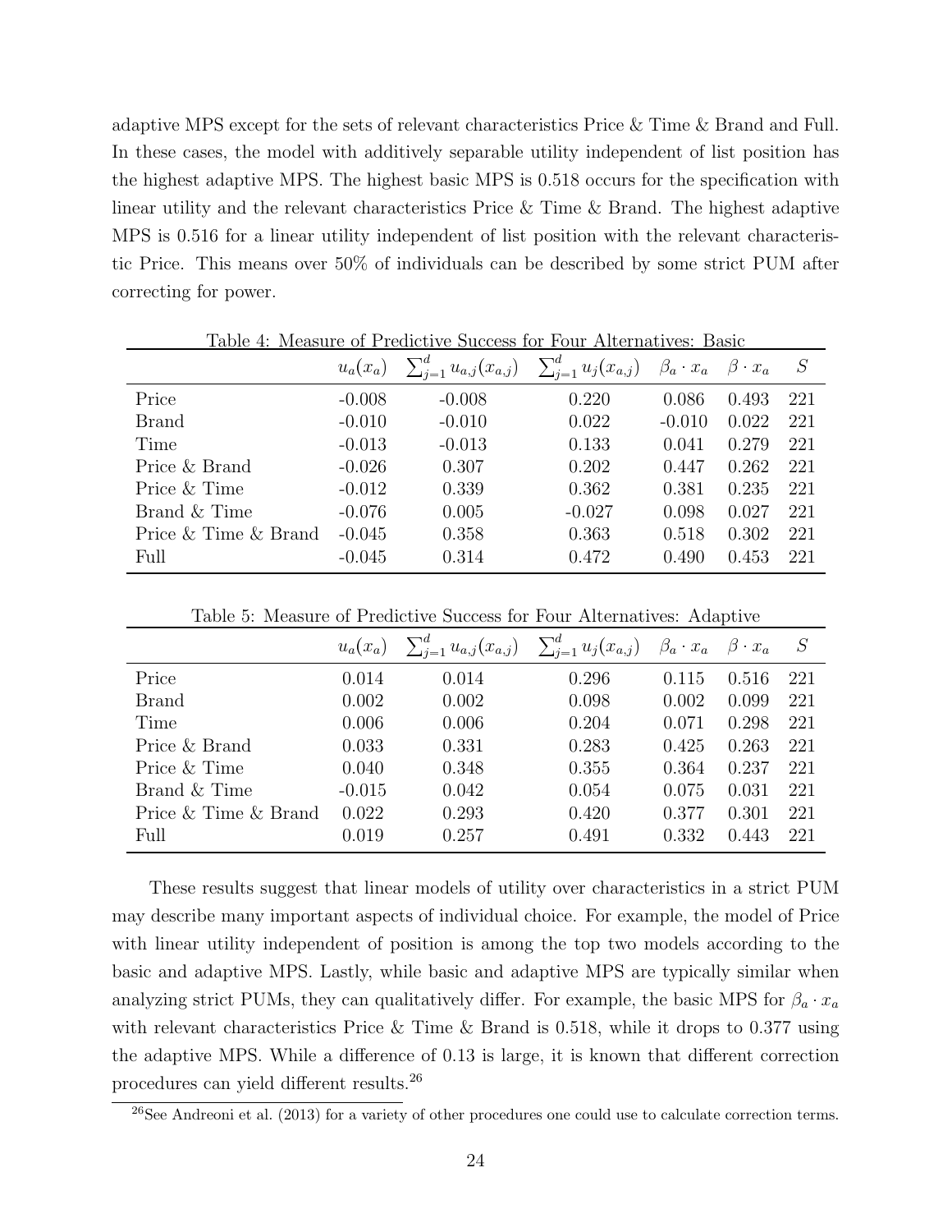adaptive MPS except for the sets of relevant characteristics Price & Time & Brand and Full. In these cases, the model with additively separable utility independent of list position has the highest adaptive MPS. The highest basic MPS is 0.518 occurs for the specification with linear utility and the relevant characteristics Price & Time & Brand. The highest adaptive MPS is 0.516 for a linear utility independent of list position with the relevant characteristic Price. This means over 50% of individuals can be described by some strict PUM after correcting for power.

Table 4: Measure of Predictive Success for Four Alternatives: Basic

| | $u_a(x_a)$ | $\sum_{j=1}^{d} u_{a,j}(x_{a,j})$ | $\sum_{j=1}^{d} u_j(x_{a,j})$ | $\beta_a \cdot x_a$ | $\beta \cdot x_a$ | $S$ |
|---|---|---|---|---|---|---|
| Price | -0.008 | -0.008 | 0.220 | 0.086 | 0.493 | 221 |
| Brand | -0.010 | -0.010 | 0.022 | -0.010 | 0.022 | 221 |
| Time | -0.013 | -0.013 | 0.133 | 0.041 | 0.279 | 221 |
| Price & Brand | -0.026 | 0.307 | 0.202 | 0.447 | 0.262 | 221 |
| Price & Time | -0.012 | 0.339 | 0.362 | 0.381 | 0.235 | 221 |
| Brand & Time | -0.076 | 0.005 | -0.027 | 0.098 | 0.027 | 221 |
| Price & Time & Brand | -0.045 | 0.358 | 0.363 | 0.518 | 0.302 | 221 |
| Full | -0.045 | 0.314 | 0.472 | 0.490 | 0.453 | 221 |

Table 5: Measure of Predictive Success for Four Alternatives: Adaptive

| | $u_a(x_a)$ | $\sum_{j=1}^{d} u_{a,j}(x_{a,j})$ | $\sum_{j=1}^{d} u_j(x_{a,j})$ | $\beta_a \cdot x_a$ | $\beta \cdot x_a$ | $S$ |
|---|---|---|---|---|---|---|
| Price | 0.014 | 0.014 | 0.296 | 0.115 | 0.516 | 221 |
| Brand | 0.002 | 0.002 | 0.098 | 0.002 | 0.099 | 221 |
| Time | 0.006 | 0.006 | 0.204 | 0.071 | 0.298 | 221 |
| Price & Brand | 0.033 | 0.331 | 0.283 | 0.425 | 0.263 | 221 |
| Price & Time | 0.040 | 0.348 | 0.355 | 0.364 | 0.237 | 221 |
| Brand & Time | -0.015 | 0.042 | 0.054 | 0.075 | 0.031 | 221 |
| Price & Time & Brand | 0.022 | 0.293 | 0.420 | 0.377 | 0.301 | 221 |
| Full | 0.019 | 0.257 | 0.491 | 0.332 | 0.443 | 221 |

These results suggest that linear models of utility over characteristics in a strict PUM may describe many important aspects of individual choice. For example, the model of Price with linear utility independent of position is among the top two models according to the basic and adaptive MPS. Lastly, while basic and adaptive MPS are typically similar when analyzing strict PUMs, they can qualitatively differ. For example, the basic MPS for $\beta_a \cdot x_a$ with relevant characteristics Price & Time & Brand is 0.518, while it drops to 0.377 using the adaptive MPS. While a difference of 0.13 is large, it is known that different correction procedures can yield different results.[26]

[26] See Andreoni et al. (2013) for a variety of other procedures one could use to calculate correction terms.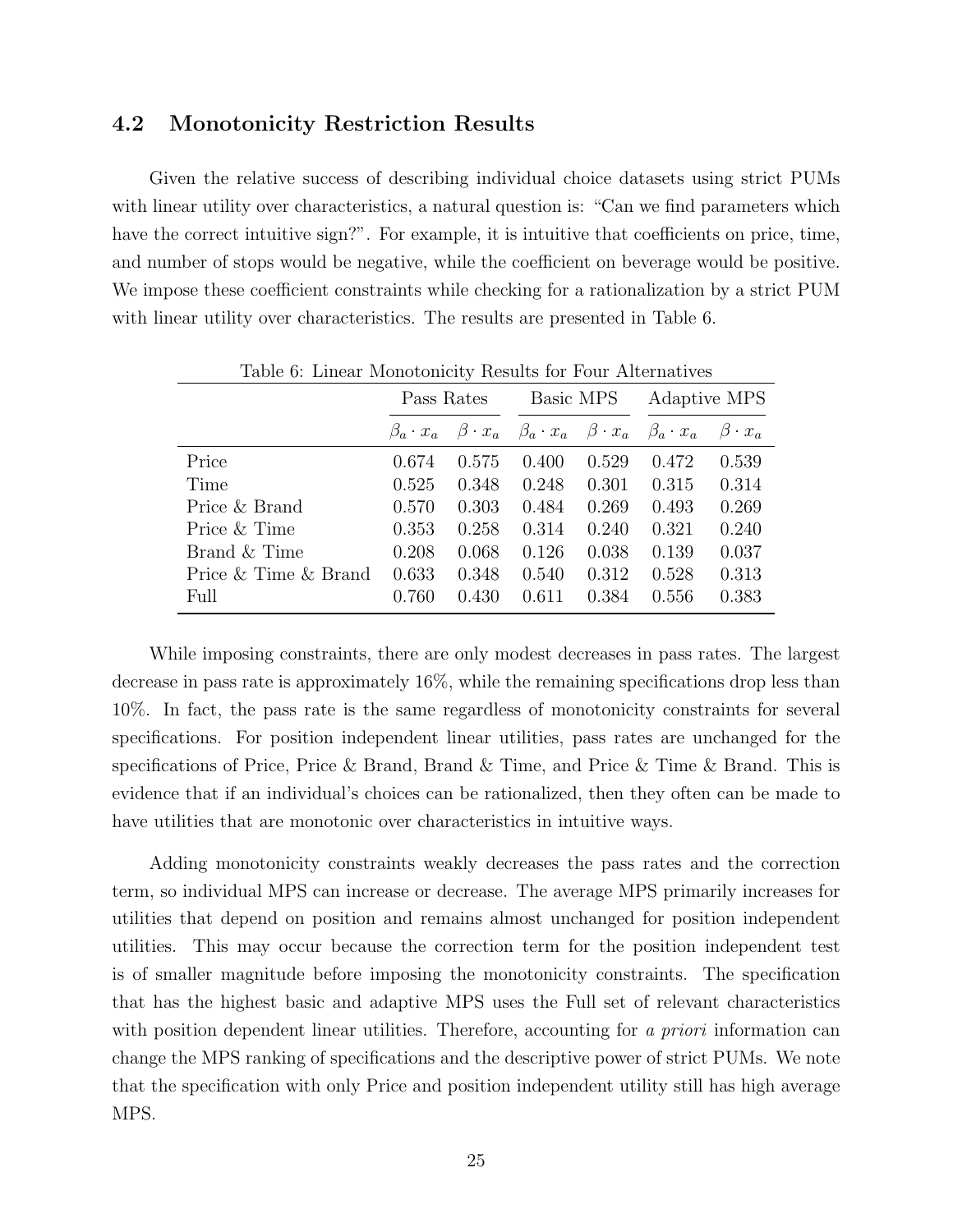### 4.2 Monotonicity Restriction Results

Given the relative success of describing individual choice datasets using strict PUMs with linear utility over characteristics, a natural question is: "Can we find parameters which have the correct intuitive sign?". For example, it is intuitive that coefficients on price, time, and number of stops would be negative, while the coefficient on beverage would be positive. We impose these coefficient constraints while checking for a rationalization by a strict PUM with linear utility over characteristics. The results are presented in Table 6.

Table 6: Linear Monotonicity Results for Four Alternatives

| | Pass Rates | | Basic MPS | | Adaptive MPS | |
|---|---|---|---|---|---|---|
| | $\beta_a \cdot x_a$ | $\beta \cdot x_a$ | $\beta_a \cdot x_a$ | $\beta \cdot x_a$ | $\beta_a \cdot x_a$ | $\beta \cdot x_a$ |
| Price | 0.674 | 0.575 | 0.400 | 0.529 | 0.472 | 0.539 |
| Time | 0.525 | 0.348 | 0.248 | 0.301 | 0.315 | 0.314 |
| Price & Brand | 0.570 | 0.303 | 0.484 | 0.269 | 0.493 | 0.269 |
| Price & Time | 0.353 | 0.258 | 0.314 | 0.240 | 0.321 | 0.240 |
| Brand & Time | 0.208 | 0.068 | 0.126 | 0.038 | 0.139 | 0.037 |
| Price & Time & Brand | 0.633 | 0.348 | 0.540 | 0.312 | 0.528 | 0.313 |
| Full | 0.760 | 0.430 | 0.611 | 0.384 | 0.556 | 0.383 |

While imposing constraints, there are only modest decreases in pass rates. The largest decrease in pass rate is approximately 16%, while the remaining specifications drop less than 10%. In fact, the pass rate is the same regardless of monotonicity constraints for several specifications. For position independent linear utilities, pass rates are unchanged for the specifications of Price, Price & Brand, Brand & Time, and Price & Time & Brand. This is evidence that if an individual's choices can be rationalized, then they often can be made to have utilities that are monotonic over characteristics in intuitive ways.

Adding monotonicity constraints weakly decreases the pass rates and the correction term, so individual MPS can increase or decrease. The average MPS primarily increases for utilities that depend on position and remains almost unchanged for position independent utilities. This may occur because the correction term for the position independent test is of smaller magnitude before imposing the monotonicity constraints. The specification that has the highest basic and adaptive MPS uses the Full set of relevant characteristics with position dependent linear utilities. Therefore, accounting for *a priori* information can change the MPS ranking of specifications and the descriptive power of strict PUMs. We note that the specification with only Price and position independent utility still has high average MPS.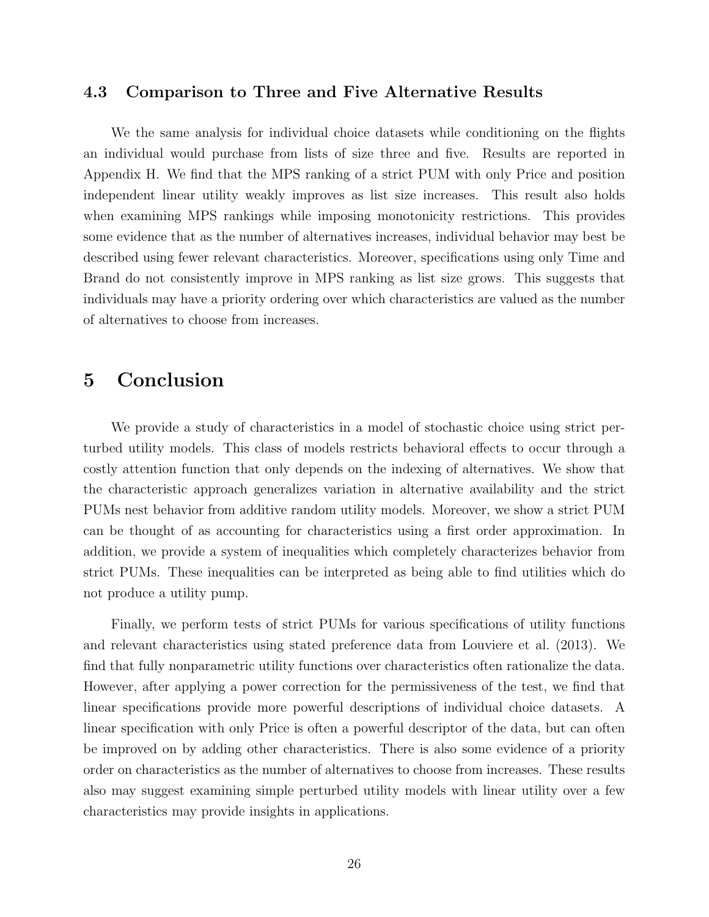### 4.3 Comparison to Three and Five Alternative Results

We the same analysis for individual choice datasets while conditioning on the flights an individual would purchase from lists of size three and five. Results are reported in Appendix H. We find that the MPS ranking of a strict PUM with only Price and position independent linear utility weakly improves as list size increases. This result also holds when examining MPS rankings while imposing monotonicity restrictions. This provides some evidence that as the number of alternatives increases, individual behavior may best be described using fewer relevant characteristics. Moreover, specifications using only Time and Brand do not consistently improve in MPS ranking as list size grows. This suggests that individuals may have a priority ordering over which characteristics are valued as the number of alternatives to choose from increases.

# 5 Conclusion

We provide a study of characteristics in a model of stochastic choice using strict perturbed utility models. This class of models restricts behavioral effects to occur through a costly attention function that only depends on the indexing of alternatives. We show that the characteristic approach generalizes variation in alternative availability and the strict PUMs nest behavior from additive random utility models. Moreover, we show a strict PUM can be thought of as accounting for characteristics using a first order approximation. In addition, we provide a system of inequalities which completely characterizes behavior from strict PUMs. These inequalities can be interpreted as being able to find utilities which do not produce a utility pump.

Finally, we perform tests of strict PUMs for various specifications of utility functions and relevant characteristics using stated preference data from Louviere et al. (2013). We find that fully nonparametric utility functions over characteristics often rationalize the data. However, after applying a power correction for the permissiveness of the test, we find that linear specifications provide more powerful descriptions of individual choice datasets. A linear specification with only Price is often a powerful descriptor of the data, but can often be improved on by adding other characteristics. There is also some evidence of a priority order on characteristics as the number of alternatives to choose from increases. These results also may suggest examining simple perturbed utility models with linear utility over a few characteristics may provide insights in applications.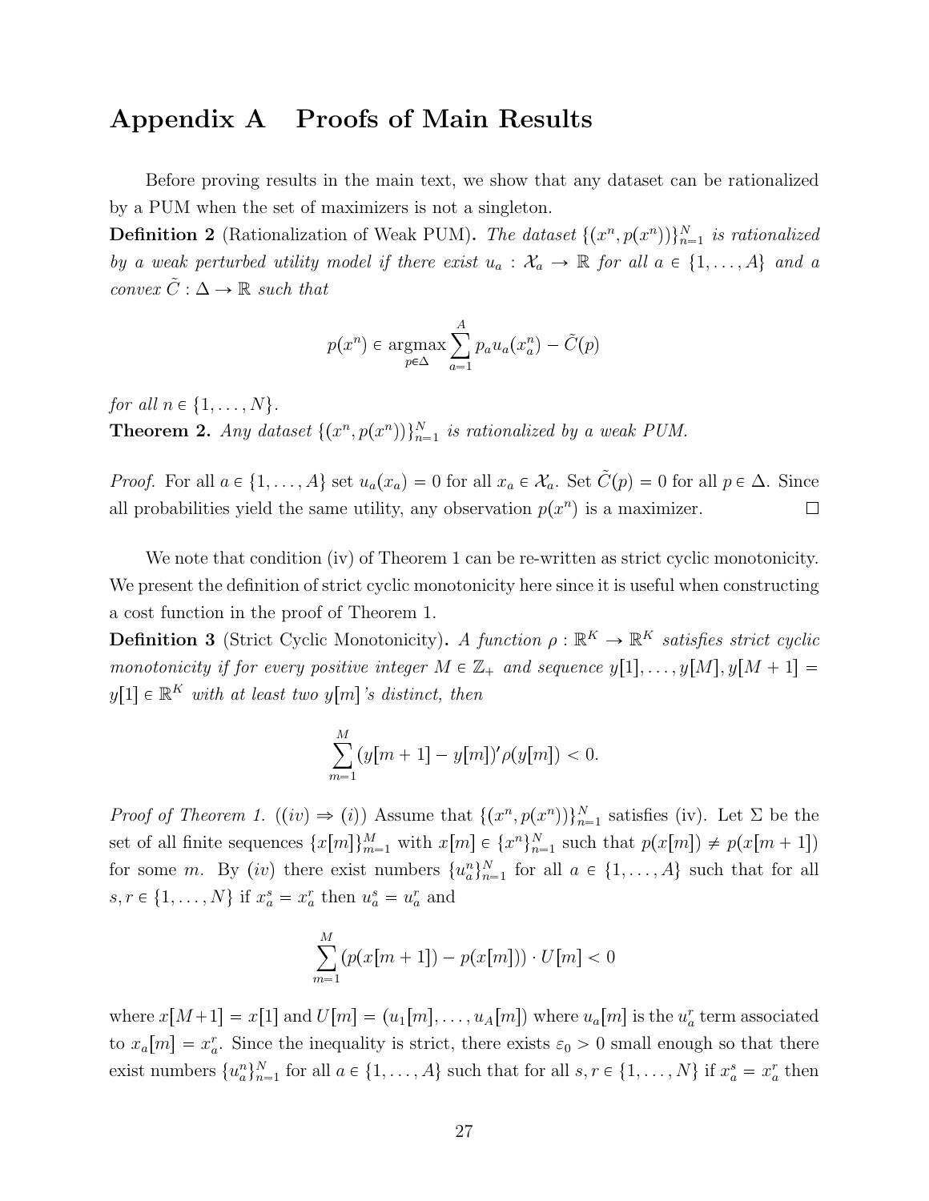# Appendix A Proofs of Main Results

Before proving results in the main text, we show that any dataset can be rationalized by a PUM when the set of maximizers is not a singleton.

**Definition 2** (Rationalization of Weak PUM)**.** *The dataset $\{(x^n, p(x^n))\}_{n=1}^N$ is rationalized by a weak perturbed utility model if there exist $u_a : \mathcal{X}_a \to \mathbb{R}$ for all $a \in \{1, \ldots, A\}$ and a convex $\tilde{C} : \Delta \to \mathbb{R}$ such that*

$$p(x^n) \in \underset{p \in \Delta}{\operatorname{argmax}} \sum_{a=1}^{A} p_a u_a(x_a^n) - \tilde{C}(p)$$

*for all $n \in \{1, \ldots, N\}$.*

**Theorem 2.** *Any dataset $\{(x^n, p(x^n))\}_{n=1}^N$ is rationalized by a weak PUM.*

*Proof.* For all $a \in \{1, \ldots, A\}$ set $u_a(x_a) = 0$ for all $x_a \in \mathcal{X}_a$. Set $\tilde{C}(p) = 0$ for all $p \in \Delta$. Since all probabilities yield the same utility, any observation $p(x^n)$ is a maximizer. □

We note that condition (iv) of Theorem 1 can be re-written as strict cyclic monotonicity. We present the definition of strict cyclic monotonicity here since it is useful when constructing a cost function in the proof of Theorem 1.

**Definition 3** (Strict Cyclic Monotonicity)**.** *A function $\rho : \mathbb{R}^K \to \mathbb{R}^K$ satisfies strict cyclic monotonicity if for every positive integer $M \in \mathbb{Z}_+$ and sequence $y[1], \ldots, y[M], y[M+1] = y[1] \in \mathbb{R}^K$ with at least two $y[m]$'s distinct, then*

$$\sum_{m=1}^{M} (y[m+1] - y[m])' \rho(y[m]) < 0.$$

*Proof of Theorem 1.* ($(iv) \Rightarrow (i)$) Assume that $\{(x^n, p(x^n))\}_{n=1}^N$ satisfies (iv). Let $\Sigma$ be the set of all finite sequences $\{x[m]\}_{m=1}^M$ with $x[m] \in \{x^n\}_{n=1}^N$ such that $p(x[m]) \neq p(x[m+1])$ for some $m$. By $(iv)$ there exist numbers $\{u_a^n\}_{n=1}^N$ for all $a \in \{1, \ldots, A\}$ such that for all $s, r \in \{1, \ldots, N\}$ if $x_a^s = x_a^r$ then $u_a^s = u_a^r$ and

$$\sum_{m=1}^{M} (p(x[m+1]) - p(x[m])) \cdot U[m] < 0$$

where $x[M+1] = x[1]$ and $U[m] = (u_1[m], \ldots, u_A[m])$ where $u_a[m]$ is the $u_a^r$ term associated to $x_a[m] = x_a^r$. Since the inequality is strict, there exists $\varepsilon_0 > 0$ small enough so that there exist numbers $\{u_a^n\}_{n=1}^N$ for all $a \in \{1, \ldots, A\}$ such that for all $s, r \in \{1, \ldots, N\}$ if $x_a^s = x_a^r$ then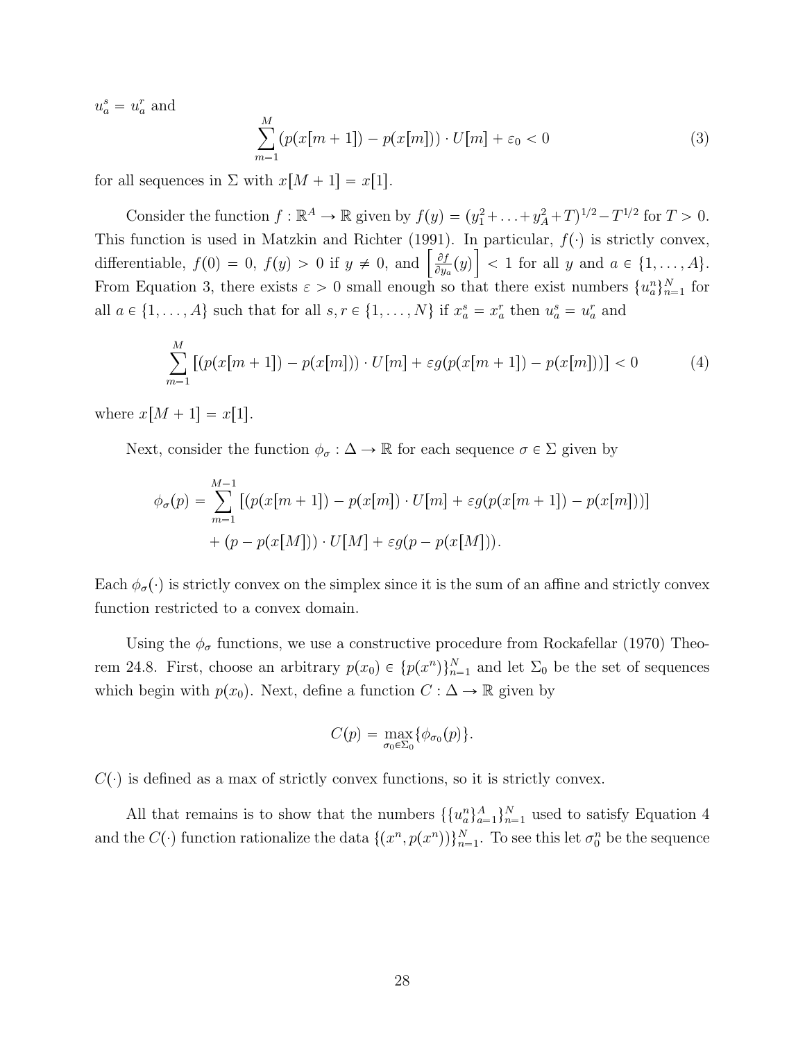$u_a^s = u_a^r$ and

$$\sum_{m=1}^{M} (p(x[m+1]) - p(x[m])) \cdot U[m] + \varepsilon_0 < 0 \tag{3}$$

for all sequences in $\Sigma$ with $x[M+1] = x[1]$.

Consider the function $f : \mathbb{R}^A \to \mathbb{R}$ given by $f(y) = (y_1^2 + \ldots + y_A^2 + T)^{1/2} - T^{1/2}$ for $T > 0$. This function is used in Matzkin and Richter (1991). In particular, $f(\cdot)$ is strictly convex, differentiable, $f(0) = 0$, $f(y) > 0$ if $y \neq 0$, and $\left[\frac{\partial f}{\partial y_a}(y)\right] < 1$ for all $y$ and $a \in \{1, \ldots, A\}$. From Equation 3, there exists $\varepsilon > 0$ small enough so that there exist numbers $\{u_a^n\}_{n=1}^N$ for all $a \in \{1, \ldots, A\}$ such that for all $s, r \in \{1, \ldots, N\}$ if $x_a^s = x_a^r$ then $u_a^s = u_a^r$ and

$$\sum_{m=1}^{M} \left[(p(x[m+1]) - p(x[m])) \cdot U[m] + \varepsilon g(p(x[m+1]) - p(x[m]))\right] < 0 \tag{4}$$

where $x[M+1] = x[1]$.

Next, consider the function $\phi_\sigma : \Delta \to \mathbb{R}$ for each sequence $\sigma \in \Sigma$ given by

$$\begin{aligned}\phi_\sigma(p) = &\sum_{m=1}^{M-1} \left[(p(x[m+1]) - p(x[m]) \cdot U[m] + \varepsilon g(p(x[m+1]) - p(x[m]))\right] \\ &+ (p - p(x[M])) \cdot U[M] + \varepsilon g(p - p(x[M])).\end{aligned}$$

Each $\phi_\sigma(\cdot)$ is strictly convex on the simplex since it is the sum of an affine and strictly convex function restricted to a convex domain.

Using the $\phi_\sigma$ functions, we use a constructive procedure from Rockafellar (1970) Theorem 24.8. First, choose an arbitrary $p(x_0) \in \{p(x^n)\}_{n=1}^N$ and let $\Sigma_0$ be the set of sequences which begin with $p(x_0)$. Next, define a function $C : \Delta \to \mathbb{R}$ given by

$$C(p) = \max_{\sigma_0 \in \Sigma_0} \{\phi_{\sigma_0}(p)\}.$$

$C(\cdot)$ is defined as a max of strictly convex functions, so it is strictly convex.

All that remains is to show that the numbers $\{\{u_a^n\}_{a=1}^A\}_{n=1}^N$ used to satisfy Equation 4 and the $C(\cdot)$ function rationalize the data $\{(x^n, p(x^n))\}_{n=1}^N$. To see this let $\sigma_0^n$ be the sequence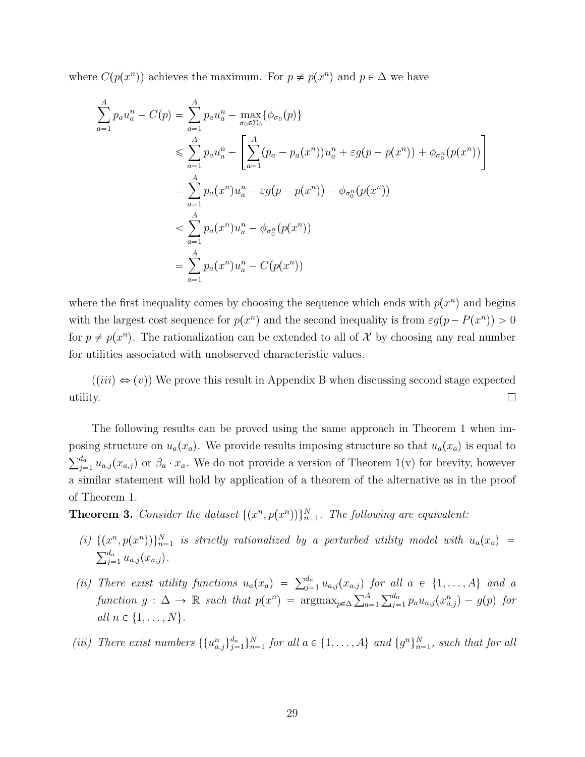where $C(p(x^n))$ achieves the maximum. For $p \neq p(x^n)$ and $p \in \Delta$ we have

$$
\begin{aligned}
\sum_{a=1}^{A} p_a u_a^n - C(p) &= \sum_{a=1}^{A} p_a u_a^n - \max_{\sigma_0 \in \Sigma_0} \{\phi_{\sigma_0}(p)\} \\
&\leqslant \sum_{a=1}^{A} p_a u_a^n - \left[ \sum_{a=1}^{A} (p_a - p_a(x^n)) u_a^n + \varepsilon g(p - p(x^n)) + \phi_{\sigma_0^n}(p(x^n)) \right] \\
&= \sum_{a=1}^{A} p_a(x^n) u_a^n - \varepsilon g(p - p(x^n)) - \phi_{\sigma_0^n}(p(x^n)) \\
&< \sum_{a=1}^{A} p_a(x^n) u_a^n - \phi_{\sigma_0^n}(p(x^n)) \\
&= \sum_{a=1}^{A} p_a(x^n) u_a^n - C(p(x^n))
\end{aligned}
$$

where the first inequality comes by choosing the sequence which ends with $p(x^n)$ and begins with the largest cost sequence for $p(x^n)$ and the second inequality is from $\varepsilon g(p - P(x^n)) > 0$ for $p \neq p(x^n)$. The rationalization can be extended to all of $\mathcal{X}$ by choosing any real number for utilities associated with unobserved characteristic values.

($(iii) \Leftrightarrow (v)$) We prove this result in Appendix B when discussing second stage expected utility. □

The following results can be proved using the same approach in Theorem 1 when imposing structure on $u_a(x_a)$. We provide results imposing structure so that $u_a(x_a)$ is equal to $\sum_{j=1}^{d_a} u_{a,j}(x_{a,j})$ or $\beta_a \cdot x_a$. We do not provide a version of Theorem 1(v) for brevity, however a similar statement will hold by application of a theorem of the alternative as in the proof of Theorem 1.

**Theorem 3.** *Consider the dataset $\{(x^n, p(x^n))\}_{n=1}^N$. The following are equivalent:*

*(i) $\{(x^n, p(x^n))\}_{n=1}^N$ is strictly rationalized by a perturbed utility model with $u_a(x_a) = \sum_{j=1}^{d_a} u_{a,j}(x_{a,j})$.*

*(ii) There exist utility functions $u_a(x_a) = \sum_{j=1}^{d_a} u_{a,j}(x_{a,j})$ for all $a \in \{1, \ldots, A\}$ and a function $g : \Delta \to \mathbb{R}$ such that $p(x^n) = \operatorname{argmax}_{p \in \Delta} \sum_{a=1}^{A} \sum_{j=1}^{d_a} p_a u_{a,j}(x_{a,j}^n) - g(p)$ for all $n \in \{1, \ldots, N\}$.*

*(iii) There exist numbers $\{\{u_{a,j}^n\}_{j=1}^{d_a}\}_{n=1}^N$ for all $a \in \{1, \ldots, A\}$ and $\{g^n\}_{n=1}^N$, such that for all*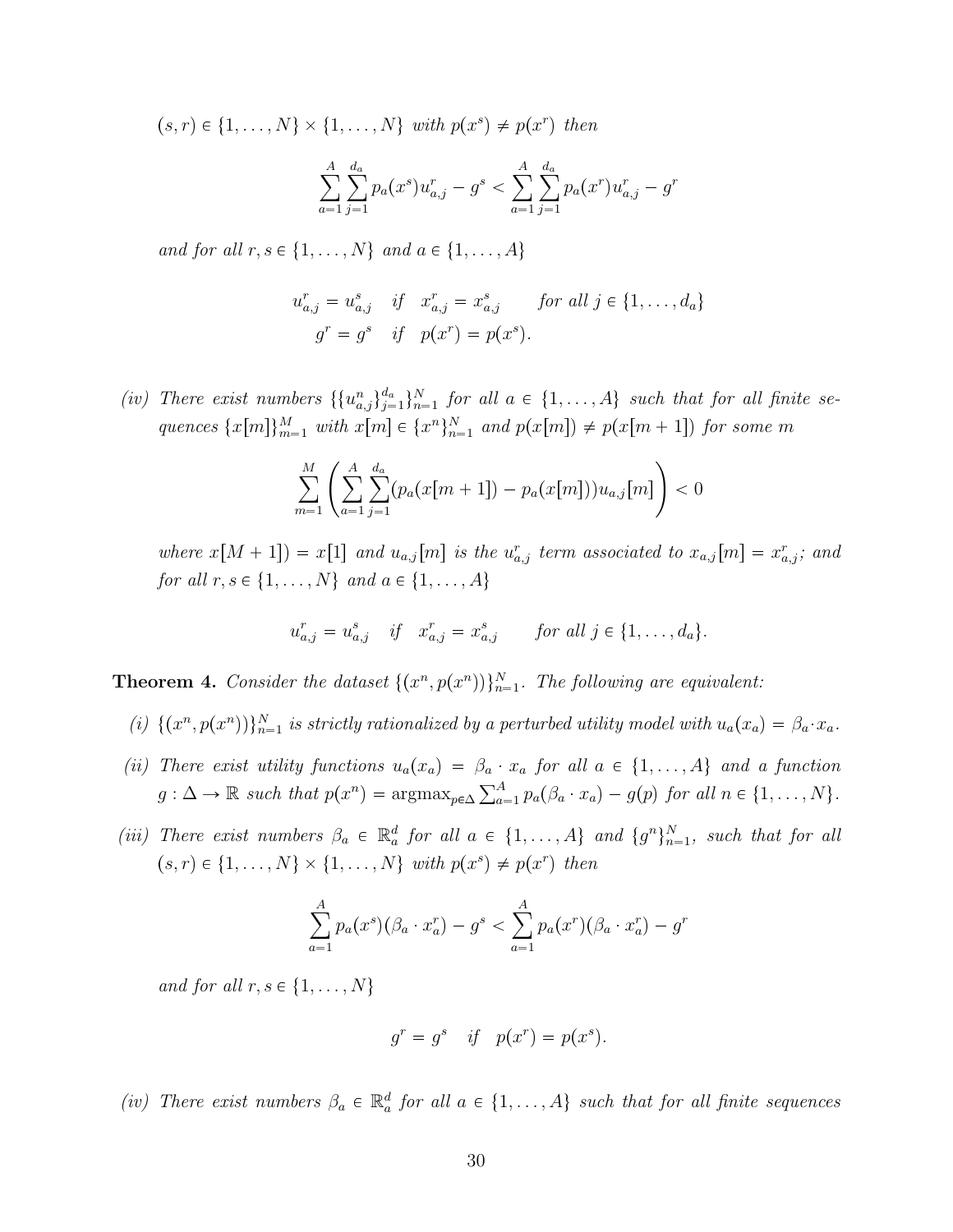$(s,r) \in \{1,\ldots,N\} \times \{1,\ldots,N\}$ *with* $p(x^s) \neq p(x^r)$ *then*

$$\sum_{a=1}^{A}\sum_{j=1}^{d_a} p_a(x^s)u^r_{a,j} - g^s < \sum_{a=1}^{A}\sum_{j=1}^{d_a} p_a(x^r)u^r_{a,j} - g^r$$

*and for all* $r,s \in \{1,\ldots,N\}$ *and* $a \in \{1,\ldots,A\}$

$$u^r_{a,j} = u^s_{a,j} \quad \text{if} \quad x^r_{a,j} = x^s_{a,j} \qquad \text{for all } j \in \{1,\ldots,d_a\}$$
$$g^r = g^s \quad \text{if} \quad p(x^r) = p(x^s).$$

*(iv) There exist numbers* $\{\{u^n_{a,j}\}_{j=1}^{d_a}\}_{n=1}^N$ *for all* $a \in \{1,\ldots,A\}$ *such that for all finite sequences* $\{x[m]\}_{m=1}^M$ *with* $x[m] \in \{x^n\}_{n=1}^N$ *and* $p(x[m]) \neq p(x[m+1])$ *for some* $m$

$$\sum_{m=1}^{M}\left(\sum_{a=1}^{A}\sum_{j=1}^{d_a}(p_a(x[m+1]) - p_a(x[m]))u_{a,j}[m]\right) < 0$$

*where* $x[M+1]) = x[1]$ *and* $u_{a,j}[m]$ *is the* $u^r_{a,j}$ *term associated to* $x_{a,j}[m] = x^r_{a,j}$*; and for all* $r,s \in \{1,\ldots,N\}$ *and* $a \in \{1,\ldots,A\}$

$$u^r_{a,j} = u^s_{a,j} \quad \text{if} \quad x^r_{a,j} = x^s_{a,j} \qquad \text{for all } j \in \{1,\ldots,d_a\}.$$

**Theorem 4.** *Consider the dataset* $\{(x^n, p(x^n))\}_{n=1}^N$*. The following are equivalent:*

*(i)* $\{(x^n, p(x^n))\}_{n=1}^N$ *is strictly rationalized by a perturbed utility model with* $u_a(x_a) = \beta_a \cdot x_a$*.*

*(ii) There exist utility functions* $u_a(x_a) = \beta_a \cdot x_a$ *for all* $a \in \{1,\ldots,A\}$ *and a function* $g : \Delta \to \mathbb{R}$ *such that* $p(x^n) = \text{argmax}_{p \in \Delta} \sum_{a=1}^A p_a(\beta_a \cdot x_a) - g(p)$ *for all* $n \in \{1,\ldots,N\}$*.*

*(iii) There exist numbers* $\beta_a \in \mathbb{R}^d_a$ *for all* $a \in \{1,\ldots,A\}$ *and* $\{g^n\}_{n=1}^N$*, such that for all* $(s,r) \in \{1,\ldots,N\} \times \{1,\ldots,N\}$ *with* $p(x^s) \neq p(x^r)$ *then*

$$\sum_{a=1}^{A} p_a(x^s)(\beta_a \cdot x^r_a) - g^s < \sum_{a=1}^{A} p_a(x^r)(\beta_a \cdot x^r_a) - g^r$$

*and for all* $r,s \in \{1,\ldots,N\}$

$$g^r = g^s \quad \text{if} \quad p(x^r) = p(x^s).$$

*(iv) There exist numbers* $\beta_a \in \mathbb{R}^d_a$ *for all* $a \in \{1,\ldots,A\}$ *such that for all finite sequences*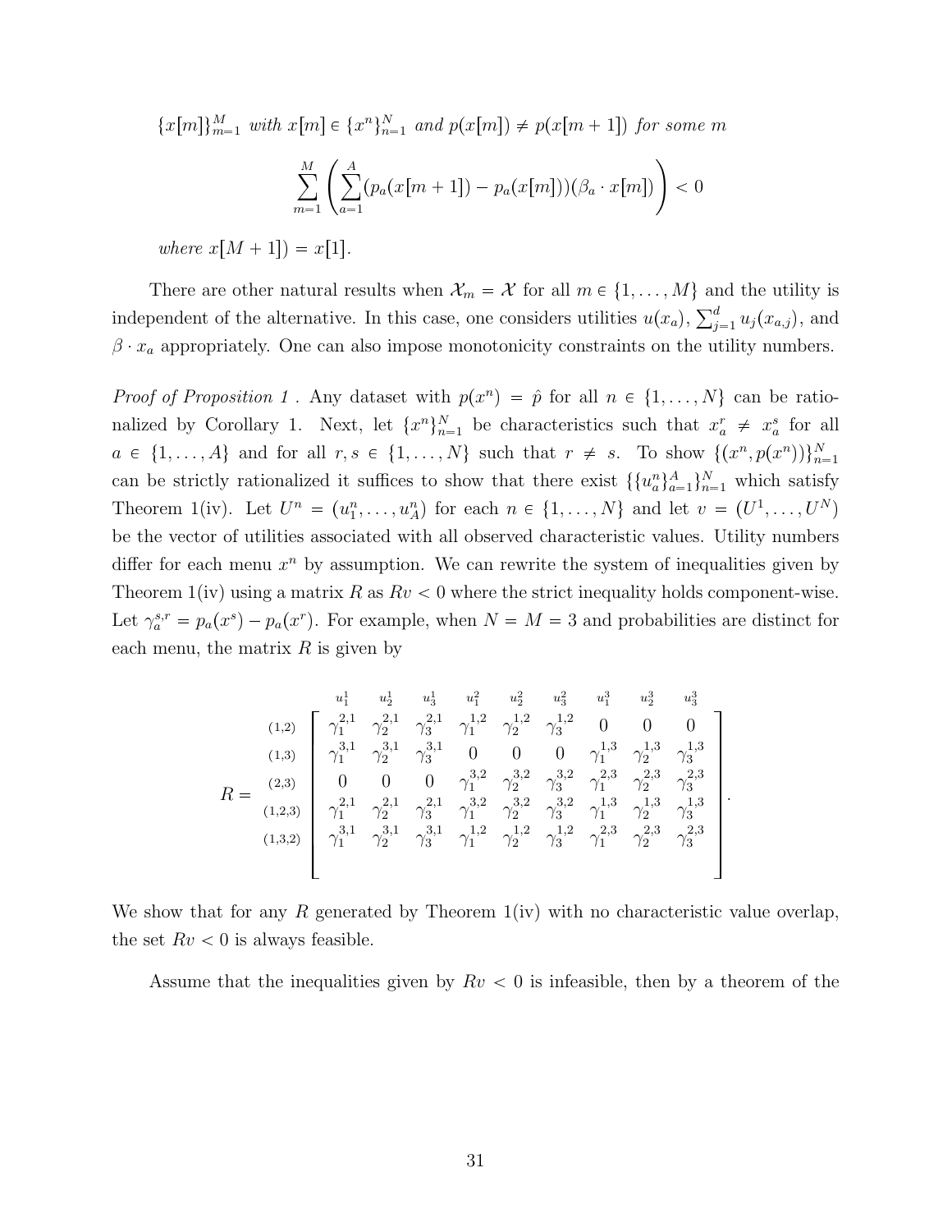*$\{x[m]\}_{m=1}^M$ with $x[m] \in \{x^n\}_{n=1}^N$ and $p(x[m]) \neq p(x[m+1])$ for some $m$*

$$\sum_{m=1}^{M} \left( \sum_{a=1}^{A} (p_a(x[m+1]) - p_a(x[m]))(\beta_a \cdot x[m]) \right) < 0$$

*where $x[M+1]) = x[1]$.*

There are other natural results when $\mathcal{X}_m = \mathcal{X}$ for all $m \in \{1, \ldots, M\}$ and the utility is independent of the alternative. In this case, one considers utilities $u(x_a)$, $\sum_{j=1}^d u_j(x_{a,j})$, and $\beta \cdot x_a$ appropriately. One can also impose monotonicity constraints on the utility numbers.

*Proof of Proposition 1 .* Any dataset with $p(x^n) = \hat{p}$ for all $n \in \{1, \ldots, N\}$ can be rationalized by Corollary 1. Next, let $\{x^n\}_{n=1}^N$ be characteristics such that $x_a^r \neq x_a^s$ for all $a \in \{1, \ldots, A\}$ and for all $r, s \in \{1, \ldots, N\}$ such that $r \neq s$. To show $\{(x^n, p(x^n))\}_{n=1}^N$ can be strictly rationalized it suffices to show that there exist $\{\{u_a^n\}_{a=1}^A\}_{n=1}^N$ which satisfy Theorem 1(iv). Let $U^n = (u_1^n, \ldots, u_A^n)$ for each $n \in \{1, \ldots, N\}$ and let $v = (U^1, \ldots, U^N)$ be the vector of utilities associated with all observed characteristic values. Utility numbers differ for each menu $x^n$ by assumption. We can rewrite the system of inequalities given by Theorem 1(iv) using a matrix $R$ as $Rv < 0$ where the strict inequality holds component-wise. Let $\gamma_a^{s,r} = p_a(x^s) - p_a(x^r)$. For example, when $N = M = 3$ and probabilities are distinct for each menu, the matrix $R$ is given by

$$R = \begin{array}{c} \\ {\scriptstyle (1,2)} \\ {\scriptstyle (1,3)} \\ {\scriptstyle (2,3)} \\ {\scriptstyle (1,2,3)} \\ {\scriptstyle (1,3,2)} \\ \\ \end{array} \begin{array}{c} \begin{array}{ccccccccc} {\scriptstyle u_1^1} & {\scriptstyle u_2^1} & {\scriptstyle u_3^1} & {\scriptstyle u_1^2} & {\scriptstyle u_2^2} & {\scriptstyle u_3^2} & {\scriptstyle u_1^3} & {\scriptstyle u_2^3} & {\scriptstyle u_3^3} \end{array} \\ \left[ \begin{array}{ccccccccc} \gamma_1^{2,1} & \gamma_2^{2,1} & \gamma_3^{2,1} & \gamma_1^{1,2} & \gamma_2^{1,2} & \gamma_3^{1,2} & 0 & 0 & 0 \\ \gamma_1^{3,1} & \gamma_2^{3,1} & \gamma_3^{3,1} & 0 & 0 & 0 & \gamma_1^{1,3} & \gamma_2^{1,3} & \gamma_3^{1,3} \\ 0 & 0 & 0 & \gamma_1^{3,2} & \gamma_2^{3,2} & \gamma_3^{3,2} & \gamma_1^{2,3} & \gamma_2^{2,3} & \gamma_3^{2,3} \\ \gamma_1^{2,1} & \gamma_2^{2,1} & \gamma_3^{2,1} & \gamma_1^{3,2} & \gamma_2^{3,2} & \gamma_3^{3,2} & \gamma_1^{1,3} & \gamma_2^{1,3} & \gamma_3^{1,3} \\ \gamma_1^{3,1} & \gamma_2^{3,1} & \gamma_3^{3,1} & \gamma_1^{1,2} & \gamma_2^{1,2} & \gamma_3^{1,2} & \gamma_1^{2,3} & \gamma_2^{2,3} & \gamma_3^{2,3} \\ \end{array} \right] \end{array}.$$

We show that for any $R$ generated by Theorem 1(iv) with no characteristic value overlap, the set $Rv < 0$ is always feasible.

Assume that the inequalities given by $Rv < 0$ is infeasible, then by a theorem of the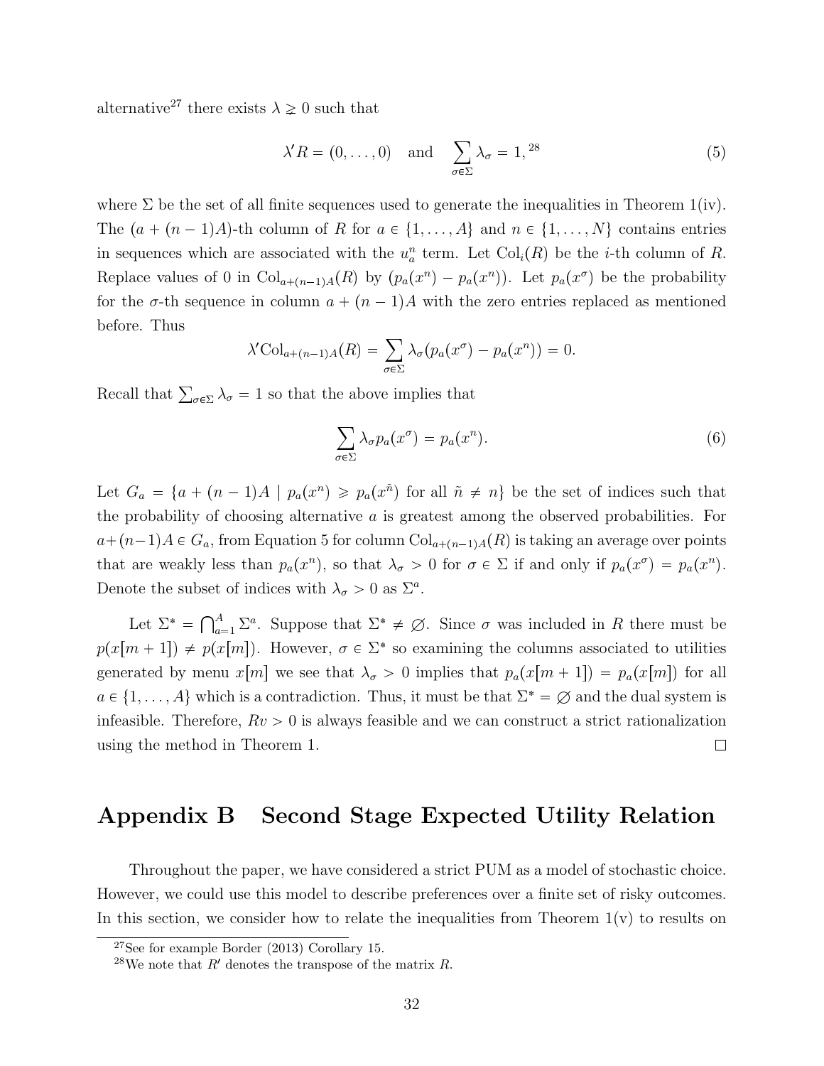alternative[27] there exists $\lambda \gneq 0$ such that

$$\lambda' R = (0, \ldots, 0) \quad \text{and} \quad \sum_{\sigma \in \Sigma} \lambda_\sigma = 1,^{28} \tag{5}$$

where $\Sigma$ be the set of all finite sequences used to generate the inequalities in Theorem 1(iv). The $(a + (n-1)A)$-th column of $R$ for $a \in \{1, \ldots, A\}$ and $n \in \{1, \ldots, N\}$ contains entries in sequences which are associated with the $u_a^n$ term. Let $\text{Col}_i(R)$ be the $i$-th column of $R$. Replace values of 0 in $\text{Col}_{a+(n-1)A}(R)$ by $(p_a(x^n) - p_a(x^n))$. Let $p_a(x^\sigma)$ be the probability for the $\sigma$-th sequence in column $a + (n-1)A$ with the zero entries replaced as mentioned before. Thus

$$\lambda' \text{Col}_{a+(n-1)A}(R) = \sum_{\sigma \in \Sigma} \lambda_\sigma (p_a(x^\sigma) - p_a(x^n)) = 0.$$

Recall that $\sum_{\sigma \in \Sigma} \lambda_\sigma = 1$ so that the above implies that

$$\sum_{\sigma \in \Sigma} \lambda_\sigma p_a(x^\sigma) = p_a(x^n). \tag{6}$$

Let $G_a = \{a + (n-1)A \mid p_a(x^n) \geqslant p_a(x^{\tilde{n}}) \text{ for all } \tilde{n} \neq n\}$ be the set of indices such that the probability of choosing alternative $a$ is greatest among the observed probabilities. For $a + (n-1)A \in G_a$, from Equation 5 for column $\text{Col}_{a+(n-1)A}(R)$ is taking an average over points that are weakly less than $p_a(x^n)$, so that $\lambda_\sigma > 0$ for $\sigma \in \Sigma$ if and only if $p_a(x^\sigma) = p_a(x^n)$. Denote the subset of indices with $\lambda_\sigma > 0$ as $\Sigma^a$.

Let $\Sigma^* = \bigcap_{a=1}^{A} \Sigma^a$. Suppose that $\Sigma^* \neq \varnothing$. Since $\sigma$ was included in $R$ there must be $p(x[m+1]) \neq p(x[m])$. However, $\sigma \in \Sigma^*$ so examining the columns associated to utilities generated by menu $x[m]$ we see that $\lambda_\sigma > 0$ implies that $p_a(x[m+1]) = p_a(x[m])$ for all $a \in \{1, \ldots, A\}$ which is a contradiction. Thus, it must be that $\Sigma^* = \varnothing$ and the dual system is infeasible. Therefore, $Rv > 0$ is always feasible and we can construct a strict rationalization using the method in Theorem 1. ☐

# Appendix B Second Stage Expected Utility Relation

Throughout the paper, we have considered a strict PUM as a model of stochastic choice. However, we could use this model to describe preferences over a finite set of risky outcomes. In this section, we consider how to relate the inequalities from Theorem 1(v) to results on

[27] See for example Border (2013) Corollary 15.

[28] We note that $R'$ denotes the transpose of the matrix $R$.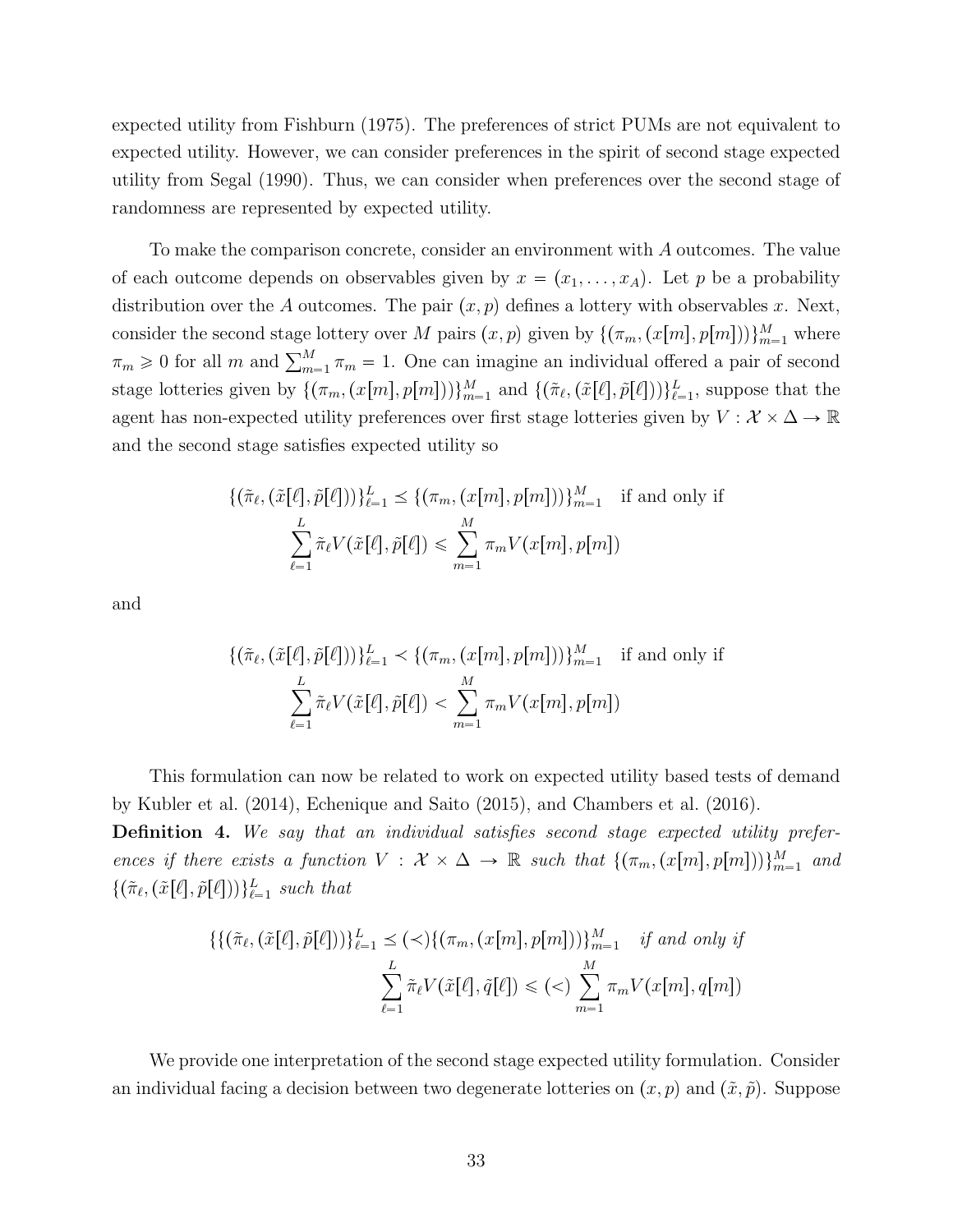expected utility from Fishburn (1975). The preferences of strict PUMs are not equivalent to expected utility. However, we can consider preferences in the spirit of second stage expected utility from Segal (1990). Thus, we can consider when preferences over the second stage of randomness are represented by expected utility.

To make the comparison concrete, consider an environment with $A$ outcomes. The value of each outcome depends on observables given by $x = (x_1, \ldots, x_A)$. Let $p$ be a probability distribution over the $A$ outcomes. The pair $(x, p)$ defines a lottery with observables $x$. Next, consider the second stage lottery over $M$ pairs $(x, p)$ given by $\{(\pi_m, (x[m], p[m]))\}_{m=1}^M$ where $\pi_m \geqslant 0$ for all $m$ and $\sum_{m=1}^M \pi_m = 1$. One can imagine an individual offered a pair of second stage lotteries given by $\{(\pi_m, (x[m], p[m]))\}_{m=1}^M$ and $\{(\tilde{\pi}_\ell, (\tilde{x}[\ell], \tilde{p}[\ell]))\}_{\ell=1}^L$, suppose that the agent has non-expected utility preferences over first stage lotteries given by $V : \mathcal{X} \times \Delta \to \mathbb{R}$ and the second stage satisfies expected utility so

$$\{(\tilde{\pi}_\ell, (\tilde{x}[\ell], \tilde{p}[\ell]))\}_{\ell=1}^L \preceq \{(\pi_m, (x[m], p[m]))\}_{m=1}^M \quad \text{if and only if}$$
$$\sum_{\ell=1}^L \tilde{\pi}_\ell V(\tilde{x}[\ell], \tilde{p}[\ell]) \leqslant \sum_{m=1}^M \pi_m V(x[m], p[m])$$

and

$$\{(\tilde{\pi}_\ell, (\tilde{x}[\ell], \tilde{p}[\ell]))\}_{\ell=1}^L \prec \{(\pi_m, (x[m], p[m]))\}_{m=1}^M \quad \text{if and only if}$$
$$\sum_{\ell=1}^L \tilde{\pi}_\ell V(\tilde{x}[\ell], \tilde{p}[\ell]) < \sum_{m=1}^M \pi_m V(x[m], p[m])$$

This formulation can now be related to work on expected utility based tests of demand by Kubler et al. (2014), Echenique and Saito (2015), and Chambers et al. (2016).

**Definition 4.** *We say that an individual satisfies second stage expected utility preferences if there exists a function $V : \mathcal{X} \times \Delta \to \mathbb{R}$ such that $\{(\pi_m, (x[m], p[m]))\}_{m=1}^M$ and $\{(\tilde{\pi}_\ell, (\tilde{x}[\ell], \tilde{p}[\ell]))\}_{\ell=1}^L$ such that*

$$\{\{(\tilde{\pi}_\ell, (\tilde{x}[\ell], \tilde{p}[\ell]))\}_{\ell=1}^L \preceq (\prec) \{(\pi_m, (x[m], p[m]))\}_{m=1}^M \quad \textit{if and only if}$$
$$\sum_{\ell=1}^L \tilde{\pi}_\ell V(\tilde{x}[\ell], \tilde{q}[\ell]) \leqslant (<) \sum_{m=1}^M \pi_m V(x[m], q[m])$$

We provide one interpretation of the second stage expected utility formulation. Consider an individual facing a decision between two degenerate lotteries on $(x, p)$ and $(\tilde{x}, \tilde{p})$. Suppose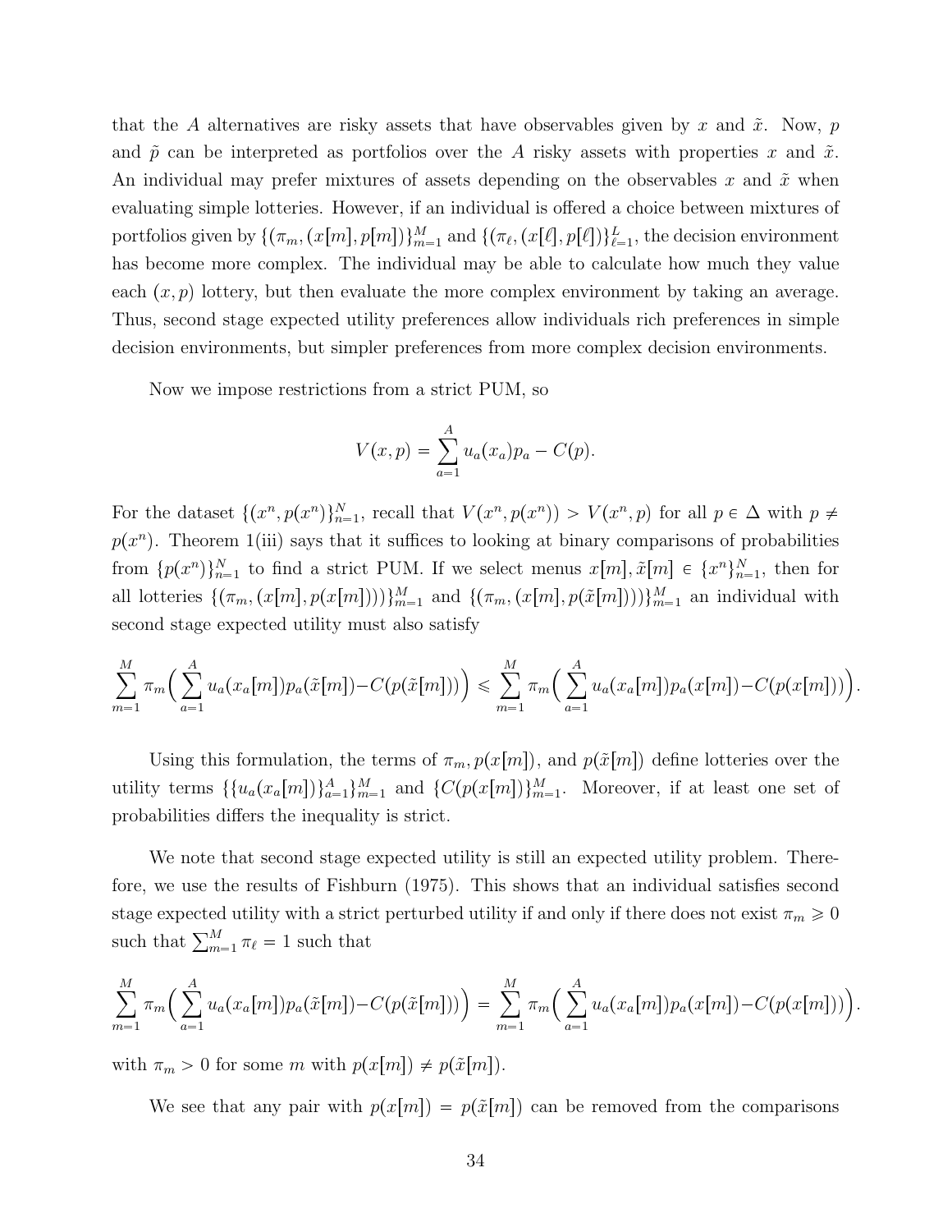that the $A$ alternatives are risky assets that have observables given by $x$ and $\tilde{x}$. Now, $p$ and $\tilde{p}$ can be interpreted as portfolios over the $A$ risky assets with properties $x$ and $\tilde{x}$. An individual may prefer mixtures of assets depending on the observables $x$ and $\tilde{x}$ when evaluating simple lotteries. However, if an individual is offered a choice between mixtures of portfolios given by $\{(\pi_m, (x[m], p[m])\}_{m=1}^M$ and $\{(\pi_\ell, (x[\ell], p[\ell])\}_{\ell=1}^L$, the decision environment has become more complex. The individual may be able to calculate how much they value each $(x, p)$ lottery, but then evaluate the more complex environment by taking an average. Thus, second stage expected utility preferences allow individuals rich preferences in simple decision environments, but simpler preferences from more complex decision environments.

Now we impose restrictions from a strict PUM, so

$$V(x, p) = \sum_{a=1}^{A} u_a(x_a)p_a - C(p).$$

For the dataset $\{(x^n, p(x^n)\}_{n=1}^N$, recall that $V(x^n, p(x^n)) > V(x^n, p)$ for all $p \in \Delta$ with $p \neq p(x^n)$. Theorem 1(iii) says that it suffices to looking at binary comparisons of probabilities from $\{p(x^n)\}_{n=1}^N$ to find a strict PUM. If we select menus $x[m], \tilde{x}[m] \in \{x^n\}_{n=1}^N$, then for all lotteries $\{(\pi_m, (x[m], p(x[m])))\}_{m=1}^M$ and $\{(\pi_m, (x[m], p(\tilde{x}[m])))\}_{m=1}^M$ an individual with second stage expected utility must also satisfy

$$\sum_{m=1}^{M} \pi_m \Big( \sum_{a=1}^{A} u_a(x_a[m]) p_a(\tilde{x}[m]) - C(p(\tilde{x}[m])) \Big) \leqslant \sum_{m=1}^{M} \pi_m \Big( \sum_{a=1}^{A} u_a(x_a[m]) p_a(x[m]) - C(p(x[m])) \Big).$$

Using this formulation, the terms of $\pi_m, p(x[m])$, and $p(\tilde{x}[m])$ define lotteries over the utility terms $\{\{u_a(x_a[m])\}_{a=1}^A\}_{m=1}^M$ and $\{C(p(x[m])\}_{m=1}^M$. Moreover, if at least one set of probabilities differs the inequality is strict.

We note that second stage expected utility is still an expected utility problem. Therefore, we use the results of Fishburn (1975). This shows that an individual satisfies second stage expected utility with a strict perturbed utility if and only if there does not exist $\pi_m \geqslant 0$ such that $\sum_{m=1}^M \pi_\ell = 1$ such that

$$\sum_{m=1}^{M} \pi_m \Big( \sum_{a=1}^{A} u_a(x_a[m]) p_a(\tilde{x}[m]) - C(p(\tilde{x}[m])) \Big) = \sum_{m=1}^{M} \pi_m \Big( \sum_{a=1}^{A} u_a(x_a[m]) p_a(x[m]) - C(p(x[m])) \Big).$$

with $\pi_m > 0$ for some $m$ with $p(x[m]) \neq p(\tilde{x}[m])$.

We see that any pair with $p(x[m]) = p(\tilde{x}[m])$ can be removed from the comparisons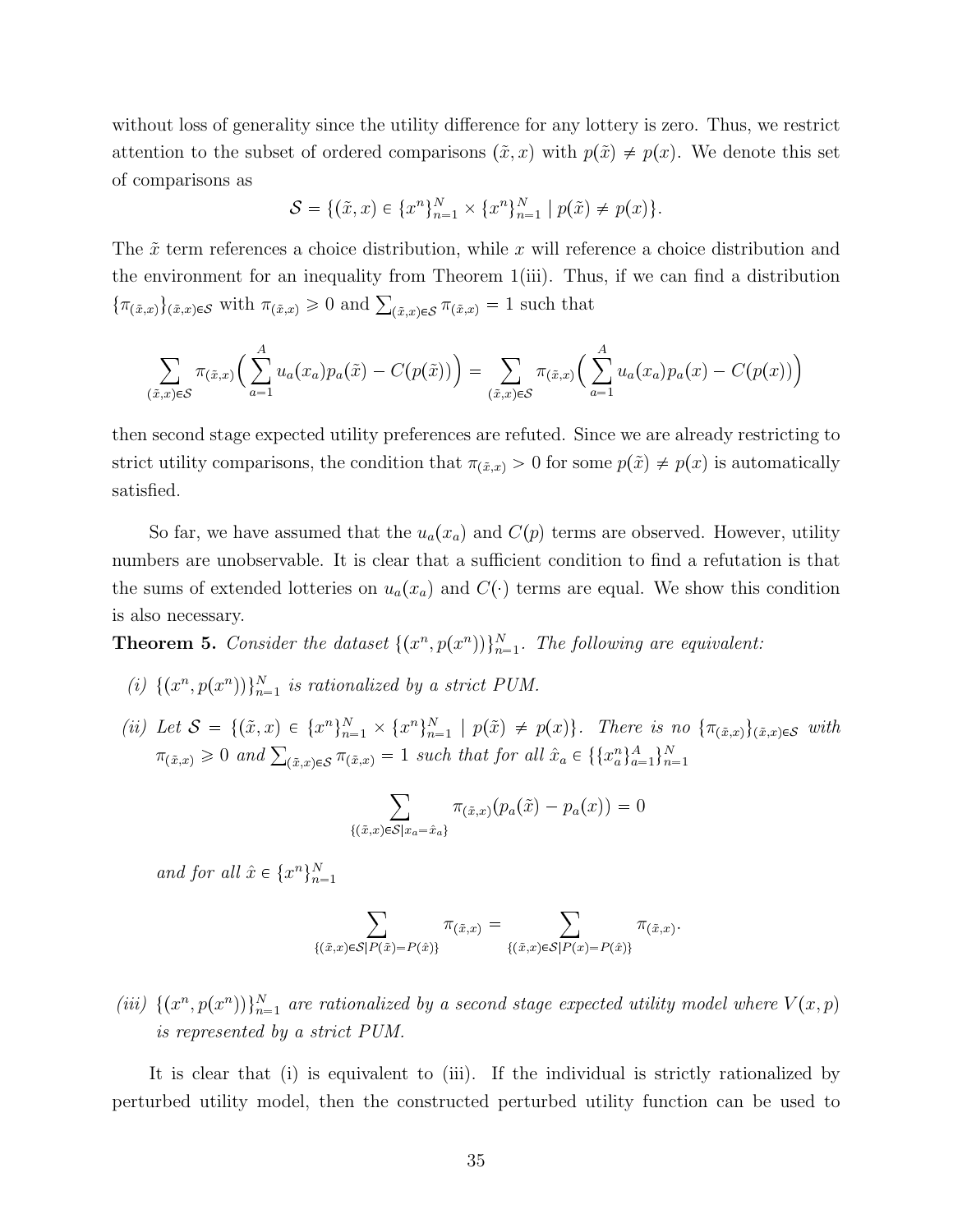without loss of generality since the utility difference for any lottery is zero. Thus, we restrict attention to the subset of ordered comparisons $(\tilde{x}, x)$ with $p(\tilde{x}) \neq p(x)$. We denote this set of comparisons as

$$\mathcal{S} = \{(\tilde{x}, x) \in \{x^n\}_{n=1}^N \times \{x^n\}_{n=1}^N \mid p(\tilde{x}) \neq p(x)\}.$$

The $\tilde{x}$ term references a choice distribution, while $x$ will reference a choice distribution and the environment for an inequality from Theorem 1(iii). Thus, if we can find a distribution $\{\pi_{(\tilde{x},x)}\}_{(\tilde{x},x)\in\mathcal{S}}$ with $\pi_{(\tilde{x},x)} \geqslant 0$ and $\sum_{(\tilde{x},x)\in\mathcal{S}} \pi_{(\tilde{x},x)} = 1$ such that

$$\sum_{(\tilde{x},x)\in\mathcal{S}} \pi_{(\tilde{x},x)} \Big( \sum_{a=1}^{A} u_a(x_a) p_a(\tilde{x}) - C(p(\tilde{x})) \Big) = \sum_{(\tilde{x},x)\in\mathcal{S}} \pi_{(\tilde{x},x)} \Big( \sum_{a=1}^{A} u_a(x_a) p_a(x) - C(p(x)) \Big)$$

then second stage expected utility preferences are refuted. Since we are already restricting to strict utility comparisons, the condition that $\pi_{(\tilde{x},x)} > 0$ for some $p(\tilde{x}) \neq p(x)$ is automatically satisfied.

So far, we have assumed that the $u_a(x_a)$ and $C(p)$ terms are observed. However, utility numbers are unobservable. It is clear that a sufficient condition to find a refutation is that the sums of extended lotteries on $u_a(x_a)$ and $C(\cdot)$ terms are equal. We show this condition is also necessary.

**Theorem 5.** *Consider the dataset $\{(x^n, p(x^n))\}_{n=1}^N$. The following are equivalent:*

*(i) $\{(x^n, p(x^n))\}_{n=1}^N$ is rationalized by a strict PUM.*

*(ii) Let $\mathcal{S} = \{(\tilde{x}, x) \in \{x^n\}_{n=1}^N \times \{x^n\}_{n=1}^N \mid p(\tilde{x}) \neq p(x)\}$. There is no $\{\pi_{(\tilde{x},x)}\}_{(\tilde{x},x)\in\mathcal{S}}$ with $\pi_{(\tilde{x},x)} \geqslant 0$ and $\sum_{(\tilde{x},x)\in\mathcal{S}} \pi_{(\tilde{x},x)} = 1$ such that for all $\hat{x}_a \in \{\{x_a^n\}_{a=1}^A\}_{n=1}^N$*

$$\sum_{\{(\tilde{x},x)\in\mathcal{S} \mid x_a = \hat{x}_a\}} \pi_{(\tilde{x},x)} (p_a(\tilde{x}) - p_a(x)) = 0$$

*and for all $\hat{x} \in \{x^n\}_{n=1}^N$*

$$\sum_{\{(\tilde{x},x)\in\mathcal{S} \mid P(\tilde{x}) = P(\hat{x})\}} \pi_{(\tilde{x},x)} = \sum_{\{(\tilde{x},x)\in\mathcal{S} \mid P(x) = P(\hat{x})\}} \pi_{(\tilde{x},x)}.$$

*(iii) $\{(x^n, p(x^n))\}_{n=1}^N$ are rationalized by a second stage expected utility model where $V(x, p)$ is represented by a strict PUM.*

It is clear that (i) is equivalent to (iii). If the individual is strictly rationalized by perturbed utility model, then the constructed perturbed utility function can be used to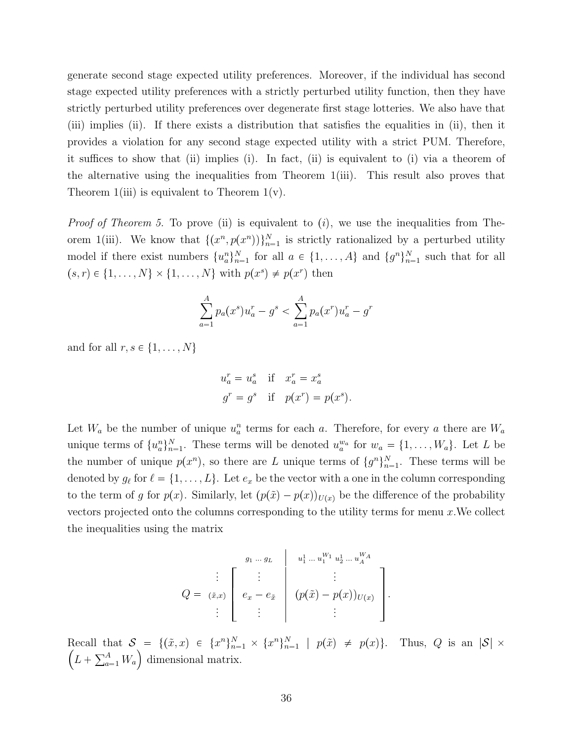generate second stage expected utility preferences. Moreover, if the individual has second stage expected utility preferences with a strictly perturbed utility function, then they have strictly perturbed utility preferences over degenerate first stage lotteries. We also have that (iii) implies (ii). If there exists a distribution that satisfies the equalities in (ii), then it provides a violation for any second stage expected utility with a strict PUM. Therefore, it suffices to show that (ii) implies (i). In fact, (ii) is equivalent to (i) via a theorem of the alternative using the inequalities from Theorem 1(iii). This result also proves that Theorem 1(iii) is equivalent to Theorem 1(v).

*Proof of Theorem 5.* To prove (ii) is equivalent to $(i)$, we use the inequalities from Theorem 1(iii). We know that $\{(x^n, p(x^n))\}_{n=1}^N$ is strictly rationalized by a perturbed utility model if there exist numbers $\{u_a^n\}_{n=1}^N$ for all $a \in \{1, \ldots, A\}$ and $\{g^n\}_{n=1}^N$ such that for all $(s, r) \in \{1, \ldots, N\} \times \{1, \ldots, N\}$ with $p(x^s) \neq p(x^r)$ then

$$\sum_{a=1}^{A} p_a(x^s) u_a^r - g^s < \sum_{a=1}^{A} p_a(x^r) u_a^r - g^r$$

and for all $r, s \in \{1, \ldots, N\}$

$$u_a^r = u_a^s \quad \text{if} \quad x_a^r = x_a^s$$
$$g^r = g^s \quad \text{if} \quad p(x^r) = p(x^s).$$

Let $W_a$ be the number of unique $u_a^n$ terms for each $a$. Therefore, for every $a$ there are $W_a$ unique terms of $\{u_a^n\}_{n=1}^N$. These terms will be denoted $u_a^{w_a}$ for $w_a = \{1, \ldots, W_a\}$. Let $L$ be the number of unique $p(x^n)$, so there are $L$ unique terms of $\{g^n\}_{n=1}^N$. These terms will be denoted by $g_\ell$ for $\ell = \{1, \ldots, L\}$. Let $e_x$ be the vector with a one in the column corresponding to the term of $g$ for $p(x)$. Similarly, let $(p(\tilde{x}) - p(x))_{U(x)}$ be the difference of the probability vectors projected onto the columns corresponding to the utility terms for menu $x$.We collect the inequalities using the matrix

$$Q = \begin{array}{c} \\ \vdots \\ (\tilde{x}, x) \\ \vdots \end{array} \left[ \begin{array}{c|c} {\scriptstyle g_1 \; \cdots \; g_L} & {\scriptstyle u_1^1 \; \cdots \; u_1^{W_1} \; u_2^1 \; \cdots \; u_A^{W_A}} \\ \vdots & \vdots \\ e_x - e_{\tilde{x}} & (p(\tilde{x}) - p(x))_{U(x)} \\ \vdots & \vdots \end{array} \right].$$

Recall that $\mathcal{S} = \{(\tilde{x}, x) \in \{x^n\}_{n=1}^N \times \{x^n\}_{n=1}^N \mid p(\tilde{x}) \neq p(x)\}$. Thus, $Q$ is an $|\mathcal{S}| \times \left(L + \sum_{a=1}^{A} W_a\right)$ dimensional matrix.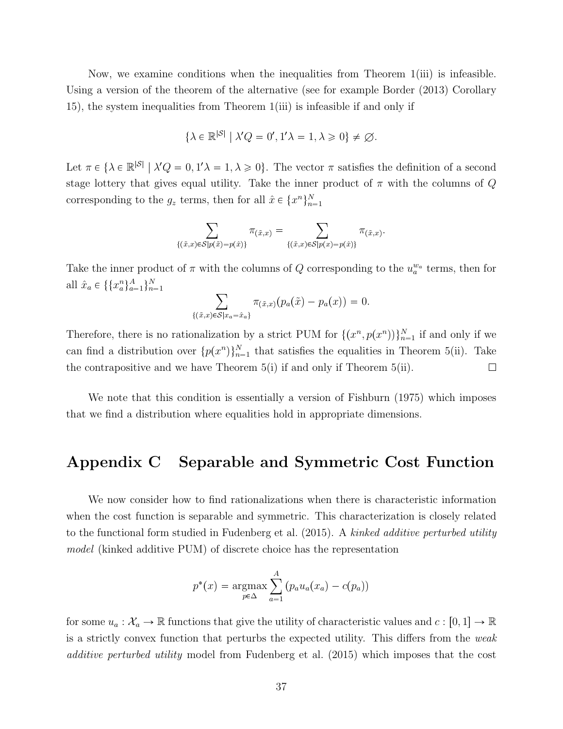Now, we examine conditions when the inequalities from Theorem 1(iii) is infeasible. Using a version of the theorem of the alternative (see for example Border (2013) Corollary 15), the system inequalities from Theorem 1(iii) is infeasible if and only if

$$\{\lambda \in \mathbb{R}^{|\mathcal{S}|} \mid \lambda' Q = 0', 1'\lambda = 1, \lambda \geqslant 0\} \neq \varnothing.$$

Let $\pi \in \{\lambda \in \mathbb{R}^{|\mathcal{S}|} \mid \lambda' Q = 0, 1'\lambda = 1, \lambda \geqslant 0\}$. The vector $\pi$ satisfies the definition of a second stage lottery that gives equal utility. Take the inner product of $\pi$ with the columns of $Q$ corresponding to the $g_z$ terms, then for all $\hat{x} \in \{x^n\}_{n=1}^N$

$$\sum_{\{(\tilde{x},x)\in\mathcal{S} | p(\tilde{x})=p(\hat{x})\}} \pi_{(\tilde{x},x)} = \sum_{\{(\tilde{x},x)\in\mathcal{S} | p(x)=p(\hat{x})\}} \pi_{(\tilde{x},x)}.$$

Take the inner product of $\pi$ with the columns of $Q$ corresponding to the $u_a^{w_a}$ terms, then for all $\hat{x}_a \in \{\{x_a^n\}_{a=1}^A\}_{n=1}^N$

$$\sum_{\{(\tilde{x},x)\in\mathcal{S} | x_a=\hat{x}_a\}} \pi_{(\tilde{x},x)}(p_a(\tilde{x}) - p_a(x)) = 0.$$

Therefore, there is no rationalization by a strict PUM for $\{(x^n, p(x^n))\}_{n=1}^N$ if and only if we can find a distribution over $\{p(x^n)\}_{n=1}^N$ that satisfies the equalities in Theorem 5(ii). Take the contrapositive and we have Theorem 5(i) if and only if Theorem 5(ii). □

We note that this condition is essentially a version of Fishburn (1975) which imposes that we find a distribution where equalities hold in appropriate dimensions.

# Appendix C Separable and Symmetric Cost Function

We now consider how to find rationalizations when there is characteristic information when the cost function is separable and symmetric. This characterization is closely related to the functional form studied in Fudenberg et al. (2015). A *kinked additive perturbed utility model* (kinked additive PUM) of discrete choice has the representation

$$p^*(x) = \underset{p\in\Delta}{\operatorname{argmax}} \sum_{a=1}^{A} \left(p_a u_a(x_a) - c(p_a)\right)$$

for some $u_a : \mathcal{X}_a \to \mathbb{R}$ functions that give the utility of characteristic values and $c : [0, 1] \to \mathbb{R}$ is a strictly convex function that perturbs the expected utility. This differs from the *weak additive perturbed utility* model from Fudenberg et al. (2015) which imposes that the cost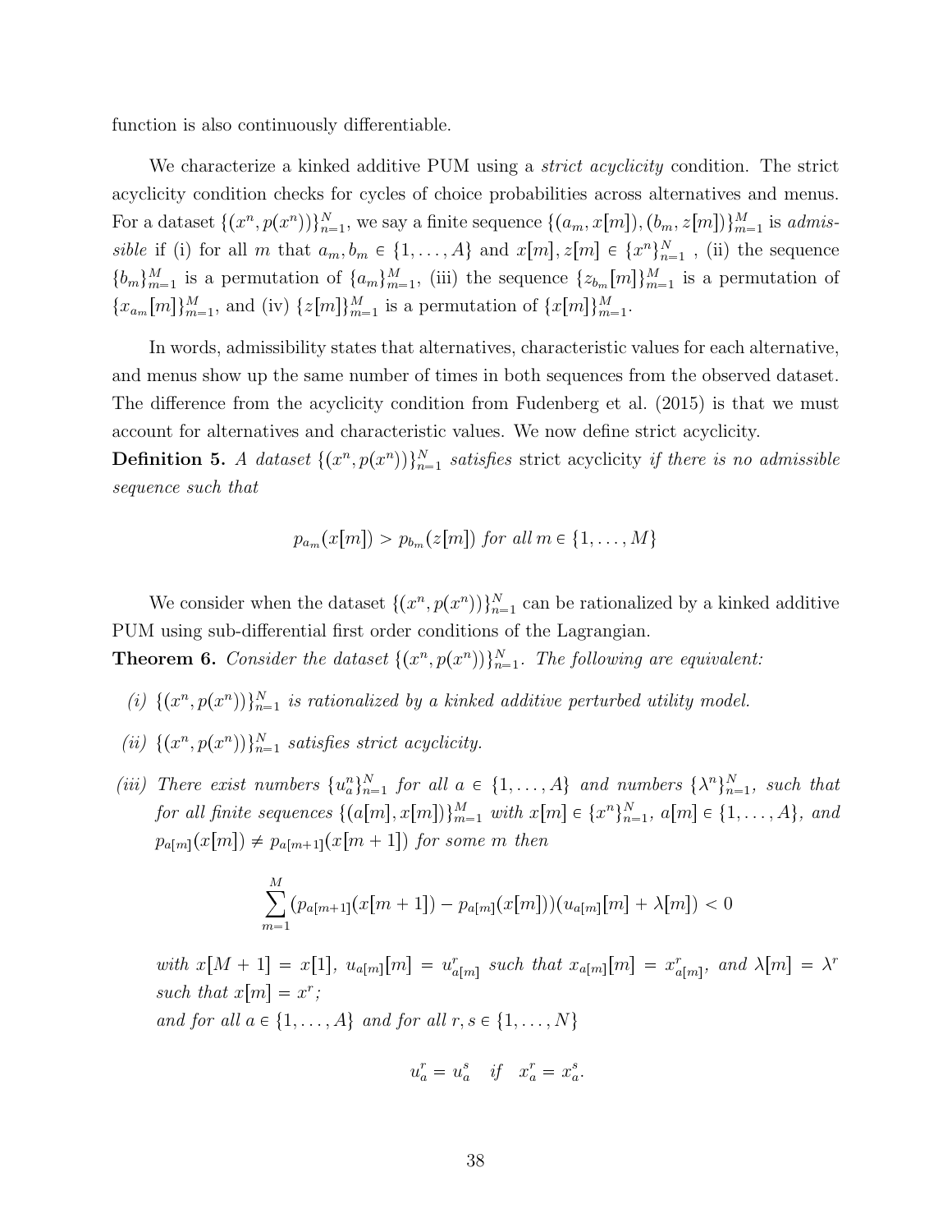function is also continuously differentiable.

We characterize a kinked additive PUM using a *strict acyclicity* condition. The strict acyclicity condition checks for cycles of choice probabilities across alternatives and menus. For a dataset $\{(x^n, p(x^n))\}_{n=1}^N$, we say a finite sequence $\{(a_m, x[m]), (b_m, z[m])\}_{m=1}^M$ is *admissible* if (i) for all $m$ that $a_m, b_m \in \{1, \ldots, A\}$ and $x[m], z[m] \in \{x^n\}_{n=1}^N$ , (ii) the sequence $\{b_m\}_{m=1}^M$ is a permutation of $\{a_m\}_{m=1}^M$, (iii) the sequence $\{z_{b_m}[m]\}_{m=1}^M$ is a permutation of $\{x_{a_m}[m]\}_{m=1}^M$, and (iv) $\{z[m]\}_{m=1}^M$ is a permutation of $\{x[m]\}_{m=1}^M$.

In words, admissibility states that alternatives, characteristic values for each alternative, and menus show up the same number of times in both sequences from the observed dataset. The difference from the acyclicity condition from Fudenberg et al. (2015) is that we must account for alternatives and characteristic values. We now define strict acyclicity.

**Definition 5.** *A dataset $\{(x^n, p(x^n))\}_{n=1}^N$ satisfies* strict acyclicity *if there is no admissible sequence such that*

$$p_{a_m}(x[m]) > p_{b_m}(z[m]) \text{ for all } m \in \{1, \ldots, M\}$$

We consider when the dataset $\{(x^n, p(x^n))\}_{n=1}^N$ can be rationalized by a kinked additive PUM using sub-differential first order conditions of the Lagrangian.

**Theorem 6.** *Consider the dataset $\{(x^n, p(x^n))\}_{n=1}^N$. The following are equivalent:*

*(i) $\{(x^n, p(x^n))\}_{n=1}^N$ is rationalized by a kinked additive perturbed utility model.*

*(ii) $\{(x^n, p(x^n))\}_{n=1}^N$ satisfies strict acyclicity.*

*(iii) There exist numbers $\{u_a^n\}_{n=1}^N$ for all $a \in \{1, \ldots, A\}$ and numbers $\{\lambda^n\}_{n=1}^N$, such that for all finite sequences $\{(a[m], x[m])\}_{m=1}^M$ with $x[m] \in \{x^n\}_{n=1}^N$, $a[m] \in \{1, \ldots, A\}$, and $p_{a[m]}(x[m]) \neq p_{a[m+1]}(x[m+1])$ for some $m$ then*

$$\sum_{m=1}^{M} (p_{a[m+1]}(x[m+1]) - p_{a[m]}(x[m]))(u_{a[m]}[m] + \lambda[m]) < 0$$

*with $x[M+1] = x[1]$, $u_{a[m]}[m] = u_{a[m]}^r$ such that $x_{a[m]}[m] = x_{a[m]}^r$, and $\lambda[m] = \lambda^r$ such that $x[m] = x^r$;*
*and for all $a \in \{1, \ldots, A\}$ and for all $r, s \in \{1, \ldots, N\}$*

$$u_a^r = u_a^s \quad \text{if} \quad x_a^r = x_a^s.$$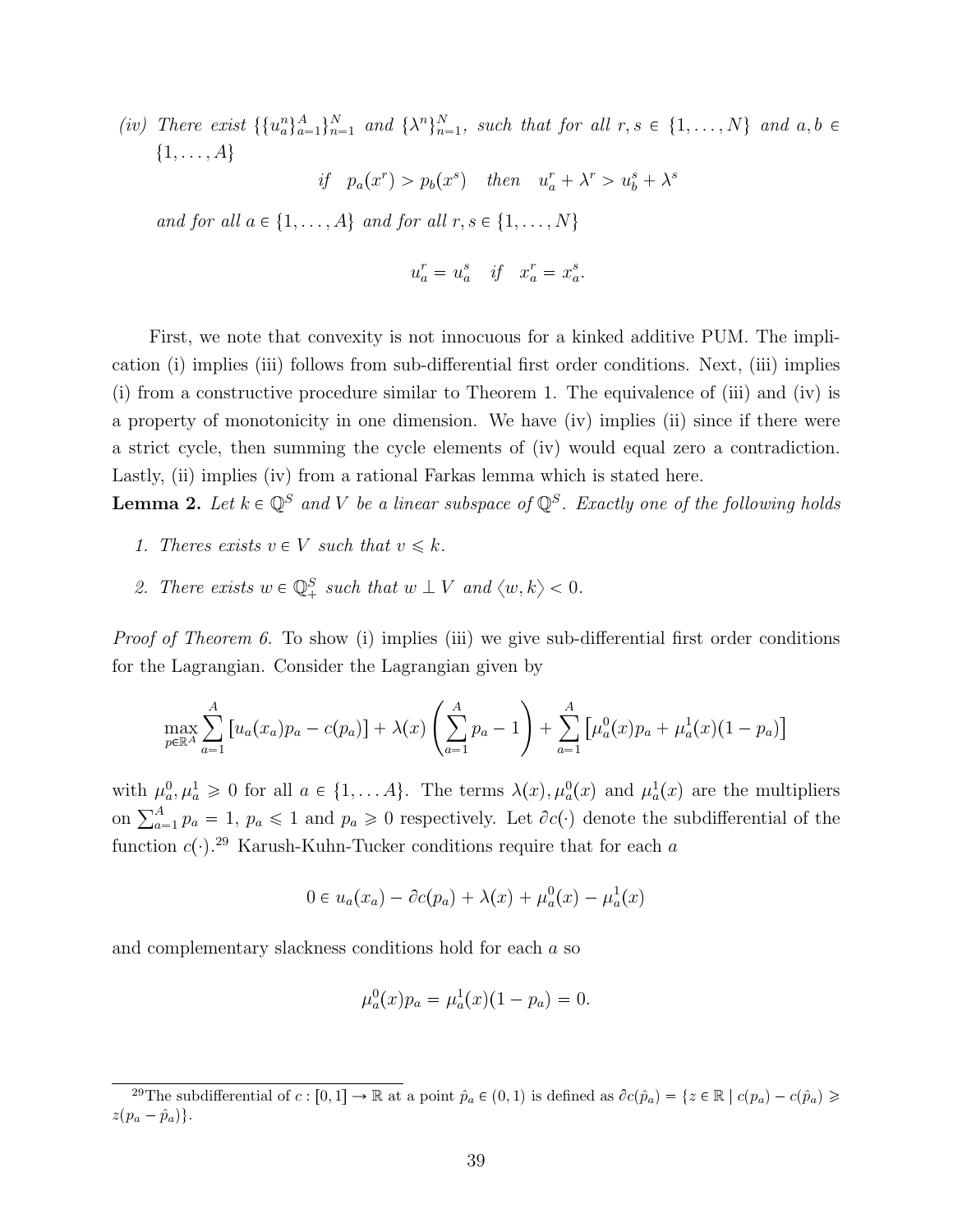*(iv) There exist $\{\{u_a^n\}_{a=1}^A\}_{n=1}^N$ and $\{\lambda^n\}_{n=1}^N$, such that for all $r, s \in \{1, \ldots, N\}$ and $a, b \in \{1, \ldots, A\}$*

$$\text{if} \quad p_a(x^r) > p_b(x^s) \quad \text{then} \quad u_a^r + \lambda^r > u_b^s + \lambda^s$$

*and for all $a \in \{1, \ldots, A\}$ and for all $r, s \in \{1, \ldots, N\}$*

$$u_a^r = u_a^s \quad \text{if} \quad x_a^r = x_a^s.$$

First, we note that convexity is not innocuous for a kinked additive PUM. The implication (i) implies (iii) follows from sub-differential first order conditions. Next, (iii) implies (i) from a constructive procedure similar to Theorem 1. The equivalence of (iii) and (iv) is a property of monotonicity in one dimension. We have (iv) implies (ii) since if there were a strict cycle, then summing the cycle elements of (iv) would equal zero a contradiction. Lastly, (ii) implies (iv) from a rational Farkas lemma which is stated here.

**Lemma 2.** *Let $k \in \mathbb{Q}^S$ and $V$ be a linear subspace of $\mathbb{Q}^S$. Exactly one of the following holds*

1. *Theres exists $v \in V$ such that $v \leqslant k$.*
2. *There exists $w \in \mathbb{Q}_+^S$ such that $w \perp V$ and $\langle w, k \rangle < 0$.*

*Proof of Theorem 6.* To show (i) implies (iii) we give sub-differential first order conditions for the Lagrangian. Consider the Lagrangian given by

$$\max_{p \in \mathbb{R}^A} \sum_{a=1}^A \left[u_a(x_a)p_a - c(p_a)\right] + \lambda(x)\left(\sum_{a=1}^A p_a - 1\right) + \sum_{a=1}^A \left[\mu_a^0(x)p_a + \mu_a^1(x)(1 - p_a)\right]$$

with $\mu_a^0, \mu_a^1 \geqslant 0$ for all $a \in \{1, \ldots A\}$. The terms $\lambda(x), \mu_a^0(x)$ and $\mu_a^1(x)$ are the multipliers on $\sum_{a=1}^A p_a = 1$, $p_a \leqslant 1$ and $p_a \geqslant 0$ respectively. Let $\partial c(\cdot)$ denote the subdifferential of the function $c(\cdot)$.[29] Karush-Kuhn-Tucker conditions require that for each $a$

$$0 \in u_a(x_a) - \partial c(p_a) + \lambda(x) + \mu_a^0(x) - \mu_a^1(x)$$

and complementary slackness conditions hold for each $a$ so

$$\mu_a^0(x)p_a = \mu_a^1(x)(1 - p_a) = 0.$$

[29] The subdifferential of $c : [0, 1] \to \mathbb{R}$ at a point $\hat{p}_a \in (0, 1)$ is defined as $\partial c(\hat{p}_a) = \{z \in \mathbb{R} \mid c(p_a) - c(\hat{p}_a) \geqslant z(p_a - \hat{p}_a)\}$.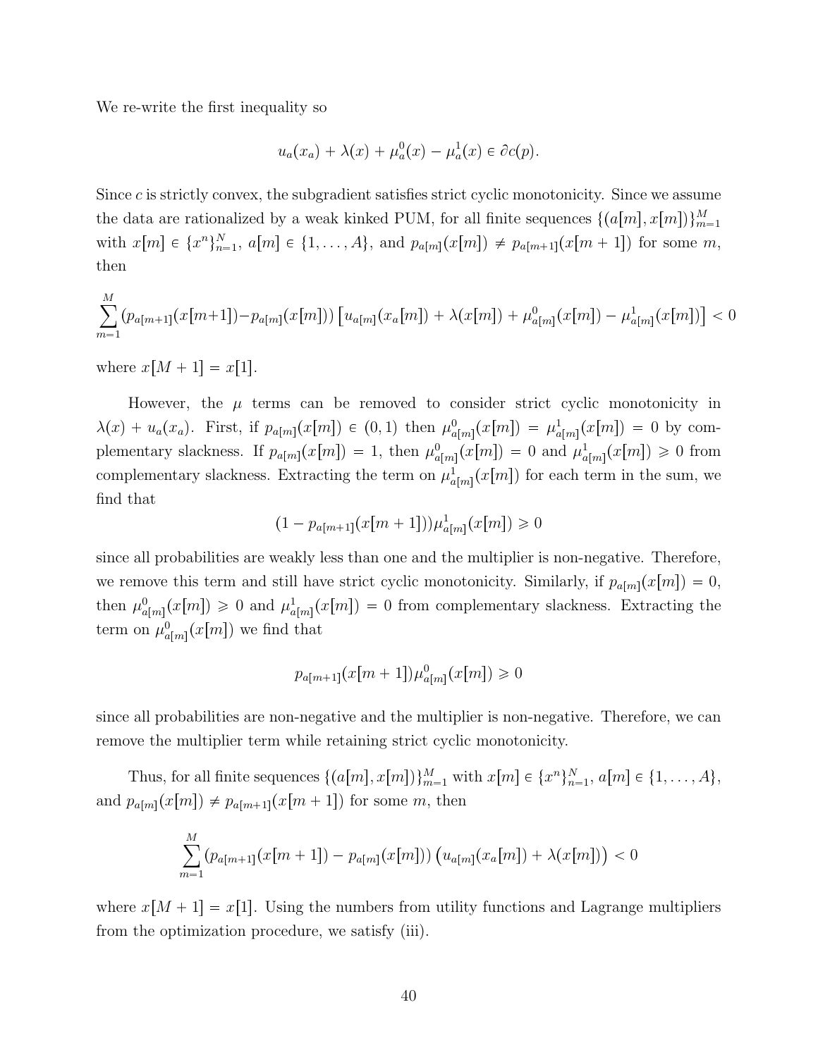We re-write the first inequality so

$$u_a(x_a) + \lambda(x) + \mu_a^0(x) - \mu_a^1(x) \in \partial c(p).$$

Since $c$ is strictly convex, the subgradient satisfies strict cyclic monotonicity. Since we assume the data are rationalized by a weak kinked PUM, for all finite sequences $\{(a[m], x[m])\}_{m=1}^M$ with $x[m] \in \{x^n\}_{n=1}^N$, $a[m] \in \{1, \ldots, A\}$, and $p_{a[m]}(x[m]) \neq p_{a[m+1]}(x[m+1])$ for some $m$, then

$$\sum_{m=1}^{M} (p_{a[m+1]}(x[m+1]) - p_{a[m]}(x[m])) \left[u_{a[m]}(x_a[m]) + \lambda(x[m]) + \mu^0_{a[m]}(x[m]) - \mu^1_{a[m]}(x[m])\right] < 0$$

where $x[M+1] = x[1]$.

However, the $\mu$ terms can be removed to consider strict cyclic monotonicity in $\lambda(x) + u_a(x_a)$. First, if $p_{a[m]}(x[m]) \in (0,1)$ then $\mu^0_{a[m]}(x[m]) = \mu^1_{a[m]}(x[m]) = 0$ by complementary slackness. If $p_{a[m]}(x[m]) = 1$, then $\mu^0_{a[m]}(x[m]) = 0$ and $\mu^1_{a[m]}(x[m]) \geqslant 0$ from complementary slackness. Extracting the term on $\mu^1_{a[m]}(x[m])$ for each term in the sum, we find that

$$(1 - p_{a[m+1]}(x[m+1]))\mu^1_{a[m]}(x[m]) \geqslant 0$$

since all probabilities are weakly less than one and the multiplier is non-negative. Therefore, we remove this term and still have strict cyclic monotonicity. Similarly, if $p_{a[m]}(x[m]) = 0$, then $\mu^0_{a[m]}(x[m]) \geqslant 0$ and $\mu^1_{a[m]}(x[m]) = 0$ from complementary slackness. Extracting the term on $\mu^0_{a[m]}(x[m])$ we find that

$$p_{a[m+1]}(x[m+1])\mu^0_{a[m]}(x[m]) \geqslant 0$$

since all probabilities are non-negative and the multiplier is non-negative. Therefore, we can remove the multiplier term while retaining strict cyclic monotonicity.

Thus, for all finite sequences $\{(a[m], x[m])\}_{m=1}^M$ with $x[m] \in \{x^n\}_{n=1}^N$, $a[m] \in \{1, \ldots, A\}$, and $p_{a[m]}(x[m]) \neq p_{a[m+1]}(x[m+1])$ for some $m$, then

$$\sum_{m=1}^{M} (p_{a[m+1]}(x[m+1]) - p_{a[m]}(x[m])) \left(u_{a[m]}(x_a[m]) + \lambda(x[m])\right) < 0$$

where $x[M+1] = x[1]$. Using the numbers from utility functions and Lagrange multipliers from the optimization procedure, we satisfy (iii).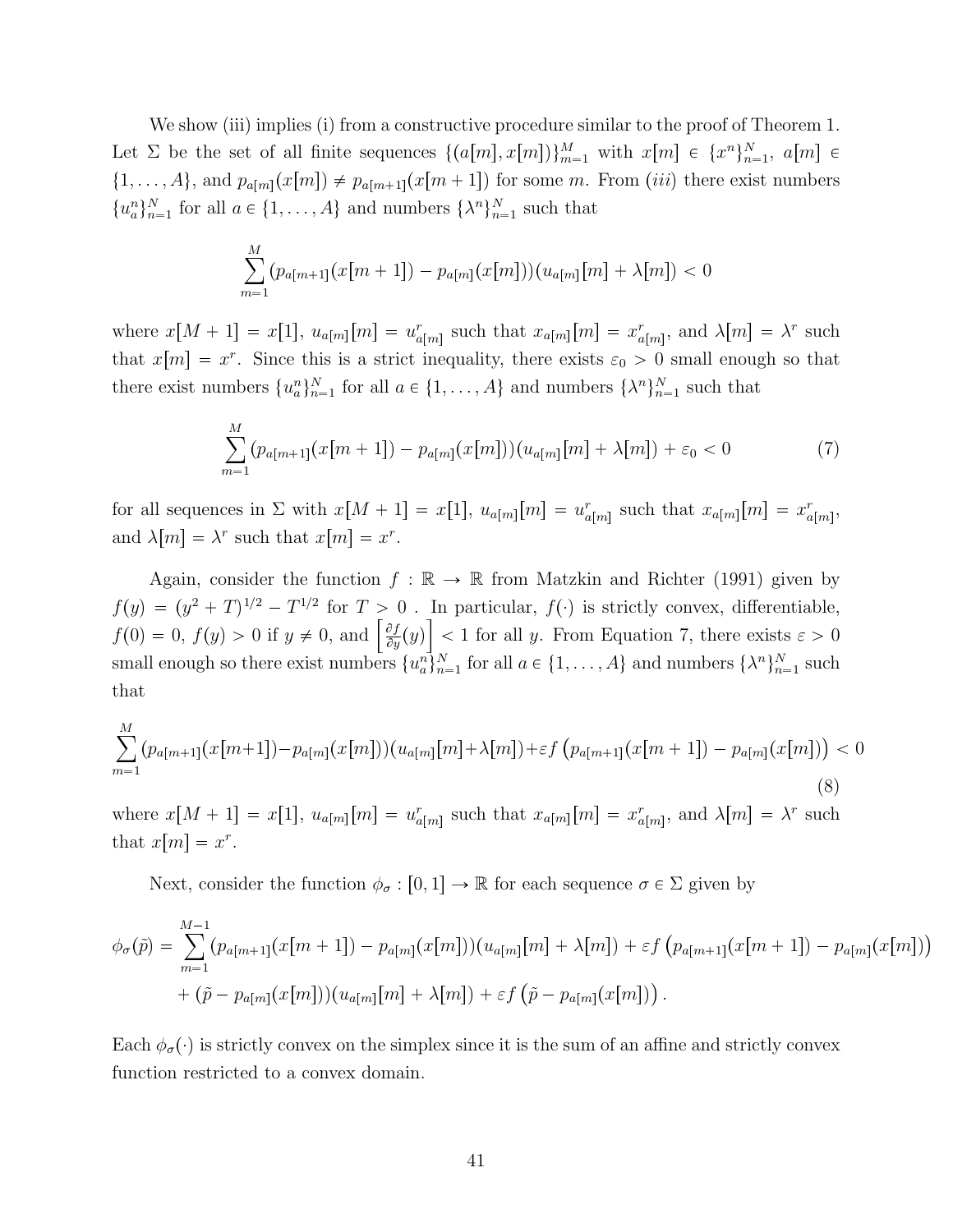We show (iii) implies (i) from a constructive procedure similar to the proof of Theorem 1. Let $\Sigma$ be the set of all finite sequences $\{(a[m], x[m])\}_{m=1}^{M}$ with $x[m] \in \{x^n\}_{n=1}^{N}$, $a[m] \in \{1, \ldots, A\}$, and $p_{a[m]}(x[m]) \neq p_{a[m+1]}(x[m+1])$ for some $m$. From $(iii)$ there exist numbers $\{u_a^n\}_{n=1}^{N}$ for all $a \in \{1, \ldots, A\}$ and numbers $\{\lambda^n\}_{n=1}^{N}$ such that

$$\sum_{m=1}^{M} (p_{a[m+1]}(x[m+1]) - p_{a[m]}(x[m]))(u_{a[m]}[m] + \lambda[m]) < 0$$

where $x[M+1] = x[1]$, $u_{a[m]}[m] = u_{a[m]}^r$ such that $x_{a[m]}[m] = x_{a[m]}^r$, and $\lambda[m] = \lambda^r$ such that $x[m] = x^r$. Since this is a strict inequality, there exists $\varepsilon_0 > 0$ small enough so that there exist numbers $\{u_a^n\}_{n=1}^{N}$ for all $a \in \{1, \ldots, A\}$ and numbers $\{\lambda^n\}_{n=1}^{N}$ such that

$$\sum_{m=1}^{M} (p_{a[m+1]}(x[m+1]) - p_{a[m]}(x[m]))(u_{a[m]}[m] + \lambda[m]) + \varepsilon_0 < 0 \tag{7}$$

for all sequences in $\Sigma$ with $x[M+1] = x[1]$, $u_{a[m]}[m] = u_{a[m]}^r$ such that $x_{a[m]}[m] = x_{a[m]}^r$, and $\lambda[m] = \lambda^r$ such that $x[m] = x^r$.

Again, consider the function $f : \mathbb{R} \to \mathbb{R}$ from Matzkin and Richter (1991) given by $f(y) = (y^2 + T)^{1/2} - T^{1/2}$ for $T > 0$ . In particular, $f(\cdot)$ is strictly convex, differentiable, $f(0) = 0$, $f(y) > 0$ if $y \neq 0$, and $\left[\frac{\partial f}{\partial y}(y)\right] < 1$ for all $y$. From Equation 7, there exists $\varepsilon > 0$ small enough so there exist numbers $\{u_a^n\}_{n=1}^{N}$ for all $a \in \{1, \ldots, A\}$ and numbers $\{\lambda^n\}_{n=1}^{N}$ such that

$$\sum_{m=1}^{M} (p_{a[m+1]}(x[m+1]) - p_{a[m]}(x[m]))(u_{a[m]}[m] + \lambda[m]) + \varepsilon f\left(p_{a[m+1]}(x[m+1]) - p_{a[m]}(x[m])\right) < 0 \tag{8}$$

where $x[M+1] = x[1]$, $u_{a[m]}[m] = u_{a[m]}^r$ such that $x_{a[m]}[m] = x_{a[m]}^r$, and $\lambda[m] = \lambda^r$ such that $x[m] = x^r$.

Next, consider the function $\phi_\sigma : [0,1] \to \mathbb{R}$ for each sequence $\sigma \in \Sigma$ given by

$$\begin{aligned}
\phi_\sigma(\tilde{p}) = &\sum_{m=1}^{M-1} (p_{a[m+1]}(x[m+1]) - p_{a[m]}(x[m]))(u_{a[m]}[m] + \lambda[m]) + \varepsilon f\left(p_{a[m+1]}(x[m+1]) - p_{a[m]}(x[m])\right) \\
&+ (\tilde{p} - p_{a[m]}(x[m]))(u_{a[m]}[m] + \lambda[m]) + \varepsilon f\left(\tilde{p} - p_{a[m]}(x[m])\right).
\end{aligned}$$

Each $\phi_\sigma(\cdot)$ is strictly convex on the simplex since it is the sum of an affine and strictly convex function restricted to a convex domain.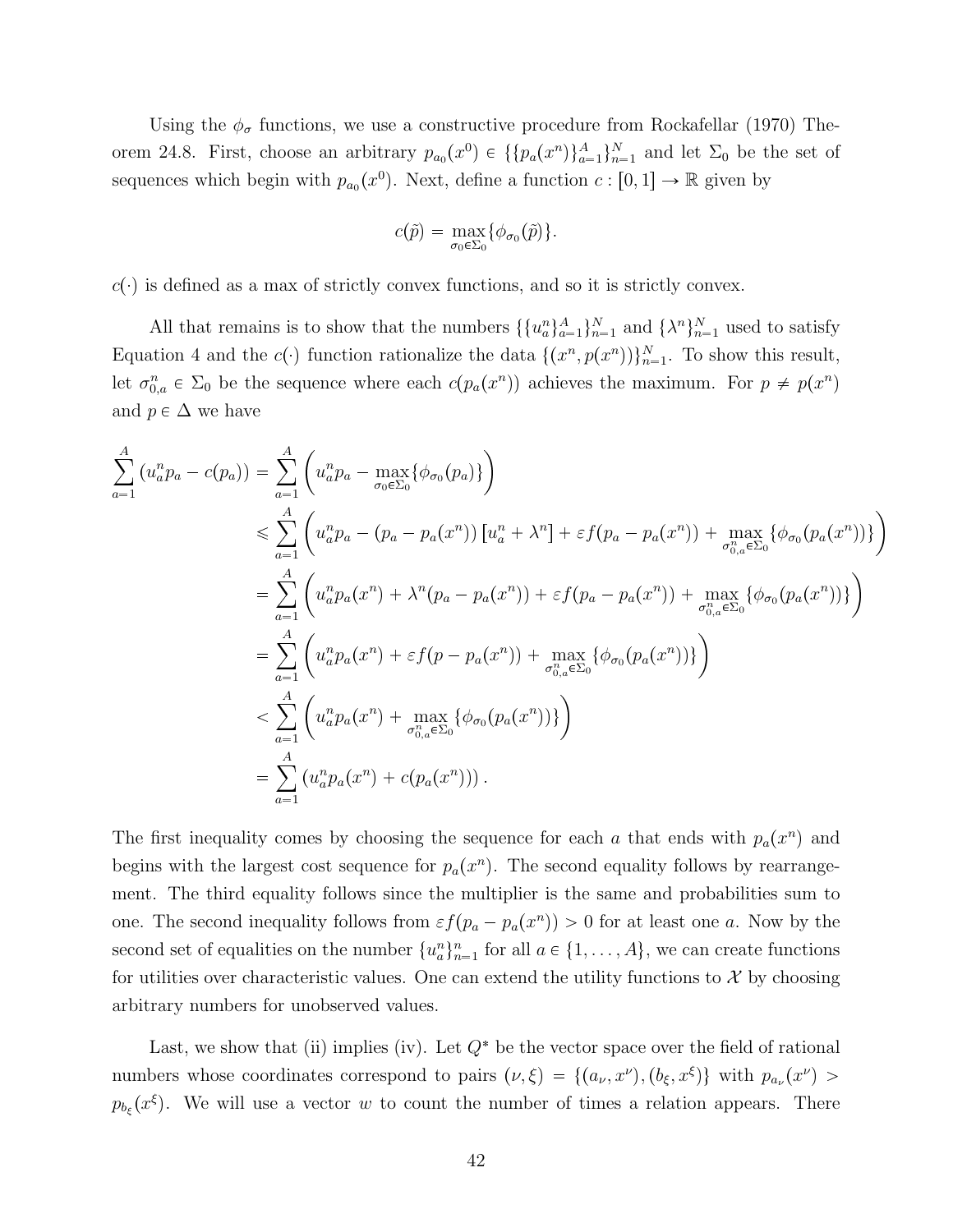Using the $\phi_\sigma$ functions, we use a constructive procedure from Rockafellar (1970) Theorem 24.8. First, choose an arbitrary $p_{a_0}(x^0) \in \{\{p_a(x^n)\}_{a=1}^A\}_{n=1}^N$ and let $\Sigma_0$ be the set of sequences which begin with $p_{a_0}(x^0)$. Next, define a function $c : [0,1] \to \mathbb{R}$ given by

$$c(\tilde{p}) = \max_{\sigma_0 \in \Sigma_0} \{\phi_{\sigma_0}(\tilde{p})\}.$$

$c(\cdot)$ is defined as a max of strictly convex functions, and so it is strictly convex.

All that remains is to show that the numbers $\{\{u_a^n\}_{a=1}^A\}_{n=1}^N$ and $\{\lambda^n\}_{n=1}^N$ used to satisfy Equation 4 and the $c(\cdot)$ function rationalize the data $\{(x^n, p(x^n))\}_{n=1}^N$. To show this result, let $\sigma_{0,a}^n \in \Sigma_0$ be the sequence where each $c(p_a(x^n))$ achieves the maximum. For $p \neq p(x^n)$ and $p \in \Delta$ we have

$$\begin{aligned}
\sum_{a=1}^A \left(u_a^n p_a - c(p_a)\right) &= \sum_{a=1}^A \left(u_a^n p_a - \max_{\sigma_0 \in \Sigma_0}\{\phi_{\sigma_0}(p_a)\}\right) \\
&\leqslant \sum_{a=1}^A \left(u_a^n p_a - (p_a - p_a(x^n))\left[u_a^n + \lambda^n\right] + \varepsilon f(p_a - p_a(x^n)) + \max_{\sigma_{0,a}^n \in \Sigma_0}\{\phi_{\sigma_0}(p_a(x^n))\}\right) \\
&= \sum_{a=1}^A \left(u_a^n p_a(x^n) + \lambda^n(p_a - p_a(x^n)) + \varepsilon f(p_a - p_a(x^n)) + \max_{\sigma_{0,a}^n \in \Sigma_0}\{\phi_{\sigma_0}(p_a(x^n))\}\right) \\
&= \sum_{a=1}^A \left(u_a^n p_a(x^n) + \varepsilon f(p - p_a(x^n)) + \max_{\sigma_{0,a}^n \in \Sigma_0}\{\phi_{\sigma_0}(p_a(x^n))\}\right) \\
&< \sum_{a=1}^A \left(u_a^n p_a(x^n) + \max_{\sigma_{0,a}^n \in \Sigma_0}\{\phi_{\sigma_0}(p_a(x^n))\}\right) \\
&= \sum_{a=1}^A \left(u_a^n p_a(x^n) + c(p_a(x^n))\right).
\end{aligned}$$

The first inequality comes by choosing the sequence for each $a$ that ends with $p_a(x^n)$ and begins with the largest cost sequence for $p_a(x^n)$. The second equality follows by rearrangement. The third equality follows since the multiplier is the same and probabilities sum to one. The second inequality follows from $\varepsilon f(p_a - p_a(x^n)) > 0$ for at least one $a$. Now by the second set of equalities on the number $\{u_a^n\}_{n=1}^n$ for all $a \in \{1, \ldots, A\}$, we can create functions for utilities over characteristic values. One can extend the utility functions to $\mathcal{X}$ by choosing arbitrary numbers for unobserved values.

Last, we show that (ii) implies (iv). Let $Q^*$ be the vector space over the field of rational numbers whose coordinates correspond to pairs $(\nu, \xi) = \{(a_\nu, x^\nu), (b_\xi, x^\xi)\}$ with $p_{a_\nu}(x^\nu) > p_{b_\xi}(x^\xi)$. We will use a vector $w$ to count the number of times a relation appears. There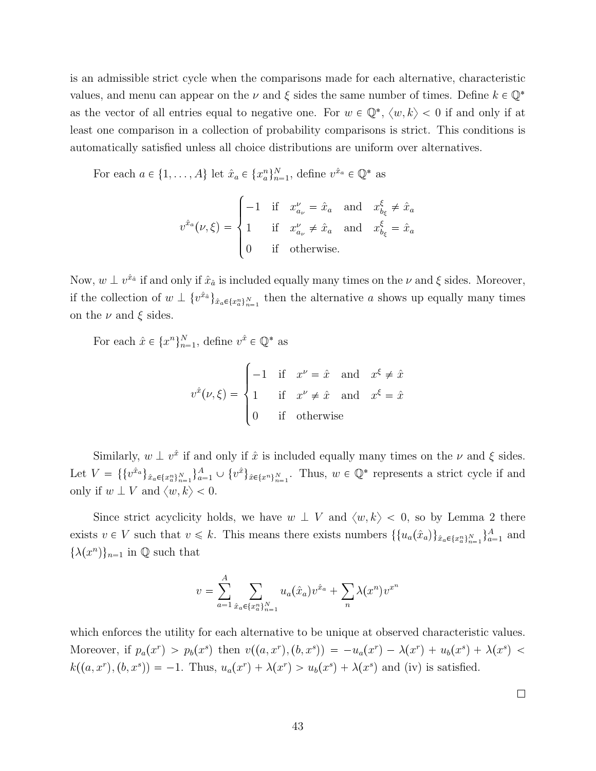is an admissible strict cycle when the comparisons made for each alternative, characteristic values, and menu can appear on the $\nu$ and $\xi$ sides the same number of times. Define $k \in \mathbb{Q}^*$ as the vector of all entries equal to negative one. For $w \in \mathbb{Q}^*$, $\langle w, k \rangle < 0$ if and only if at least one comparison in a collection of probability comparisons is strict. This conditions is automatically satisfied unless all choice distributions are uniform over alternatives.

For each $a \in \{1, \ldots, A\}$ let $\hat{x}_a \in \{x_a^n\}_{n=1}^N$, define $v^{\hat{x}_a} \in \mathbb{Q}^*$ as

$$v^{\hat{x}_a}(\nu, \xi) = \begin{cases} -1 & \text{if} \quad x^\nu_{a_\nu} = \hat{x}_a \quad \text{and} \quad x^\xi_{b_\xi} \neq \hat{x}_a \\ 1 & \text{if} \quad x^\nu_{a_\nu} \neq \hat{x}_a \quad \text{and} \quad x^\xi_{b_\xi} = \hat{x}_a \\ 0 & \text{if} \quad \text{otherwise.} \end{cases}$$

Now, $w \perp v^{\hat{x}_{\hat{a}}}$ if and only if $\hat{x}_{\hat{a}}$ is included equally many times on the $\nu$ and $\xi$ sides. Moreover, if the collection of $w \perp \{v^{\hat{x}_{\hat{a}}}\}_{\hat{x}_a \in \{x_a^n\}_{n=1}^N}$ then the alternative $a$ shows up equally many times on the $\nu$ and $\xi$ sides.

For each $\hat{x} \in \{x^n\}_{n=1}^N$, define $v^{\hat{x}} \in \mathbb{Q}^*$ as

$$v^{\hat{x}}(\nu, \xi) = \begin{cases} -1 & \text{if} \quad x^\nu = \hat{x} \quad \text{and} \quad x^\xi \neq \hat{x} \\ 1 & \text{if} \quad x^\nu \neq \hat{x} \quad \text{and} \quad x^\xi = \hat{x} \\ 0 & \text{if} \quad \text{otherwise} \end{cases}$$

Similarly, $w \perp v^{\hat{x}}$ if and only if $\hat{x}$ is included equally many times on the $\nu$ and $\xi$ sides. Let $V = \{\{v^{\hat{x}_a}\}_{\hat{x}_a \in \{x_a^n\}_{n=1}^N}\}_{a=1}^A \cup \{v^{\hat{x}}\}_{\hat{x} \in \{x^n\}_{n=1}^N}$. Thus, $w \in \mathbb{Q}^*$ represents a strict cycle if and only if $w \perp V$ and $\langle w, k \rangle < 0$.

Since strict acyclicity holds, we have $w \perp V$ and $\langle w, k \rangle < 0$, so by Lemma 2 there exists $v \in V$ such that $v \leqslant k$. This means there exists numbers $\{\{u_a(\hat{x}_a)\}_{\hat{x}_a \in \{x_a^n\}_{n=1}^N}\}_{a=1}^A$ and $\{\lambda(x^n)\}_{n=1}$ in $\mathbb{Q}$ such that

$$v = \sum_{a=1}^{A} \sum_{\hat{x}_a \in \{x_a^n\}_{n=1}^N} u_a(\hat{x}_a) v^{\hat{x}_a} + \sum_n \lambda(x^n) v^{x^n}$$

which enforces the utility for each alternative to be unique at observed characteristic values. Moreover, if $p_a(x^r) > p_b(x^s)$ then $v((a, x^r), (b, x^s)) = -u_a(x^r) - \lambda(x^r) + u_b(x^s) + \lambda(x^s) < k((a, x^r), (b, x^s)) = -1$. Thus, $u_a(x^r) + \lambda(x^r) > u_b(x^s) + \lambda(x^s)$ and (iv) is satisfied.

□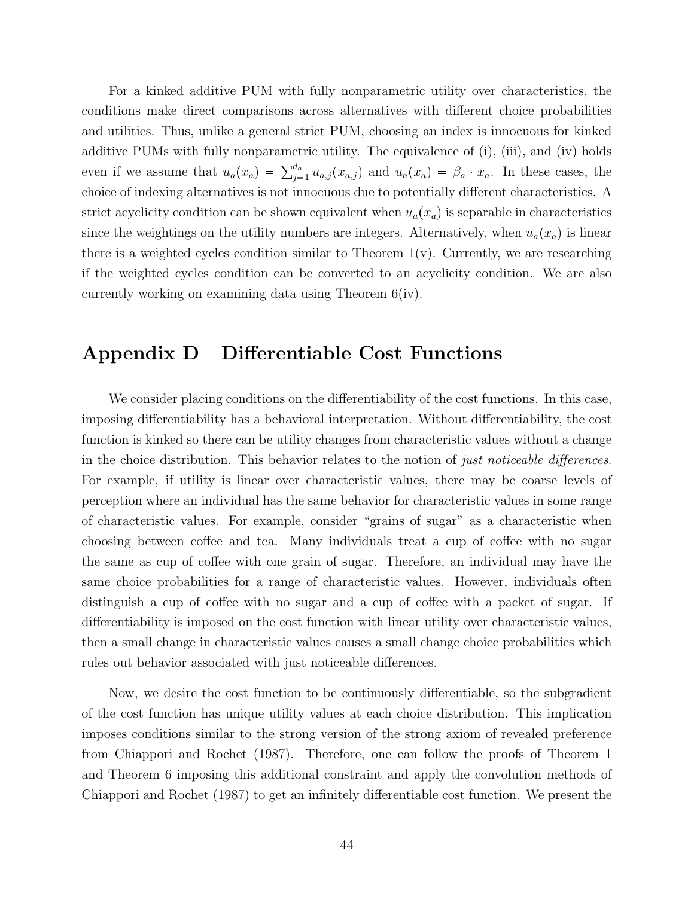For a kinked additive PUM with fully nonparametric utility over characteristics, the conditions make direct comparisons across alternatives with different choice probabilities and utilities. Thus, unlike a general strict PUM, choosing an index is innocuous for kinked additive PUMs with fully nonparametric utility. The equivalence of (i), (iii), and (iv) holds even if we assume that $u_a(x_a) = \sum_{j=1}^{d_a} u_{a,j}(x_{a,j})$ and $u_a(x_a) = \beta_a \cdot x_a$. In these cases, the choice of indexing alternatives is not innocuous due to potentially different characteristics. A strict acyclicity condition can be shown equivalent when $u_a(x_a)$ is separable in characteristics since the weightings on the utility numbers are integers. Alternatively, when $u_a(x_a)$ is linear there is a weighted cycles condition similar to Theorem 1(v). Currently, we are researching if the weighted cycles condition can be converted to an acyclicity condition. We are also currently working on examining data using Theorem 6(iv).

# Appendix D Differentiable Cost Functions

We consider placing conditions on the differentiability of the cost functions. In this case, imposing differentiability has a behavioral interpretation. Without differentiability, the cost function is kinked so there can be utility changes from characteristic values without a change in the choice distribution. This behavior relates to the notion of *just noticeable differences*. For example, if utility is linear over characteristic values, there may be coarse levels of perception where an individual has the same behavior for characteristic values in some range of characteristic values. For example, consider "grains of sugar" as a characteristic when choosing between coffee and tea. Many individuals treat a cup of coffee with no sugar the same as cup of coffee with one grain of sugar. Therefore, an individual may have the same choice probabilities for a range of characteristic values. However, individuals often distinguish a cup of coffee with no sugar and a cup of coffee with a packet of sugar. If differentiability is imposed on the cost function with linear utility over characteristic values, then a small change in characteristic values causes a small change choice probabilities which rules out behavior associated with just noticeable differences.

Now, we desire the cost function to be continuously differentiable, so the subgradient of the cost function has unique utility values at each choice distribution. This implication imposes conditions similar to the strong version of the strong axiom of revealed preference from Chiappori and Rochet (1987). Therefore, one can follow the proofs of Theorem 1 and Theorem 6 imposing this additional constraint and apply the convolution methods of Chiappori and Rochet (1987) to get an infinitely differentiable cost function. We present the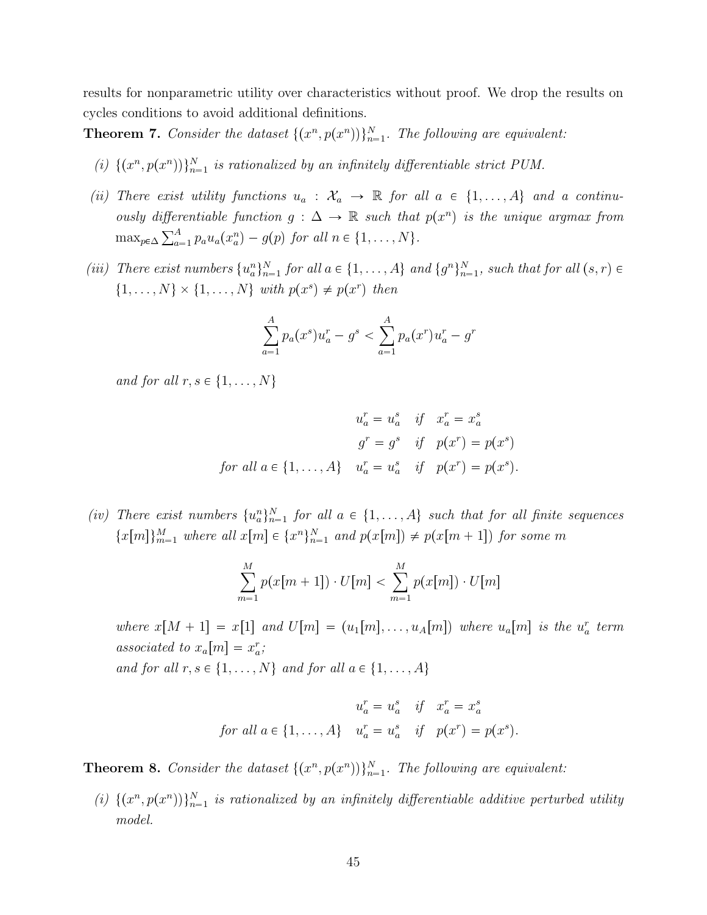results for nonparametric utility over characteristics without proof. We drop the results on cycles conditions to avoid additional definitions.

**Theorem 7.** *Consider the dataset $\{(x^n, p(x^n))\}_{n=1}^N$. The following are equivalent:*

*(i)* $\{(x^n, p(x^n))\}_{n=1}^N$ *is rationalized by an infinitely differentiable strict PUM.*

*(ii) There exist utility functions $u_a : \mathcal{X}_a \to \mathbb{R}$ for all $a \in \{1, \ldots, A\}$ and a continuously differentiable function $g : \Delta \to \mathbb{R}$ such that $p(x^n)$ is the unique argmax from $\max_{p \in \Delta} \sum_{a=1}^A p_a u_a(x_a^n) - g(p)$ for all $n \in \{1, \ldots, N\}$.*

*(iii) There exist numbers $\{u_a^n\}_{n=1}^N$ for all $a \in \{1, \ldots, A\}$ and $\{g^n\}_{n=1}^N$, such that for all $(s, r) \in \{1, \ldots, N\} \times \{1, \ldots, N\}$ with $p(x^s) \neq p(x^r)$ then*

$$\sum_{a=1}^A p_a(x^s) u_a^r - g^s < \sum_{a=1}^A p_a(x^r) u_a^r - g^r$$

*and for all $r, s \in \{1, \ldots, N\}$*

$$\begin{aligned} u_a^r &= u_a^s \quad \text{if} \quad x_a^r = x_a^s \\ g^r &= g^s \quad \text{if} \quad p(x^r) = p(x^s) \\ \text{for all } a \in \{1, \ldots, A\} \quad u_a^r &= u_a^s \quad \text{if} \quad p(x^r) = p(x^s). \end{aligned}$$

*(iv) There exist numbers $\{u_a^n\}_{n=1}^N$ for all $a \in \{1, \ldots, A\}$ such that for all finite sequences $\{x[m]\}_{m=1}^M$ where all $x[m] \in \{x^n\}_{n=1}^N$ and $p(x[m]) \neq p(x[m+1])$ for some $m$*

$$\sum_{m=1}^M p(x[m+1]) \cdot U[m] < \sum_{m=1}^M p(x[m]) \cdot U[m]$$

*where $x[M+1] = x[1]$ and $U[m] = (u_1[m], \ldots, u_A[m])$ where $u_a[m]$ is the $u_a^r$ term associated to $x_a[m] = x_a^r$;*
*and for all $r, s \in \{1, \ldots, N\}$ and for all $a \in \{1, \ldots, A\}$*

$$\begin{aligned} u_a^r &= u_a^s \quad \text{if} \quad x_a^r = x_a^s \\ \text{for all } a \in \{1, \ldots, A\} \quad u_a^r &= u_a^s \quad \text{if} \quad p(x^r) = p(x^s). \end{aligned}$$

**Theorem 8.** *Consider the dataset $\{(x^n, p(x^n))\}_{n=1}^N$. The following are equivalent:*

*(i)* $\{(x^n, p(x^n))\}_{n=1}^N$ *is rationalized by an infinitely differentiable additive perturbed utility model.*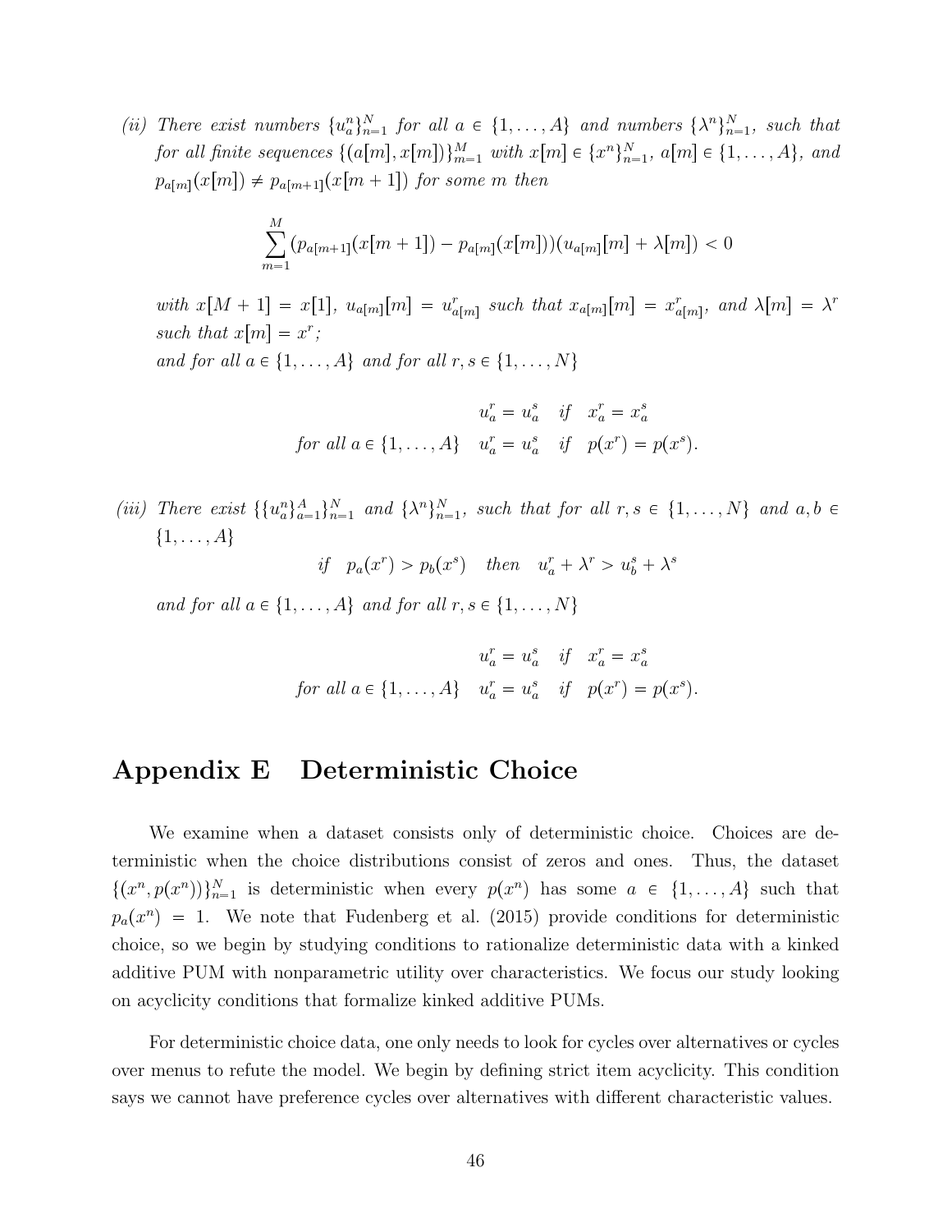*(ii) There exist numbers $\{u_a^n\}_{n=1}^N$ for all $a \in \{1, \ldots, A\}$ and numbers $\{\lambda^n\}_{n=1}^N$, such that for all finite sequences $\{(a[m], x[m])\}_{m=1}^M$ with $x[m] \in \{x^n\}_{n=1}^N$, $a[m] \in \{1, \ldots, A\}$, and $p_{a[m]}(x[m]) \neq p_{a[m+1]}(x[m+1])$ for some $m$ then*

$$\sum_{m=1}^{M} (p_{a[m+1]}(x[m+1]) - p_{a[m]}(x[m]))(u_{a[m]}[m] + \lambda[m]) < 0$$

*with $x[M+1] = x[1]$, $u_{a[m]}[m] = u_{a[m]}^r$ such that $x_{a[m]}[m] = x_{a[m]}^r$, and $\lambda[m] = \lambda^r$ such that $x[m] = x^r$;*

*and for all $a \in \{1, \ldots, A\}$ and for all $r, s \in \{1, \ldots, N\}$*

$$u_a^r = u_a^s \quad \text{if} \quad x_a^r = x_a^s$$
$$\text{for all } a \in \{1, \ldots, A\} \quad u_a^r = u_a^s \quad \text{if} \quad p(x^r) = p(x^s).$$

*(iii) There exist $\{\{u_a^n\}_{a=1}^A\}_{n=1}^N$ and $\{\lambda^n\}_{n=1}^N$, such that for all $r, s \in \{1, \ldots, N\}$ and $a, b \in \{1, \ldots, A\}$*

$$\text{if} \quad p_a(x^r) > p_b(x^s) \quad \text{then} \quad u_a^r + \lambda^r > u_b^s + \lambda^s$$

*and for all $a \in \{1, \ldots, A\}$ and for all $r, s \in \{1, \ldots, N\}$*

$$u_a^r = u_a^s \quad \text{if} \quad x_a^r = x_a^s$$
$$\text{for all } a \in \{1, \ldots, A\} \quad u_a^r = u_a^s \quad \text{if} \quad p(x^r) = p(x^s).$$

# Appendix E Deterministic Choice

We examine when a dataset consists only of deterministic choice. Choices are deterministic when the choice distributions consist of zeros and ones. Thus, the dataset $\{(x^n, p(x^n))\}_{n=1}^N$ is deterministic when every $p(x^n)$ has some $a \in \{1, \ldots, A\}$ such that $p_a(x^n) = 1$. We note that Fudenberg et al. (2015) provide conditions for deterministic choice, so we begin by studying conditions to rationalize deterministic data with a kinked additive PUM with nonparametric utility over characteristics. We focus our study looking on acyclicity conditions that formalize kinked additive PUMs.

For deterministic choice data, one only needs to look for cycles over alternatives or cycles over menus to refute the model. We begin by defining strict item acyclicity. This condition says we cannot have preference cycles over alternatives with different characteristic values.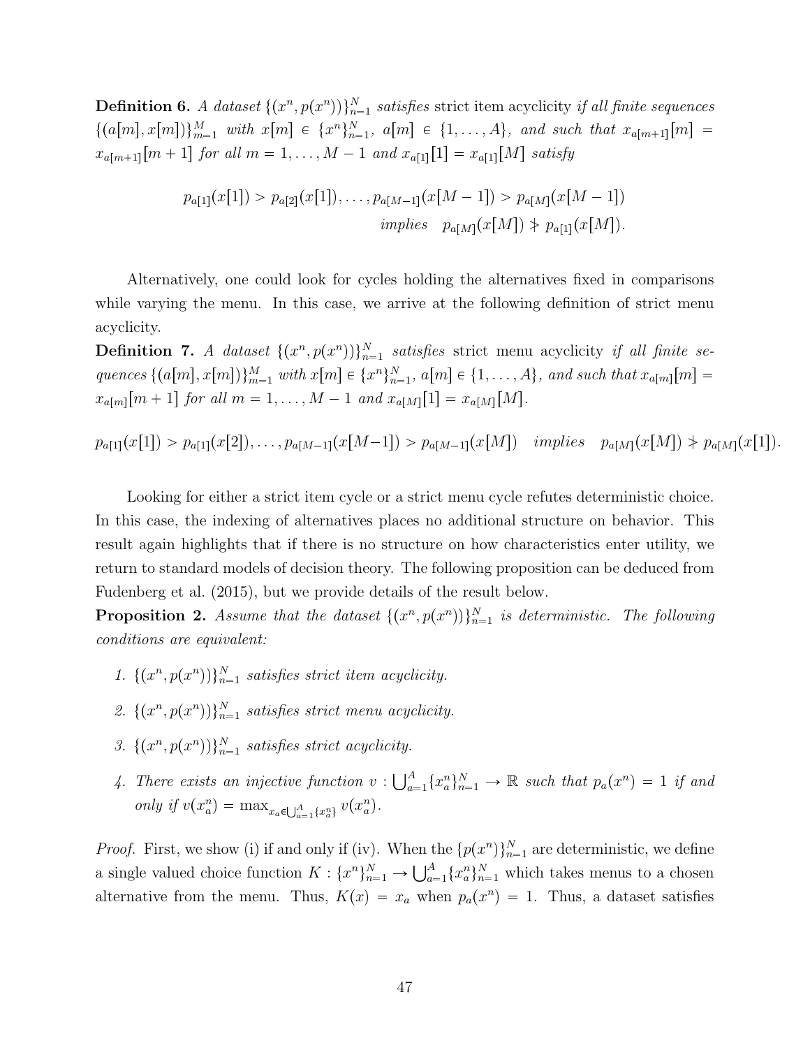**Definition 6.** *A dataset* $\{(x^n, p(x^n))\}_{n=1}^N$ *satisfies* strict item acyclicity *if all finite sequences* $\{(a[m], x[m])\}_{m=1}^M$ *with* $x[m] \in \{x^n\}_{n=1}^N$*,* $a[m] \in \{1, \ldots, A\}$*, and such that* $x_{a[m+1]}[m] = x_{a[m+1]}[m+1]$ *for all* $m = 1, \ldots, M-1$ *and* $x_{a[1]}[1] = x_{a[1]}[M]$ *satisfy*

$$p_{a[1]}(x[1]) > p_{a[2]}(x[1]), \ldots, p_{a[M-1]}(x[M-1]) > p_{a[M]}(x[M-1])$$
$$\textit{implies} \quad p_{a[M]}(x[M]) \not> p_{a[1]}(x[M]).$$

Alternatively, one could look for cycles holding the alternatives fixed in comparisons while varying the menu. In this case, we arrive at the following definition of strict menu acyclicity.

**Definition 7.** *A dataset* $\{(x^n, p(x^n))\}_{n=1}^N$ *satisfies* strict menu acyclicity *if all finite sequences* $\{(a[m], x[m])\}_{m=1}^M$ *with* $x[m] \in \{x^n\}_{n=1}^N$*,* $a[m] \in \{1, \ldots, A\}$*, and such that* $x_{a[m]}[m] = x_{a[m]}[m+1]$ *for all* $m = 1, \ldots, M-1$ *and* $x_{a[M]}[1] = x_{a[M]}[M]$*.*

$$p_{a[1]}(x[1]) > p_{a[1]}(x[2]), \ldots, p_{a[M-1]}(x[M-1]) > p_{a[M-1]}(x[M]) \quad \textit{implies} \quad p_{a[M]}(x[M]) \not> p_{a[M]}(x[1]).$$

Looking for either a strict item cycle or a strict menu cycle refutes deterministic choice. In this case, the indexing of alternatives places no additional structure on behavior. This result again highlights that if there is no structure on how characteristics enter utility, we return to standard models of decision theory. The following proposition can be deduced from Fudenberg et al. (2015), but we provide details of the result below.

**Proposition 2.** *Assume that the dataset* $\{(x^n, p(x^n))\}_{n=1}^N$ *is deterministic. The following conditions are equivalent:*

1. $\{(x^n, p(x^n))\}_{n=1}^N$ *satisfies strict item acyclicity.*
2. $\{(x^n, p(x^n))\}_{n=1}^N$ *satisfies strict menu acyclicity.*
3. $\{(x^n, p(x^n))\}_{n=1}^N$ *satisfies strict acyclicity.*
4. *There exists an injective function* $v : \bigcup_{a=1}^A \{x_a^n\}_{n=1}^N \to \mathbb{R}$ *such that* $p_a(x^n) = 1$ *if and only if* $v(x_a^n) = \max_{x_a \in \bigcup_{a=1}^A \{x_a^n\}} v(x_a^n)$*.*

*Proof.* First, we show (i) if and only if (iv). When the $\{p(x^n)\}_{n=1}^N$ are deterministic, we define a single valued choice function $K : \{x^n\}_{n=1}^N \to \bigcup_{a=1}^A \{x_a^n\}_{n=1}^N$ which takes menus to a chosen alternative from the menu. Thus, $K(x) = x_a$ when $p_a(x^n) = 1$. Thus, a dataset satisfies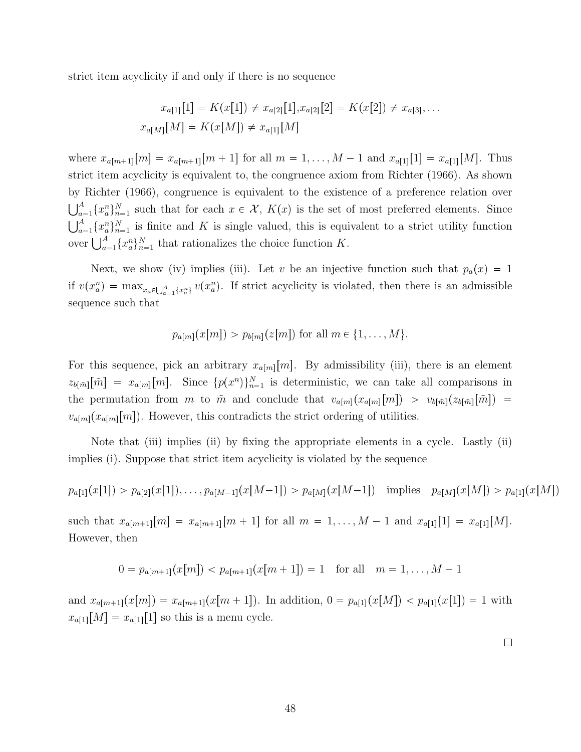strict item acyclicity if and only if there is no sequence

$$x_{a[1]}[1] = K(x[1]) \neq x_{a[2]}[1], x_{a[2]}[2] = K(x[2]) \neq x_{a[3]}, \ldots$$
$$x_{a[M]}[M] = K(x[M]) \neq x_{a[1]}[M]$$

where $x_{a[m+1]}[m] = x_{a[m+1]}[m+1]$ for all $m = 1, \ldots, M-1$ and $x_{a[1]}[1] = x_{a[1]}[M]$. Thus strict item acyclicity is equivalent to, the congruence axiom from Richter (1966). As shown by Richter (1966), congruence is equivalent to the existence of a preference relation over $\bigcup_{a=1}^{A}\{x_a^n\}_{n=1}^{N}$ such that for each $x \in \mathcal{X}$, $K(x)$ is the set of most preferred elements. Since $\bigcup_{a=1}^{A}\{x_a^n\}_{n=1}^{N}$ is finite and $K$ is single valued, this is equivalent to a strict utility function over $\bigcup_{a=1}^{A}\{x_a^n\}_{n=1}^{N}$ that rationalizes the choice function $K$.

Next, we show (iv) implies (iii). Let $v$ be an injective function such that $p_a(x) = 1$ if $v(x_a^n) = \max_{x_a \in \bigcup_{a=1}^{A}\{x_a^n\}} v(x_a^n)$. If strict acyclicity is violated, then there is an admissible sequence such that

$$p_{a[m]}(x[m]) > p_{b[m]}(z[m]) \text{ for all } m \in \{1, \ldots, M\}.$$

For this sequence, pick an arbitrary $x_{a[m]}[m]$. By admissibility (iii), there is an element $z_{b[\tilde{m}]}[\tilde{m}] = x_{a[m]}[m]$. Since $\{p(x^n)\}_{n=1}^{N}$ is deterministic, we can take all comparisons in the permutation from $m$ to $\tilde{m}$ and conclude that $v_{a[m]}(x_{a[m]}[m]) > v_{b[\tilde{m}]}(z_{b[\tilde{m}]}[\tilde{m}]) = v_{a[m]}(x_{a[m]}[m])$. However, this contradicts the strict ordering of utilities.

Note that (iii) implies (ii) by fixing the appropriate elements in a cycle. Lastly (ii) implies (i). Suppose that strict item acyclicity is violated by the sequence

$$p_{a[1]}(x[1]) > p_{a[2]}(x[1]), \ldots, p_{a[M-1]}(x[M-1]) > p_{a[M]}(x[M-1]) \quad \text{implies} \quad p_{a[M]}(x[M]) > p_{a[1]}(x[M])$$

such that $x_{a[m+1]}[m] = x_{a[m+1]}[m+1]$ for all $m = 1, \ldots, M-1$ and $x_{a[1]}[1] = x_{a[1]}[M]$. However, then

$$0 = p_{a[m+1]}(x[m]) < p_{a[m+1]}(x[m+1]) = 1 \quad \text{for all} \quad m = 1, \ldots, M-1$$

and $x_{a[m+1]}(x[m]) = x_{a[m+1]}(x[m+1])$. In addition, $0 = p_{a[1]}(x[M]) < p_{a[1]}(x[1]) = 1$ with $x_{a[1]}[M] = x_{a[1]}[1]$ so this is a menu cycle.

□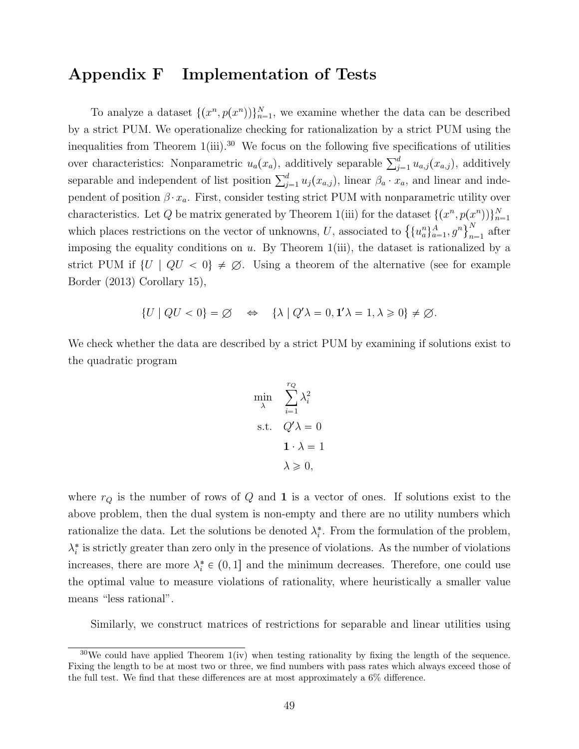# Appendix F Implementation of Tests

To analyze a dataset $\{(x^n, p(x^n))\}_{n=1}^N$, we examine whether the data can be described by a strict PUM. We operationalize checking for rationalization by a strict PUM using the inequalities from Theorem 1(iii).[30] We focus on the following five specifications of utilities over characteristics: Nonparametric $u_a(x_a)$, additively separable $\sum_{j=1}^d u_{a,j}(x_{a,j})$, additively separable and independent of list position $\sum_{j=1}^d u_j(x_{a,j})$, linear $\beta_a \cdot x_a$, and linear and independent of position $\beta \cdot x_a$. First, consider testing strict PUM with nonparametric utility over characteristics. Let $Q$ be matrix generated by Theorem 1(iii) for the dataset $\{(x^n, p(x^n))\}_{n=1}^N$ which places restrictions on the vector of unknowns, $U$, associated to $\left\{\{u_a^n\}_{a=1}^A, g^n\right\}_{n=1}^N$ after imposing the equality conditions on $u$. By Theorem 1(iii), the dataset is rationalized by a strict PUM if $\{U \mid QU < 0\} \neq \varnothing$. Using a theorem of the alternative (see for example Border (2013) Corollary 15),

$$\{U \mid QU < 0\} = \varnothing \quad \Leftrightarrow \quad \{\lambda \mid Q'\lambda = 0, \mathbf{1}'\lambda = 1, \lambda \geqslant 0\} \neq \varnothing.$$

We check whether the data are described by a strict PUM by examining if solutions exist to the quadratic program

$$\begin{aligned} \min_{\lambda} \quad & \sum_{i=1}^{r_Q} \lambda_i^2 \\ \text{s.t.} \quad & Q'\lambda = 0 \\ & \mathbf{1} \cdot \lambda = 1 \\ & \lambda \geqslant 0, \end{aligned}$$

where $r_Q$ is the number of rows of $Q$ and $\mathbf{1}$ is a vector of ones. If solutions exist to the above problem, then the dual system is non-empty and there are no utility numbers which rationalize the data. Let the solutions be denoted $\lambda_i^*$. From the formulation of the problem, $\lambda_i^*$ is strictly greater than zero only in the presence of violations. As the number of violations increases, there are more $\lambda_i^* \in (0, 1]$ and the minimum decreases. Therefore, one could use the optimal value to measure violations of rationality, where heuristically a smaller value means "less rational".

Similarly, we construct matrices of restrictions for separable and linear utilities using

[30] We could have applied Theorem 1(iv) when testing rationality by fixing the length of the sequence. Fixing the length to be at most two or three, we find numbers with pass rates which always exceed those of the full test. We find that these differences are at most approximately a 6% difference.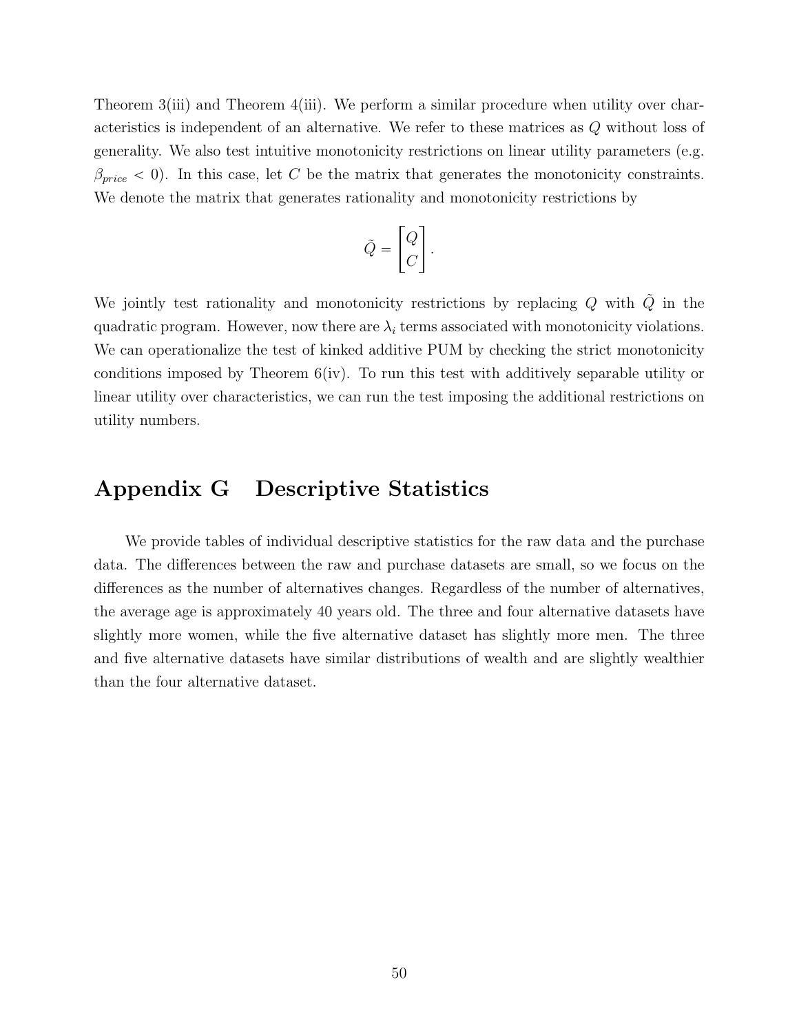Theorem 3(iii) and Theorem 4(iii). We perform a similar procedure when utility over characteristics is independent of an alternative. We refer to these matrices as $Q$ without loss of generality. We also test intuitive monotonicity restrictions on linear utility parameters (e.g. $\beta_{price} < 0$). In this case, let $C$ be the matrix that generates the monotonicity constraints. We denote the matrix that generates rationality and monotonicity restrictions by

$$\tilde{Q} = \begin{bmatrix} Q \\ C \end{bmatrix}.$$

We jointly test rationality and monotonicity restrictions by replacing $Q$ with $\tilde{Q}$ in the quadratic program. However, now there are $\lambda_i$ terms associated with monotonicity violations. We can operationalize the test of kinked additive PUM by checking the strict monotonicity conditions imposed by Theorem 6(iv). To run this test with additively separable utility or linear utility over characteristics, we can run the test imposing the additional restrictions on utility numbers.

# Appendix G Descriptive Statistics

We provide tables of individual descriptive statistics for the raw data and the purchase data. The differences between the raw and purchase datasets are small, so we focus on the differences as the number of alternatives changes. Regardless of the number of alternatives, the average age is approximately 40 years old. The three and four alternative datasets have slightly more women, while the five alternative dataset has slightly more men. The three and five alternative datasets have similar distributions of wealth and are slightly wealthier than the four alternative dataset.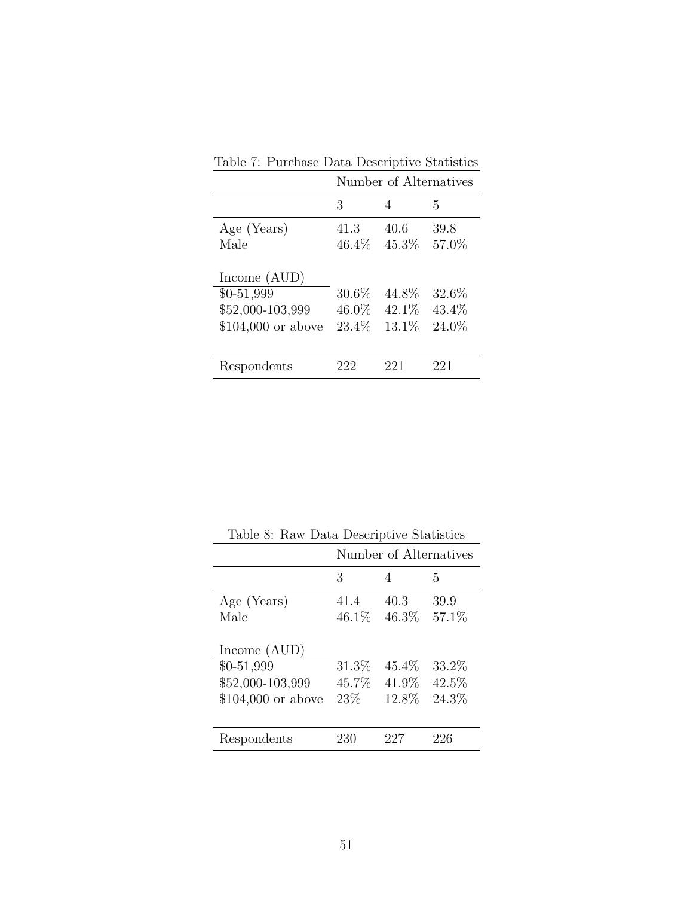Table 7: Purchase Data Descriptive Statistics

| | Number of Alternatives | | |
|---|---|---|---|
| | 3 | 4 | 5 |
| Age (Years) | 41.3 | 40.6 | 39.8 |
| Male | 46.4% | 45.3% | 57.0% |
| Income (AUD) | | | |
| $0-51,999 | 30.6% | 44.8% | 32.6% |
| $52,000-103,999 | 46.0% | 42.1% | 43.4% |
| $104,000 or above | 23.4% | 13.1% | 24.0% |
| Respondents | 222 | 221 | 221 |

Table 8: Raw Data Descriptive Statistics

| | Number of Alternatives | | |
|---|---|---|---|
| | 3 | 4 | 5 |
| Age (Years) | 41.4 | 40.3 | 39.9 |
| Male | 46.1% | 46.3% | 57.1% |
| Income (AUD) | | | |
| $0-51,999 | 31.3% | 45.4% | 33.2% |
| $52,000-103,999 | 45.7% | 41.9% | 42.5% |
| $104,000 or above | 23% | 12.8% | 24.3% |
| Respondents | 230 | 227 | 226 |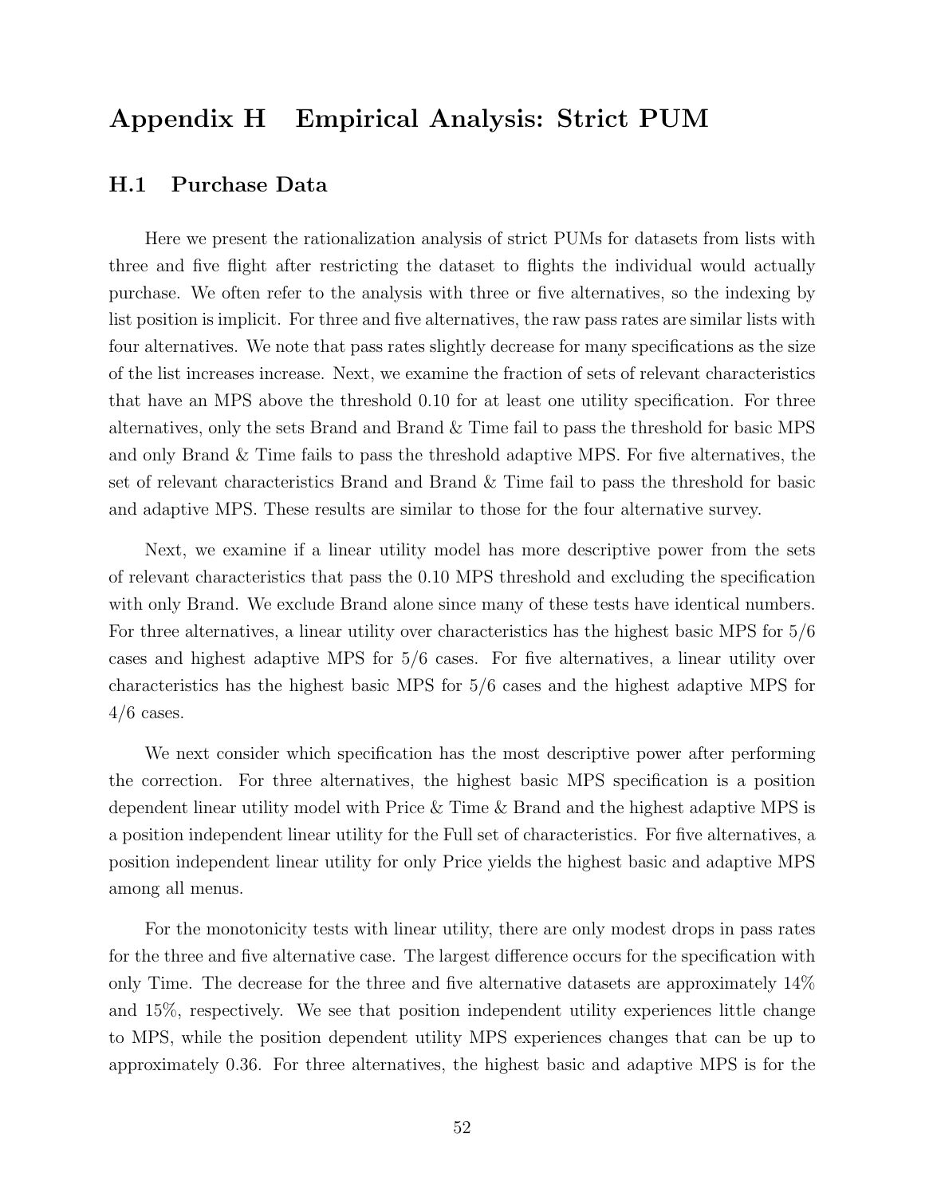# Appendix H Empirical Analysis: Strict PUM

## H.1 Purchase Data

Here we present the rationalization analysis of strict PUMs for datasets from lists with three and five flight after restricting the dataset to flights the individual would actually purchase. We often refer to the analysis with three or five alternatives, so the indexing by list position is implicit. For three and five alternatives, the raw pass rates are similar lists with four alternatives. We note that pass rates slightly decrease for many specifications as the size of the list increases increase. Next, we examine the fraction of sets of relevant characteristics that have an MPS above the threshold 0.10 for at least one utility specification. For three alternatives, only the sets Brand and Brand & Time fail to pass the threshold for basic MPS and only Brand & Time fails to pass the threshold adaptive MPS. For five alternatives, the set of relevant characteristics Brand and Brand & Time fail to pass the threshold for basic and adaptive MPS. These results are similar to those for the four alternative survey.

Next, we examine if a linear utility model has more descriptive power from the sets of relevant characteristics that pass the 0.10 MPS threshold and excluding the specification with only Brand. We exclude Brand alone since many of these tests have identical numbers. For three alternatives, a linear utility over characteristics has the highest basic MPS for 5/6 cases and highest adaptive MPS for 5/6 cases. For five alternatives, a linear utility over characteristics has the highest basic MPS for 5/6 cases and the highest adaptive MPS for 4/6 cases.

We next consider which specification has the most descriptive power after performing the correction. For three alternatives, the highest basic MPS specification is a position dependent linear utility model with Price & Time & Brand and the highest adaptive MPS is a position independent linear utility for the Full set of characteristics. For five alternatives, a position independent linear utility for only Price yields the highest basic and adaptive MPS among all menus.

For the monotonicity tests with linear utility, there are only modest drops in pass rates for the three and five alternative case. The largest difference occurs for the specification with only Time. The decrease for the three and five alternative datasets are approximately 14% and 15%, respectively. We see that position independent utility experiences little change to MPS, while the position dependent utility MPS experiences changes that can be up to approximately 0.36. For three alternatives, the highest basic and adaptive MPS is for the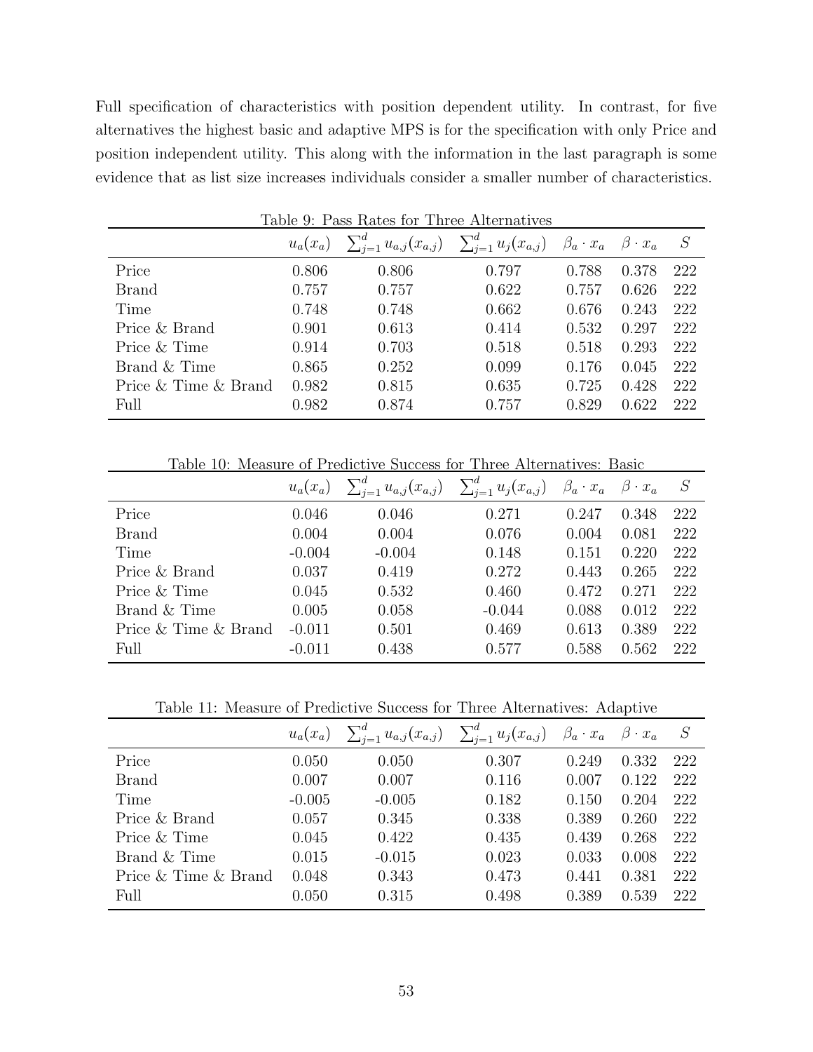Full specification of characteristics with position dependent utility. In contrast, for five alternatives the highest basic and adaptive MPS is for the specification with only Price and position independent utility. This along with the information in the last paragraph is some evidence that as list size increases individuals consider a smaller number of characteristics.

Table 9: Pass Rates for Three Alternatives

| | $u_a(x_a)$ | $\sum_{j=1}^{d} u_{a,j}(x_{a,j})$ | $\sum_{j=1}^{d} u_j(x_{a,j})$ | $\beta_a \cdot x_a$ | $\beta \cdot x_a$ | $S$ |
|---|---|---|---|---|---|---|
| Price | 0.806 | 0.806 | 0.797 | 0.788 | 0.378 | 222 |
| Brand | 0.757 | 0.757 | 0.622 | 0.757 | 0.626 | 222 |
| Time | 0.748 | 0.748 | 0.662 | 0.676 | 0.243 | 222 |
| Price & Brand | 0.901 | 0.613 | 0.414 | 0.532 | 0.297 | 222 |
| Price & Time | 0.914 | 0.703 | 0.518 | 0.518 | 0.293 | 222 |
| Brand & Time | 0.865 | 0.252 | 0.099 | 0.176 | 0.045 | 222 |
| Price & Time & Brand | 0.982 | 0.815 | 0.635 | 0.725 | 0.428 | 222 |
| Full | 0.982 | 0.874 | 0.757 | 0.829 | 0.622 | 222 |

Table 10: Measure of Predictive Success for Three Alternatives: Basic

| | $u_a(x_a)$ | $\sum_{j=1}^{d} u_{a,j}(x_{a,j})$ | $\sum_{j=1}^{d} u_j(x_{a,j})$ | $\beta_a \cdot x_a$ | $\beta \cdot x_a$ | $S$ |
|---|---|---|---|---|---|---|
| Price | 0.046 | 0.046 | 0.271 | 0.247 | 0.348 | 222 |
| Brand | 0.004 | 0.004 | 0.076 | 0.004 | 0.081 | 222 |
| Time | -0.004 | -0.004 | 0.148 | 0.151 | 0.220 | 222 |
| Price & Brand | 0.037 | 0.419 | 0.272 | 0.443 | 0.265 | 222 |
| Price & Time | 0.045 | 0.532 | 0.460 | 0.472 | 0.271 | 222 |
| Brand & Time | 0.005 | 0.058 | -0.044 | 0.088 | 0.012 | 222 |
| Price & Time & Brand | -0.011 | 0.501 | 0.469 | 0.613 | 0.389 | 222 |
| Full | -0.011 | 0.438 | 0.577 | 0.588 | 0.562 | 222 |

Table 11: Measure of Predictive Success for Three Alternatives: Adaptive

| | $u_a(x_a)$ | $\sum_{j=1}^{d} u_{a,j}(x_{a,j})$ | $\sum_{j=1}^{d} u_j(x_{a,j})$ | $\beta_a \cdot x_a$ | $\beta \cdot x_a$ | $S$ |
|---|---|---|---|---|---|---|
| Price | 0.050 | 0.050 | 0.307 | 0.249 | 0.332 | 222 |
| Brand | 0.007 | 0.007 | 0.116 | 0.007 | 0.122 | 222 |
| Time | -0.005 | -0.005 | 0.182 | 0.150 | 0.204 | 222 |
| Price & Brand | 0.057 | 0.345 | 0.338 | 0.389 | 0.260 | 222 |
| Price & Time | 0.045 | 0.422 | 0.435 | 0.439 | 0.268 | 222 |
| Brand & Time | 0.015 | -0.015 | 0.023 | 0.033 | 0.008 | 222 |
| Price & Time & Brand | 0.048 | 0.343 | 0.473 | 0.441 | 0.381 | 222 |
| Full | 0.050 | 0.315 | 0.498 | 0.389 | 0.539 | 222 |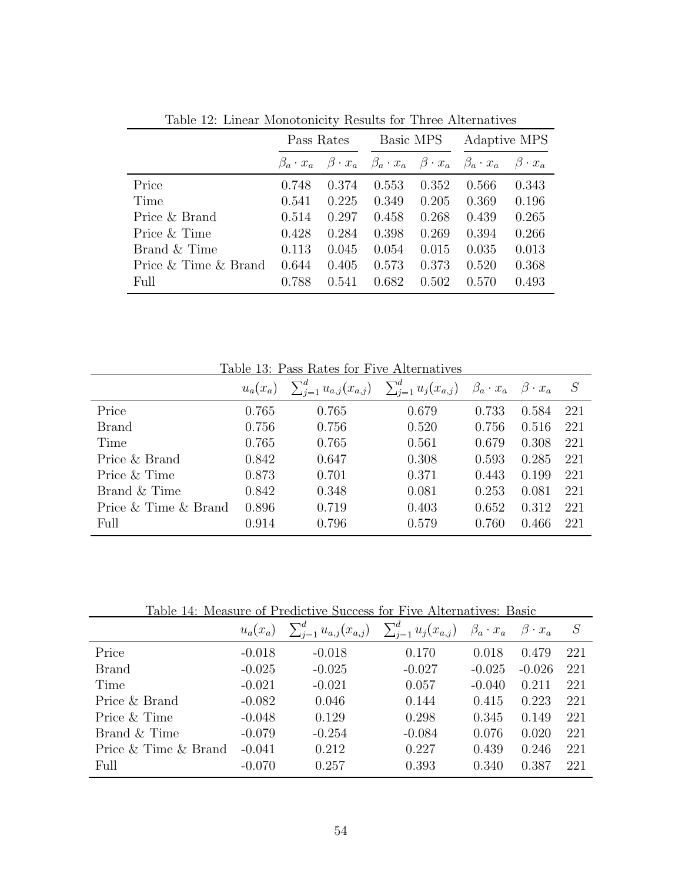Table 12: Linear Monotonicity Results for Three Alternatives

| | Pass Rates | | Basic MPS | | Adaptive MPS | |
|---|---|---|---|---|---|---|
| | $\beta_a \cdot x_a$ | $\beta \cdot x_a$ | $\beta_a \cdot x_a$ | $\beta \cdot x_a$ | $\beta_a \cdot x_a$ | $\beta \cdot x_a$ |
| Price | 0.748 | 0.374 | 0.553 | 0.352 | 0.566 | 0.343 |
| Time | 0.541 | 0.225 | 0.349 | 0.205 | 0.369 | 0.196 |
| Price & Brand | 0.514 | 0.297 | 0.458 | 0.268 | 0.439 | 0.265 |
| Price & Time | 0.428 | 0.284 | 0.398 | 0.269 | 0.394 | 0.266 |
| Brand & Time | 0.113 | 0.045 | 0.054 | 0.015 | 0.035 | 0.013 |
| Price & Time & Brand | 0.644 | 0.405 | 0.573 | 0.373 | 0.520 | 0.368 |
| Full | 0.788 | 0.541 | 0.682 | 0.502 | 0.570 | 0.493 |

Table 13: Pass Rates for Five Alternatives

| | $u_a(x_a)$ | $\sum_{j=1}^{d} u_{a,j}(x_{a,j})$ | $\sum_{j=1}^{d} u_j(x_{a,j})$ | $\beta_a \cdot x_a$ | $\beta \cdot x_a$ | $S$ |
|---|---|---|---|---|---|---|
| Price | 0.765 | 0.765 | 0.679 | 0.733 | 0.584 | 221 |
| Brand | 0.756 | 0.756 | 0.520 | 0.756 | 0.516 | 221 |
| Time | 0.765 | 0.765 | 0.561 | 0.679 | 0.308 | 221 |
| Price & Brand | 0.842 | 0.647 | 0.308 | 0.593 | 0.285 | 221 |
| Price & Time | 0.873 | 0.701 | 0.371 | 0.443 | 0.199 | 221 |
| Brand & Time | 0.842 | 0.348 | 0.081 | 0.253 | 0.081 | 221 |
| Price & Time & Brand | 0.896 | 0.719 | 0.403 | 0.652 | 0.312 | 221 |
| Full | 0.914 | 0.796 | 0.579 | 0.760 | 0.466 | 221 |

Table 14: Measure of Predictive Success for Five Alternatives: Basic

| | $u_a(x_a)$ | $\sum_{j=1}^{d} u_{a,j}(x_{a,j})$ | $\sum_{j=1}^{d} u_j(x_{a,j})$ | $\beta_a \cdot x_a$ | $\beta \cdot x_a$ | $S$ |
|---|---|---|---|---|---|---|
| Price | -0.018 | -0.018 | 0.170 | 0.018 | 0.479 | 221 |
| Brand | -0.025 | -0.025 | -0.027 | -0.025 | -0.026 | 221 |
| Time | -0.021 | -0.021 | 0.057 | -0.040 | 0.211 | 221 |
| Price & Brand | -0.082 | 0.046 | 0.144 | 0.415 | 0.223 | 221 |
| Price & Time | -0.048 | 0.129 | 0.298 | 0.345 | 0.149 | 221 |
| Brand & Time | -0.079 | -0.254 | -0.084 | 0.076 | 0.020 | 221 |
| Price & Time & Brand | -0.041 | 0.212 | 0.227 | 0.439 | 0.246 | 221 |
| Full | -0.070 | 0.257 | 0.393 | 0.340 | 0.387 | 221 |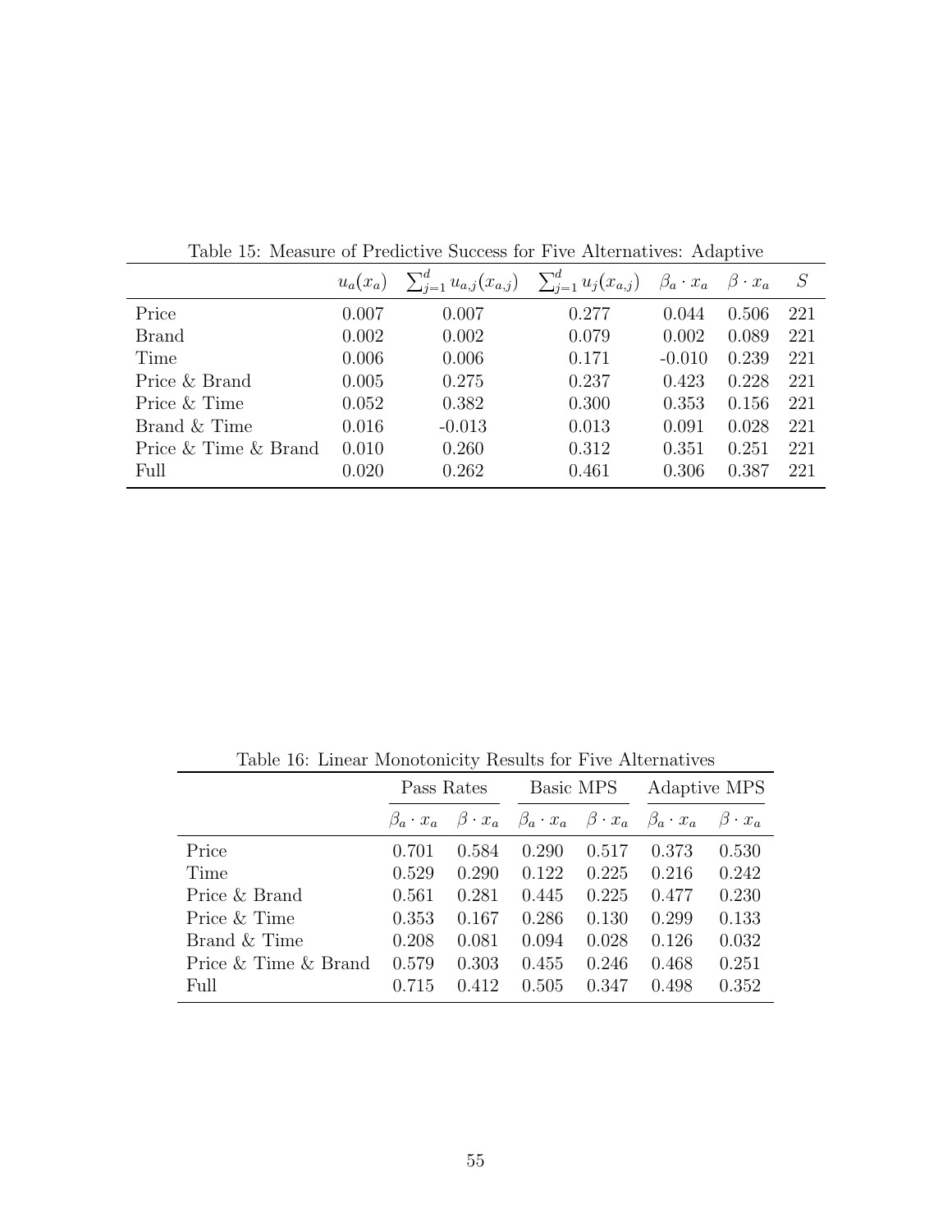Table 15: Measure of Predictive Success for Five Alternatives: Adaptive

| | $u_a(x_a)$ | $\sum_{j=1}^{d} u_{a,j}(x_{a,j})$ | $\sum_{j=1}^{d} u_j(x_{a,j})$ | $\beta_a \cdot x_a$ | $\beta \cdot x_a$ | $S$ |
|---|---|---|---|---|---|---|
| Price | 0.007 | 0.007 | 0.277 | 0.044 | 0.506 | 221 |
| Brand | 0.002 | 0.002 | 0.079 | 0.002 | 0.089 | 221 |
| Time | 0.006 | 0.006 | 0.171 | -0.010 | 0.239 | 221 |
| Price & Brand | 0.005 | 0.275 | 0.237 | 0.423 | 0.228 | 221 |
| Price & Time | 0.052 | 0.382 | 0.300 | 0.353 | 0.156 | 221 |
| Brand & Time | 0.016 | -0.013 | 0.013 | 0.091 | 0.028 | 221 |
| Price & Time & Brand | 0.010 | 0.260 | 0.312 | 0.351 | 0.251 | 221 |
| Full | 0.020 | 0.262 | 0.461 | 0.306 | 0.387 | 221 |

Table 16: Linear Monotonicity Results for Five Alternatives

| | Pass Rates | | Basic MPS | | Adaptive MPS | |
|---|---|---|---|---|---|---|
| | $\beta_a \cdot x_a$ | $\beta \cdot x_a$ | $\beta_a \cdot x_a$ | $\beta \cdot x_a$ | $\beta_a \cdot x_a$ | $\beta \cdot x_a$ |
| Price | 0.701 | 0.584 | 0.290 | 0.517 | 0.373 | 0.530 |
| Time | 0.529 | 0.290 | 0.122 | 0.225 | 0.216 | 0.242 |
| Price & Brand | 0.561 | 0.281 | 0.445 | 0.225 | 0.477 | 0.230 |
| Price & Time | 0.353 | 0.167 | 0.286 | 0.130 | 0.299 | 0.133 |
| Brand & Time | 0.208 | 0.081 | 0.094 | 0.028 | 0.126 | 0.032 |
| Price & Time & Brand | 0.579 | 0.303 | 0.455 | 0.246 | 0.468 | 0.251 |
| Full | 0.715 | 0.412 | 0.505 | 0.347 | 0.498 | 0.352 |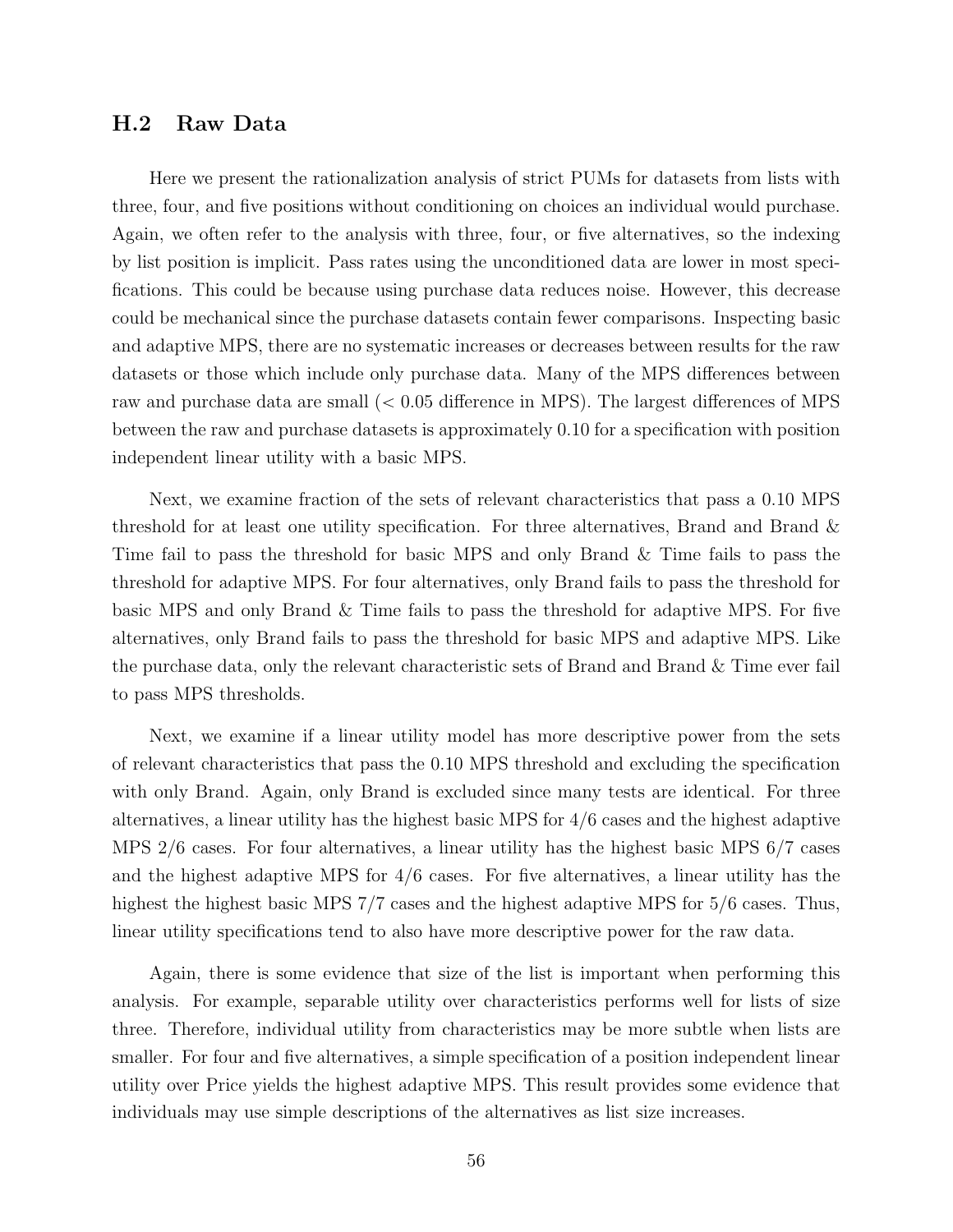## H.2 Raw Data

Here we present the rationalization analysis of strict PUMs for datasets from lists with three, four, and five positions without conditioning on choices an individual would purchase. Again, we often refer to the analysis with three, four, or five alternatives, so the indexing by list position is implicit. Pass rates using the unconditioned data are lower in most specifications. This could be because using purchase data reduces noise. However, this decrease could be mechanical since the purchase datasets contain fewer comparisons. Inspecting basic and adaptive MPS, there are no systematic increases or decreases between results for the raw datasets or those which include only purchase data. Many of the MPS differences between raw and purchase data are small ($< 0.05$ difference in MPS). The largest differences of MPS between the raw and purchase datasets is approximately 0.10 for a specification with position independent linear utility with a basic MPS.

Next, we examine fraction of the sets of relevant characteristics that pass a 0.10 MPS threshold for at least one utility specification. For three alternatives, Brand and Brand & Time fail to pass the threshold for basic MPS and only Brand & Time fails to pass the threshold for adaptive MPS. For four alternatives, only Brand fails to pass the threshold for basic MPS and only Brand & Time fails to pass the threshold for adaptive MPS. For five alternatives, only Brand fails to pass the threshold for basic MPS and adaptive MPS. Like the purchase data, only the relevant characteristic sets of Brand and Brand & Time ever fail to pass MPS thresholds.

Next, we examine if a linear utility model has more descriptive power from the sets of relevant characteristics that pass the 0.10 MPS threshold and excluding the specification with only Brand. Again, only Brand is excluded since many tests are identical. For three alternatives, a linear utility has the highest basic MPS for 4/6 cases and the highest adaptive MPS 2/6 cases. For four alternatives, a linear utility has the highest basic MPS 6/7 cases and the highest adaptive MPS for 4/6 cases. For five alternatives, a linear utility has the highest the highest basic MPS 7/7 cases and the highest adaptive MPS for 5/6 cases. Thus, linear utility specifications tend to also have more descriptive power for the raw data.

Again, there is some evidence that size of the list is important when performing this analysis. For example, separable utility over characteristics performs well for lists of size three. Therefore, individual utility from characteristics may be more subtle when lists are smaller. For four and five alternatives, a simple specification of a position independent linear utility over Price yields the highest adaptive MPS. This result provides some evidence that individuals may use simple descriptions of the alternatives as list size increases.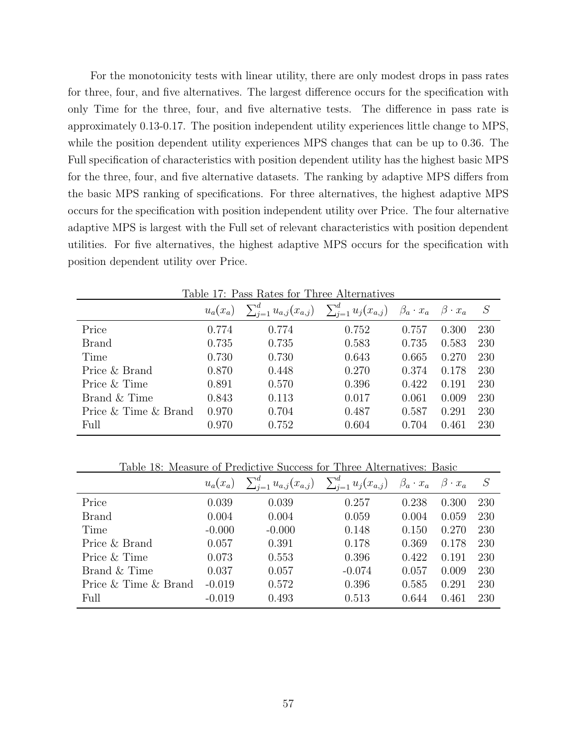For the monotonicity tests with linear utility, there are only modest drops in pass rates for three, four, and five alternatives. The largest difference occurs for the specification with only Time for the three, four, and five alternative tests. The difference in pass rate is approximately 0.13-0.17. The position independent utility experiences little change to MPS, while the position dependent utility experiences MPS changes that can be up to 0.36. The Full specification of characteristics with position dependent utility has the highest basic MPS for the three, four, and five alternative datasets. The ranking by adaptive MPS differs from the basic MPS ranking of specifications. For three alternatives, the highest adaptive MPS occurs for the specification with position independent utility over Price. The four alternative adaptive MPS is largest with the Full set of relevant characteristics with position dependent utilities. For five alternatives, the highest adaptive MPS occurs for the specification with position dependent utility over Price.

Table 17: Pass Rates for Three Alternatives

| | $u_a(x_a)$ | $\sum_{j=1}^{d} u_{a,j}(x_{a,j})$ | $\sum_{j=1}^{d} u_j(x_{a,j})$ | $\beta_a \cdot x_a$ | $\beta \cdot x_a$ | $S$ |
|---|---|---|---|---|---|---|
| Price | 0.774 | 0.774 | 0.752 | 0.757 | 0.300 | 230 |
| Brand | 0.735 | 0.735 | 0.583 | 0.735 | 0.583 | 230 |
| Time | 0.730 | 0.730 | 0.643 | 0.665 | 0.270 | 230 |
| Price & Brand | 0.870 | 0.448 | 0.270 | 0.374 | 0.178 | 230 |
| Price & Time | 0.891 | 0.570 | 0.396 | 0.422 | 0.191 | 230 |
| Brand & Time | 0.843 | 0.113 | 0.017 | 0.061 | 0.009 | 230 |
| Price & Time & Brand | 0.970 | 0.704 | 0.487 | 0.587 | 0.291 | 230 |
| Full | 0.970 | 0.752 | 0.604 | 0.704 | 0.461 | 230 |

Table 18: Measure of Predictive Success for Three Alternatives: Basic

| | $u_a(x_a)$ | $\sum_{j=1}^{d} u_{a,j}(x_{a,j})$ | $\sum_{j=1}^{d} u_j(x_{a,j})$ | $\beta_a \cdot x_a$ | $\beta \cdot x_a$ | $S$ |
|---|---|---|---|---|---|---|
| Price | 0.039 | 0.039 | 0.257 | 0.238 | 0.300 | 230 |
| Brand | 0.004 | 0.004 | 0.059 | 0.004 | 0.059 | 230 |
| Time | -0.000 | -0.000 | 0.148 | 0.150 | 0.270 | 230 |
| Price & Brand | 0.057 | 0.391 | 0.178 | 0.369 | 0.178 | 230 |
| Price & Time | 0.073 | 0.553 | 0.396 | 0.422 | 0.191 | 230 |
| Brand & Time | 0.037 | 0.057 | -0.074 | 0.057 | 0.009 | 230 |
| Price & Time & Brand | -0.019 | 0.572 | 0.396 | 0.585 | 0.291 | 230 |
| Full | -0.019 | 0.493 | 0.513 | 0.644 | 0.461 | 230 |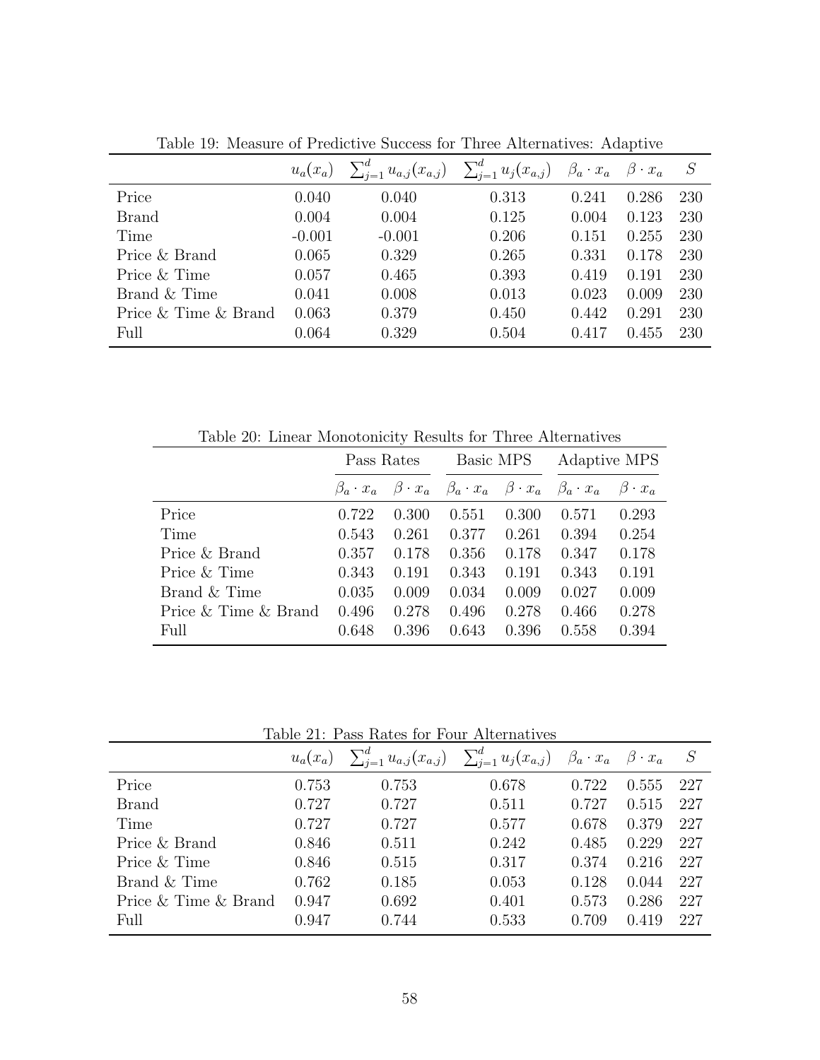Table 19: Measure of Predictive Success for Three Alternatives: Adaptive

| | $u_a(x_a)$ | $\sum_{j=1}^{d} u_{a,j}(x_{a,j})$ | $\sum_{j=1}^{d} u_j(x_{a,j})$ | $\beta_a \cdot x_a$ | $\beta \cdot x_a$ | $S$ |
|---|---|---|---|---|---|---|
| Price | 0.040 | 0.040 | 0.313 | 0.241 | 0.286 | 230 |
| Brand | 0.004 | 0.004 | 0.125 | 0.004 | 0.123 | 230 |
| Time | -0.001 | -0.001 | 0.206 | 0.151 | 0.255 | 230 |
| Price & Brand | 0.065 | 0.329 | 0.265 | 0.331 | 0.178 | 230 |
| Price & Time | 0.057 | 0.465 | 0.393 | 0.419 | 0.191 | 230 |
| Brand & Time | 0.041 | 0.008 | 0.013 | 0.023 | 0.009 | 230 |
| Price & Time & Brand | 0.063 | 0.379 | 0.450 | 0.442 | 0.291 | 230 |
| Full | 0.064 | 0.329 | 0.504 | 0.417 | 0.455 | 230 |

Table 20: Linear Monotonicity Results for Three Alternatives

| | Pass Rates | | Basic MPS | | Adaptive MPS | |
|---|---|---|---|---|---|---|
| | $\beta_a \cdot x_a$ | $\beta \cdot x_a$ | $\beta_a \cdot x_a$ | $\beta \cdot x_a$ | $\beta_a \cdot x_a$ | $\beta \cdot x_a$ |
| Price | 0.722 | 0.300 | 0.551 | 0.300 | 0.571 | 0.293 |
| Time | 0.543 | 0.261 | 0.377 | 0.261 | 0.394 | 0.254 |
| Price & Brand | 0.357 | 0.178 | 0.356 | 0.178 | 0.347 | 0.178 |
| Price & Time | 0.343 | 0.191 | 0.343 | 0.191 | 0.343 | 0.191 |
| Brand & Time | 0.035 | 0.009 | 0.034 | 0.009 | 0.027 | 0.009 |
| Price & Time & Brand | 0.496 | 0.278 | 0.496 | 0.278 | 0.466 | 0.278 |
| Full | 0.648 | 0.396 | 0.643 | 0.396 | 0.558 | 0.394 |

Table 21: Pass Rates for Four Alternatives

| | $u_a(x_a)$ | $\sum_{j=1}^{d} u_{a,j}(x_{a,j})$ | $\sum_{j=1}^{d} u_j(x_{a,j})$ | $\beta_a \cdot x_a$ | $\beta \cdot x_a$ | $S$ |
|---|---|---|---|---|---|---|
| Price | 0.753 | 0.753 | 0.678 | 0.722 | 0.555 | 227 |
| Brand | 0.727 | 0.727 | 0.511 | 0.727 | 0.515 | 227 |
| Time | 0.727 | 0.727 | 0.577 | 0.678 | 0.379 | 227 |
| Price & Brand | 0.846 | 0.511 | 0.242 | 0.485 | 0.229 | 227 |
| Price & Time | 0.846 | 0.515 | 0.317 | 0.374 | 0.216 | 227 |
| Brand & Time | 0.762 | 0.185 | 0.053 | 0.128 | 0.044 | 227 |
| Price & Time & Brand | 0.947 | 0.692 | 0.401 | 0.573 | 0.286 | 227 |
| Full | 0.947 | 0.744 | 0.533 | 0.709 | 0.419 | 227 |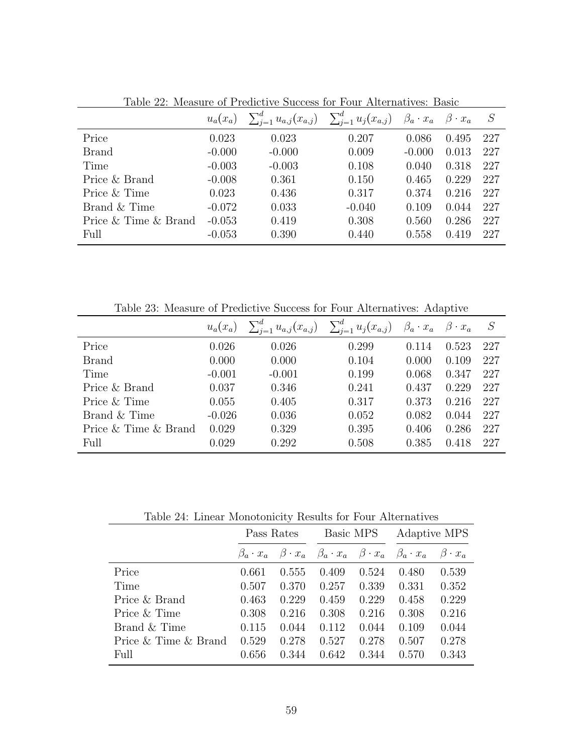Table 22: Measure of Predictive Success for Four Alternatives: Basic

| | $u_a(x_a)$ | $\sum_{j=1}^{d} u_{a,j}(x_{a,j})$ | $\sum_{j=1}^{d} u_j(x_{a,j})$ | $\beta_a \cdot x_a$ | $\beta \cdot x_a$ | $S$ |
|---|---|---|---|---|---|---|
| Price | 0.023 | 0.023 | 0.207 | 0.086 | 0.495 | 227 |
| Brand | -0.000 | -0.000 | 0.009 | -0.000 | 0.013 | 227 |
| Time | -0.003 | -0.003 | 0.108 | 0.040 | 0.318 | 227 |
| Price & Brand | -0.008 | 0.361 | 0.150 | 0.465 | 0.229 | 227 |
| Price & Time | 0.023 | 0.436 | 0.317 | 0.374 | 0.216 | 227 |
| Brand & Time | -0.072 | 0.033 | -0.040 | 0.109 | 0.044 | 227 |
| Price & Time & Brand | -0.053 | 0.419 | 0.308 | 0.560 | 0.286 | 227 |
| Full | -0.053 | 0.390 | 0.440 | 0.558 | 0.419 | 227 |

Table 23: Measure of Predictive Success for Four Alternatives: Adaptive

| | $u_a(x_a)$ | $\sum_{j=1}^{d} u_{a,j}(x_{a,j})$ | $\sum_{j=1}^{d} u_j(x_{a,j})$ | $\beta_a \cdot x_a$ | $\beta \cdot x_a$ | $S$ |
|---|---|---|---|---|---|---|
| Price | 0.026 | 0.026 | 0.299 | 0.114 | 0.523 | 227 |
| Brand | 0.000 | 0.000 | 0.104 | 0.000 | 0.109 | 227 |
| Time | -0.001 | -0.001 | 0.199 | 0.068 | 0.347 | 227 |
| Price & Brand | 0.037 | 0.346 | 0.241 | 0.437 | 0.229 | 227 |
| Price & Time | 0.055 | 0.405 | 0.317 | 0.373 | 0.216 | 227 |
| Brand & Time | -0.026 | 0.036 | 0.052 | 0.082 | 0.044 | 227 |
| Price & Time & Brand | 0.029 | 0.329 | 0.395 | 0.406 | 0.286 | 227 |
| Full | 0.029 | 0.292 | 0.508 | 0.385 | 0.418 | 227 |

Table 24: Linear Monotonicity Results for Four Alternatives

| | Pass Rates | | Basic MPS | | Adaptive MPS | |
|---|---|---|---|---|---|---|
| | $\beta_a \cdot x_a$ | $\beta \cdot x_a$ | $\beta_a \cdot x_a$ | $\beta \cdot x_a$ | $\beta_a \cdot x_a$ | $\beta \cdot x_a$ |
| Price | 0.661 | 0.555 | 0.409 | 0.524 | 0.480 | 0.539 |
| Time | 0.507 | 0.370 | 0.257 | 0.339 | 0.331 | 0.352 |
| Price & Brand | 0.463 | 0.229 | 0.459 | 0.229 | 0.458 | 0.229 |
| Price & Time | 0.308 | 0.216 | 0.308 | 0.216 | 0.308 | 0.216 |
| Brand & Time | 0.115 | 0.044 | 0.112 | 0.044 | 0.109 | 0.044 |
| Price & Time & Brand | 0.529 | 0.278 | 0.527 | 0.278 | 0.507 | 0.278 |
| Full | 0.656 | 0.344 | 0.642 | 0.344 | 0.570 | 0.343 |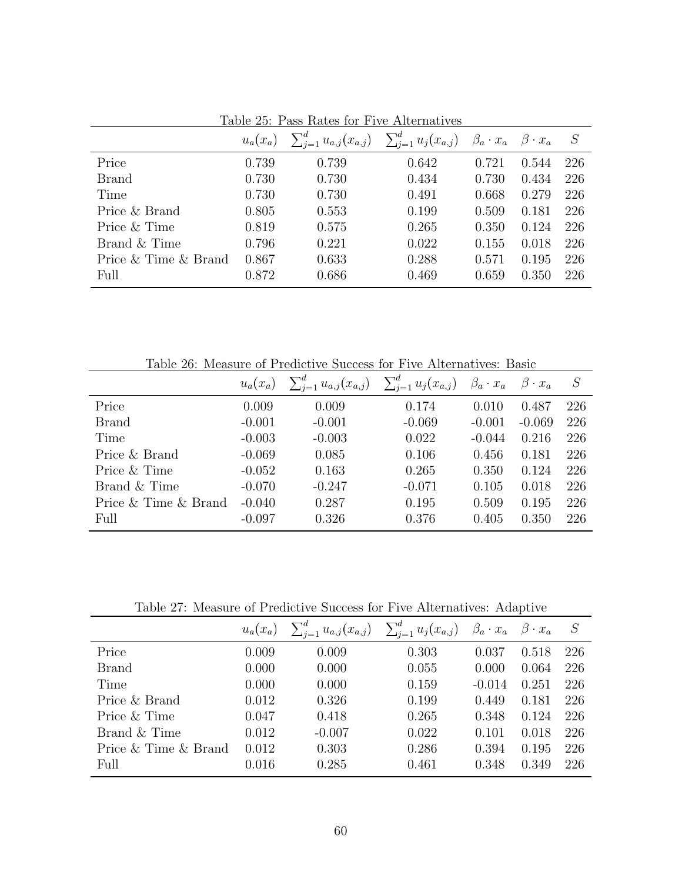Table 25: Pass Rates for Five Alternatives

| | $u_a(x_a)$ | $\sum_{j=1}^{d} u_{a,j}(x_{a,j})$ | $\sum_{j=1}^{d} u_j(x_{a,j})$ | $\beta_a \cdot x_a$ | $\beta \cdot x_a$ | $S$ |
|---|---|---|---|---|---|---|
| Price | 0.739 | 0.739 | 0.642 | 0.721 | 0.544 | 226 |
| Brand | 0.730 | 0.730 | 0.434 | 0.730 | 0.434 | 226 |
| Time | 0.730 | 0.730 | 0.491 | 0.668 | 0.279 | 226 |
| Price & Brand | 0.805 | 0.553 | 0.199 | 0.509 | 0.181 | 226 |
| Price & Time | 0.819 | 0.575 | 0.265 | 0.350 | 0.124 | 226 |
| Brand & Time | 0.796 | 0.221 | 0.022 | 0.155 | 0.018 | 226 |
| Price & Time & Brand | 0.867 | 0.633 | 0.288 | 0.571 | 0.195 | 226 |
| Full | 0.872 | 0.686 | 0.469 | 0.659 | 0.350 | 226 |

Table 26: Measure of Predictive Success for Five Alternatives: Basic

| | $u_a(x_a)$ | $\sum_{j=1}^{d} u_{a,j}(x_{a,j})$ | $\sum_{j=1}^{d} u_j(x_{a,j})$ | $\beta_a \cdot x_a$ | $\beta \cdot x_a$ | $S$ |
|---|---|---|---|---|---|---|
| Price | 0.009 | 0.009 | 0.174 | 0.010 | 0.487 | 226 |
| Brand | -0.001 | -0.001 | -0.069 | -0.001 | -0.069 | 226 |
| Time | -0.003 | -0.003 | 0.022 | -0.044 | 0.216 | 226 |
| Price & Brand | -0.069 | 0.085 | 0.106 | 0.456 | 0.181 | 226 |
| Price & Time | -0.052 | 0.163 | 0.265 | 0.350 | 0.124 | 226 |
| Brand & Time | -0.070 | -0.247 | -0.071 | 0.105 | 0.018 | 226 |
| Price & Time & Brand | -0.040 | 0.287 | 0.195 | 0.509 | 0.195 | 226 |
| Full | -0.097 | 0.326 | 0.376 | 0.405 | 0.350 | 226 |

Table 27: Measure of Predictive Success for Five Alternatives: Adaptive

| | $u_a(x_a)$ | $\sum_{j=1}^{d} u_{a,j}(x_{a,j})$ | $\sum_{j=1}^{d} u_j(x_{a,j})$ | $\beta_a \cdot x_a$ | $\beta \cdot x_a$ | $S$ |
|---|---|---|---|---|---|---|
| Price | 0.009 | 0.009 | 0.303 | 0.037 | 0.518 | 226 |
| Brand | 0.000 | 0.000 | 0.055 | 0.000 | 0.064 | 226 |
| Time | 0.000 | 0.000 | 0.159 | -0.014 | 0.251 | 226 |
| Price & Brand | 0.012 | 0.326 | 0.199 | 0.449 | 0.181 | 226 |
| Price & Time | 0.047 | 0.418 | 0.265 | 0.348 | 0.124 | 226 |
| Brand & Time | 0.012 | -0.007 | 0.022 | 0.101 | 0.018 | 226 |
| Price & Time & Brand | 0.012 | 0.303 | 0.286 | 0.394 | 0.195 | 226 |
| Full | 0.016 | 0.285 | 0.461 | 0.348 | 0.349 | 226 |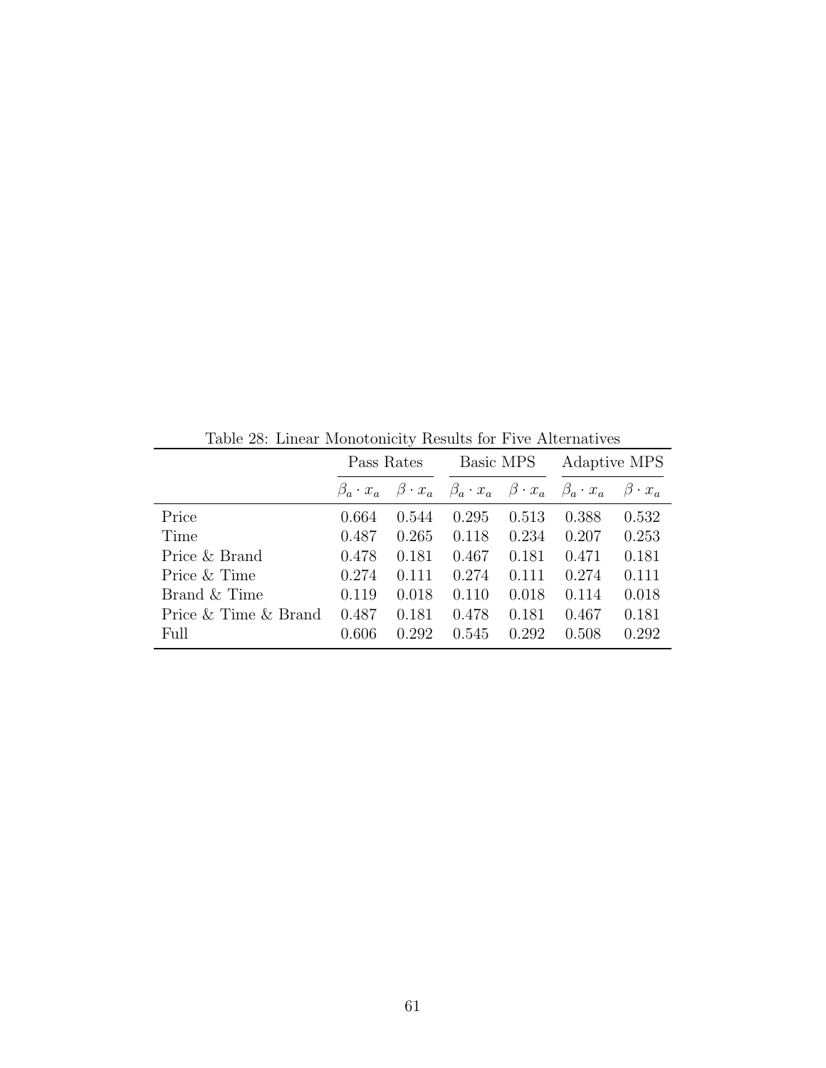Table 28: Linear Monotonicity Results for Five Alternatives

| | Pass Rates | | Basic MPS | | Adaptive MPS | |
|---|---|---|---|---|---|---|
| | $\beta_a \cdot x_a$ | $\beta \cdot x_a$ | $\beta_a \cdot x_a$ | $\beta \cdot x_a$ | $\beta_a \cdot x_a$ | $\beta \cdot x_a$ |
| Price | 0.664 | 0.544 | 0.295 | 0.513 | 0.388 | 0.532 |
| Time | 0.487 | 0.265 | 0.118 | 0.234 | 0.207 | 0.253 |
| Price & Brand | 0.478 | 0.181 | 0.467 | 0.181 | 0.471 | 0.181 |
| Price & Time | 0.274 | 0.111 | 0.274 | 0.111 | 0.274 | 0.111 |
| Brand & Time | 0.119 | 0.018 | 0.110 | 0.018 | 0.114 | 0.018 |
| Price & Time & Brand | 0.487 | 0.181 | 0.478 | 0.181 | 0.467 | 0.181 |
| Full | 0.606 | 0.292 | 0.545 | 0.292 | 0.508 | 0.292 |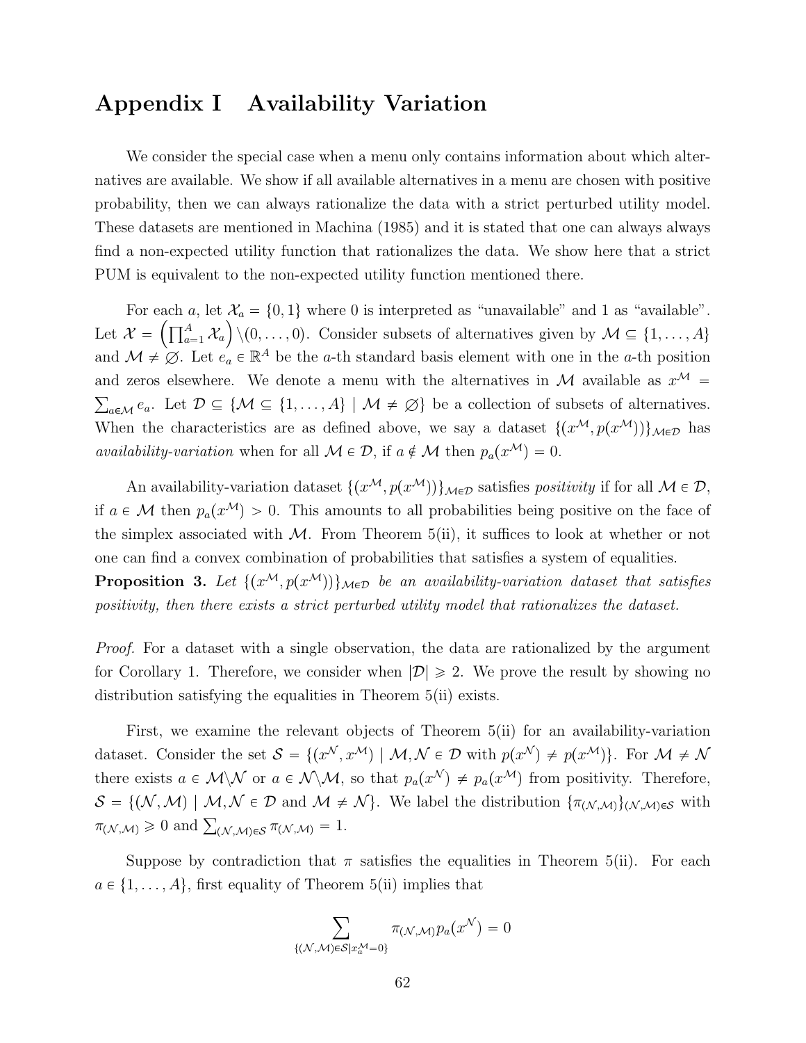# Appendix I Availability Variation

We consider the special case when a menu only contains information about which alternatives are available. We show if all available alternatives in a menu are chosen with positive probability, then we can always rationalize the data with a strict perturbed utility model. These datasets are mentioned in Machina (1985) and it is stated that one can always always find a non-expected utility function that rationalizes the data. We show here that a strict PUM is equivalent to the non-expected utility function mentioned there.

For each $a$, let $\mathcal{X}_a = \{0, 1\}$ where 0 is interpreted as "unavailable" and 1 as "available". Let $\mathcal{X} = \left(\prod_{a=1}^{A} \mathcal{X}_a\right) \backslash (0, \ldots, 0)$. Consider subsets of alternatives given by $\mathcal{M} \subseteq \{1, \ldots, A\}$ and $\mathcal{M} \neq \varnothing$. Let $e_a \in \mathbb{R}^A$ be the $a$-th standard basis element with one in the $a$-th position and zeros elsewhere. We denote a menu with the alternatives in $\mathcal{M}$ available as $x^{\mathcal{M}} = \sum_{a \in \mathcal{M}} e_a$. Let $\mathcal{D} \subseteq \{\mathcal{M} \subseteq \{1, \ldots, A\} \mid \mathcal{M} \neq \varnothing\}$ be a collection of subsets of alternatives. When the characteristics are as defined above, we say a dataset $\{(x^{\mathcal{M}}, p(x^{\mathcal{M}}))\}_{\mathcal{M} \in \mathcal{D}}$ has *availability-variation* when for all $\mathcal{M} \in \mathcal{D}$, if $a \notin \mathcal{M}$ then $p_a(x^{\mathcal{M}}) = 0$.

An availability-variation dataset $\{(x^{\mathcal{M}}, p(x^{\mathcal{M}}))\}_{\mathcal{M} \in \mathcal{D}}$ satisfies *positivity* if for all $\mathcal{M} \in \mathcal{D}$, if $a \in \mathcal{M}$ then $p_a(x^{\mathcal{M}}) > 0$. This amounts to all probabilities being positive on the face of the simplex associated with $\mathcal{M}$. From Theorem 5(ii), it suffices to look at whether or not one can find a convex combination of probabilities that satisfies a system of equalities.

**Proposition 3.** *Let $\{(x^{\mathcal{M}}, p(x^{\mathcal{M}}))\}_{\mathcal{M} \in \mathcal{D}}$ be an availability-variation dataset that satisfies positivity, then there exists a strict perturbed utility model that rationalizes the dataset.*

*Proof.* For a dataset with a single observation, the data are rationalized by the argument for Corollary 1. Therefore, we consider when $|\mathcal{D}| \geqslant 2$. We prove the result by showing no distribution satisfying the equalities in Theorem 5(ii) exists.

First, we examine the relevant objects of Theorem 5(ii) for an availability-variation dataset. Consider the set $\mathcal{S} = \{(x^{\mathcal{N}}, x^{\mathcal{M}}) \mid \mathcal{M}, \mathcal{N} \in \mathcal{D} \text{ with } p(x^{\mathcal{N}}) \neq p(x^{\mathcal{M}})\}$. For $\mathcal{M} \neq \mathcal{N}$ there exists $a \in \mathcal{M} \backslash \mathcal{N}$ or $a \in \mathcal{N} \backslash \mathcal{M}$, so that $p_a(x^{\mathcal{N}}) \neq p_a(x^{\mathcal{M}})$ from positivity. Therefore, $\mathcal{S} = \{(\mathcal{N}, \mathcal{M}) \mid \mathcal{M}, \mathcal{N} \in \mathcal{D} \text{ and } \mathcal{M} \neq \mathcal{N}\}$. We label the distribution $\{\pi_{(\mathcal{N},\mathcal{M})}\}_{(\mathcal{N},\mathcal{M}) \in \mathcal{S}}$ with $\pi_{(\mathcal{N},\mathcal{M})} \geqslant 0$ and $\sum_{(\mathcal{N},\mathcal{M}) \in \mathcal{S}} \pi_{(\mathcal{N},\mathcal{M})} = 1$.

Suppose by contradiction that $\pi$ satisfies the equalities in Theorem 5(ii). For each $a \in \{1, \ldots, A\}$, first equality of Theorem 5(ii) implies that

$$\sum_{\{(\mathcal{N},\mathcal{M}) \in \mathcal{S} \mid x_a^{\mathcal{M}} = 0\}} \pi_{(\mathcal{N},\mathcal{M})} p_a(x^{\mathcal{N}}) = 0$$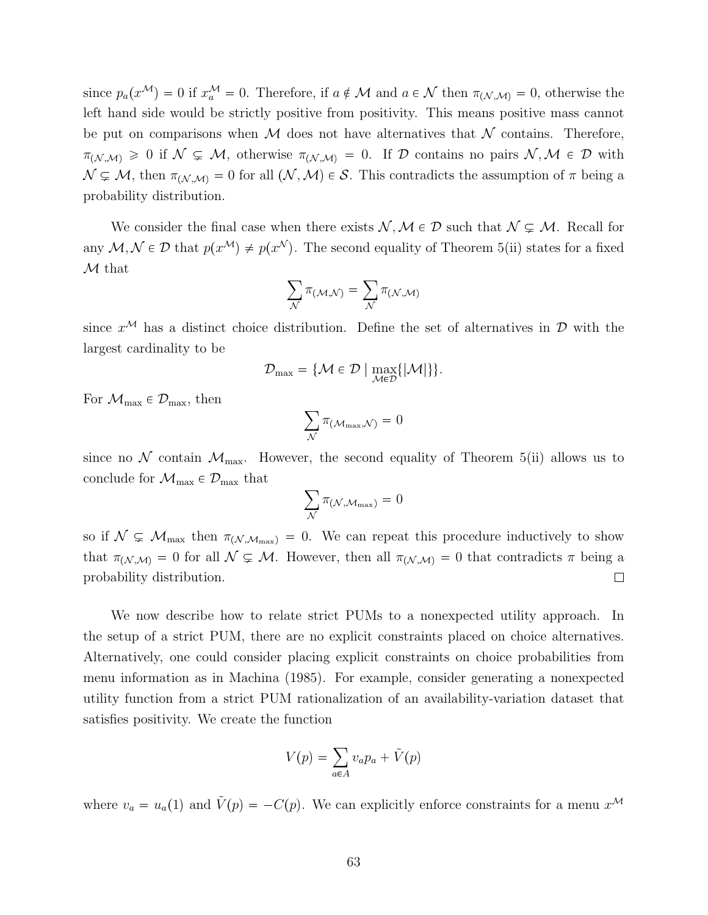since $p_a(x^{\mathcal{M}}) = 0$ if $x_a^{\mathcal{M}} = 0$. Therefore, if $a \notin \mathcal{M}$ and $a \in \mathcal{N}$ then $\pi_{(\mathcal{N},\mathcal{M})} = 0$, otherwise the left hand side would be strictly positive from positivity. This means positive mass cannot be put on comparisons when $\mathcal{M}$ does not have alternatives that $\mathcal{N}$ contains. Therefore, $\pi_{(\mathcal{N},\mathcal{M})} \geqslant 0$ if $\mathcal{N} \subsetneq \mathcal{M}$, otherwise $\pi_{(\mathcal{N},\mathcal{M})} = 0$. If $\mathcal{D}$ contains no pairs $\mathcal{N}, \mathcal{M} \in \mathcal{D}$ with $\mathcal{N} \subsetneq \mathcal{M}$, then $\pi_{(\mathcal{N},\mathcal{M})} = 0$ for all $(\mathcal{N}, \mathcal{M}) \in \mathcal{S}$. This contradicts the assumption of $\pi$ being a probability distribution.

We consider the final case when there exists $\mathcal{N}, \mathcal{M} \in \mathcal{D}$ such that $\mathcal{N} \subsetneq \mathcal{M}$. Recall for any $\mathcal{M}, \mathcal{N} \in \mathcal{D}$ that $p(x^{\mathcal{M}}) \neq p(x^{\mathcal{N}})$. The second equality of Theorem 5(ii) states for a fixed $\mathcal{M}$ that

$$\sum_{\mathcal{N}} \pi_{(\mathcal{M},\mathcal{N})} = \sum_{\mathcal{N}} \pi_{(\mathcal{N},\mathcal{M})}$$

since $x^{\mathcal{M}}$ has a distinct choice distribution. Define the set of alternatives in $\mathcal{D}$ with the largest cardinality to be

$$\mathcal{D}_{\max} = \{\mathcal{M} \in \mathcal{D} \mid \max_{\mathcal{M} \in \mathcal{D}} \{|\mathcal{M}|\}\}.$$

For $\mathcal{M}_{\max} \in \mathcal{D}_{\max}$, then

$$\sum_{\mathcal{N}} \pi_{(\mathcal{M}_{\max},\mathcal{N})} = 0$$

since no $\mathcal{N}$ contain $\mathcal{M}_{\max}$. However, the second equality of Theorem 5(ii) allows us to conclude for $\mathcal{M}_{\max} \in \mathcal{D}_{\max}$ that

$$\sum_{\mathcal{N}} \pi_{(\mathcal{N},\mathcal{M}_{\max})} = 0$$

so if $\mathcal{N} \subsetneq \mathcal{M}_{\max}$ then $\pi_{(\mathcal{N},\mathcal{M}_{\max})} = 0$. We can repeat this procedure inductively to show that $\pi_{(\mathcal{N},\mathcal{M})} = 0$ for all $\mathcal{N} \subsetneq \mathcal{M}$. However, then all $\pi_{(\mathcal{N},\mathcal{M})} = 0$ that contradicts $\pi$ being a probability distribution. □

We now describe how to relate strict PUMs to a nonexpected utility approach. In the setup of a strict PUM, there are no explicit constraints placed on choice alternatives. Alternatively, one could consider placing explicit constraints on choice probabilities from menu information as in Machina (1985). For example, consider generating a nonexpected utility function from a strict PUM rationalization of an availability-variation dataset that satisfies positivity. We create the function

$$V(p) = \sum_{a \in A} v_a p_a + \tilde{V}(p)$$

where $v_a = u_a(1)$ and $\tilde{V}(p) = -C(p)$. We can explicitly enforce constraints for a menu $x^{\mathcal{M}}$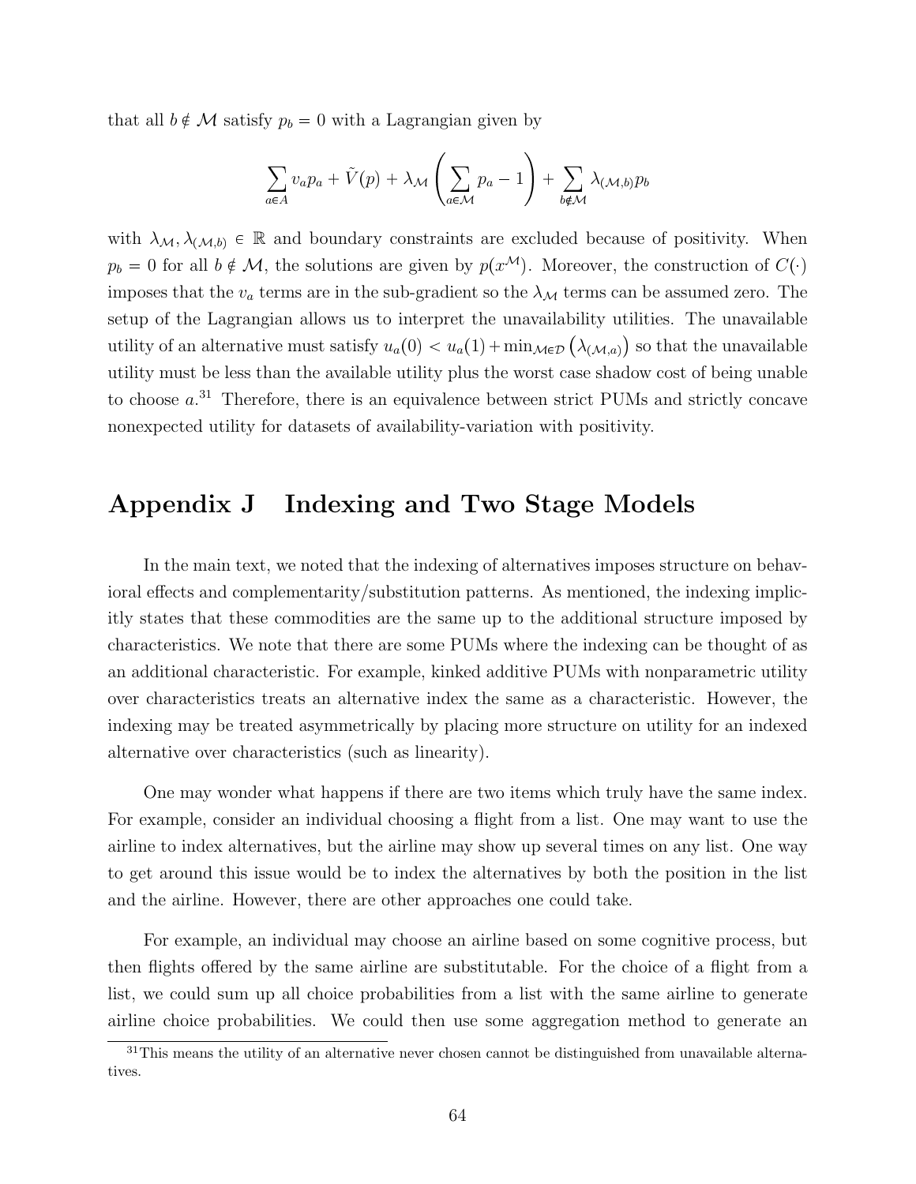that all $b \notin \mathcal{M}$ satisfy $p_b = 0$ with a Lagrangian given by

$$\sum_{a \in A} v_a p_a + \tilde{V}(p) + \lambda_{\mathcal{M}} \left( \sum_{a \in \mathcal{M}} p_a - 1 \right) + \sum_{b \notin \mathcal{M}} \lambda_{(\mathcal{M},b)} p_b$$

with $\lambda_{\mathcal{M}}, \lambda_{(\mathcal{M},b)} \in \mathbb{R}$ and boundary constraints are excluded because of positivity. When $p_b = 0$ for all $b \notin \mathcal{M}$, the solutions are given by $p(x^{\mathcal{M}})$. Moreover, the construction of $C(\cdot)$ imposes that the $v_a$ terms are in the sub-gradient so the $\lambda_{\mathcal{M}}$ terms can be assumed zero. The setup of the Lagrangian allows us to interpret the unavailability utilities. The unavailable utility of an alternative must satisfy $u_a(0) < u_a(1) + \min_{\mathcal{M} \in \mathcal{D}} \left( \lambda_{(\mathcal{M},a)} \right)$ so that the unavailable utility must be less than the available utility plus the worst case shadow cost of being unable to choose $a$.[31] Therefore, there is an equivalence between strict PUMs and strictly concave nonexpected utility for datasets of availability-variation with positivity.

# Appendix J Indexing and Two Stage Models

In the main text, we noted that the indexing of alternatives imposes structure on behavioral effects and complementarity/substitution patterns. As mentioned, the indexing implicitly states that these commodities are the same up to the additional structure imposed by characteristics. We note that there are some PUMs where the indexing can be thought of as an additional characteristic. For example, kinked additive PUMs with nonparametric utility over characteristics treats an alternative index the same as a characteristic. However, the indexing may be treated asymmetrically by placing more structure on utility for an indexed alternative over characteristics (such as linearity).

One may wonder what happens if there are two items which truly have the same index. For example, consider an individual choosing a flight from a list. One may want to use the airline to index alternatives, but the airline may show up several times on any list. One way to get around this issue would be to index the alternatives by both the position in the list and the airline. However, there are other approaches one could take.

For example, an individual may choose an airline based on some cognitive process, but then flights offered by the same airline are substitutable. For the choice of a flight from a list, we could sum up all choice probabilities from a list with the same airline to generate airline choice probabilities. We could then use some aggregation method to generate an

[31] This means the utility of an alternative never chosen cannot be distinguished from unavailable alternatives.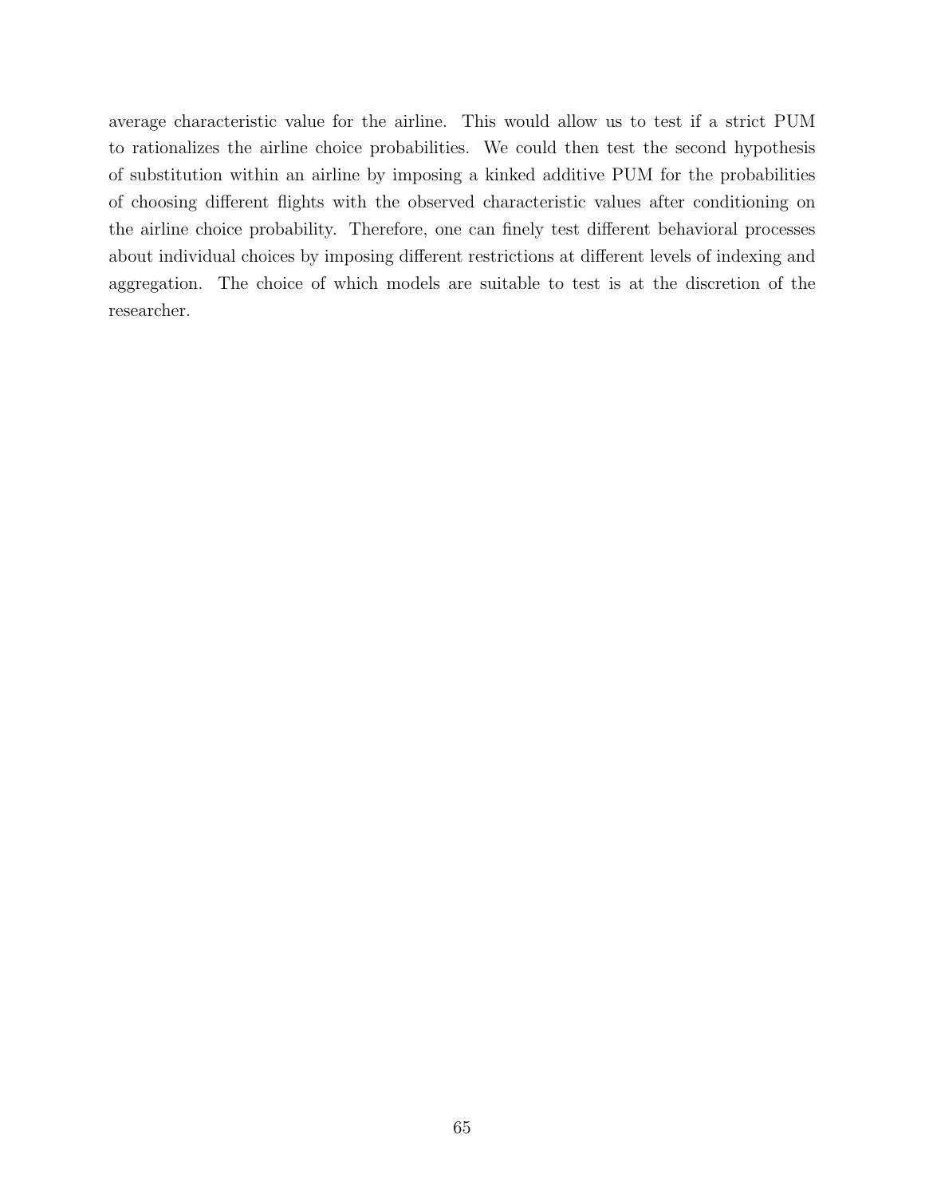average characteristic value for the airline. This would allow us to test if a strict PUM to rationalizes the airline choice probabilities. We could then test the second hypothesis of substitution within an airline by imposing a kinked additive PUM for the probabilities of choosing different flights with the observed characteristic values after conditioning on the airline choice probability. Therefore, one can finely test different behavioral processes about individual choices by imposing different restrictions at different levels of indexing and aggregation. The choice of which models are suitable to test is at the discretion of the researcher.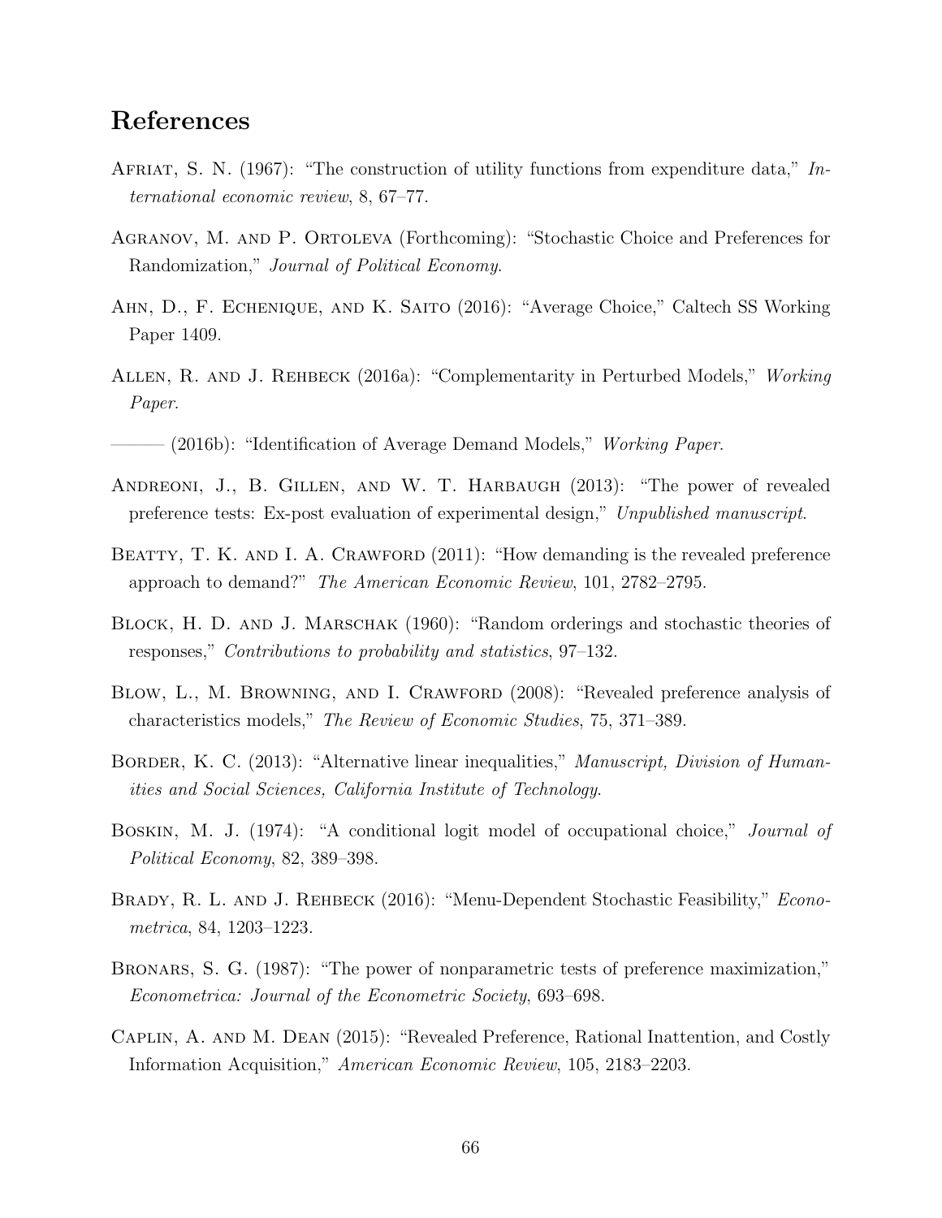# References

Afriat, S. N. (1967): "The construction of utility functions from expenditure data," *International economic review*, 8, 67–77.

Agranov, M. and P. Ortoleva (Forthcoming): "Stochastic Choice and Preferences for Randomization," *Journal of Political Economy*.

Ahn, D., F. Echenique, and K. Saito (2016): "Average Choice," Caltech SS Working Paper 1409.

Allen, R. and J. Rehbeck (2016a): "Complementarity in Perturbed Models," *Working Paper*.

——— (2016b): "Identification of Average Demand Models," *Working Paper*.

Andreoni, J., B. Gillen, and W. T. Harbaugh (2013): "The power of revealed preference tests: Ex-post evaluation of experimental design," *Unpublished manuscript*.

Beatty, T. K. and I. A. Crawford (2011): "How demanding is the revealed preference approach to demand?" *The American Economic Review*, 101, 2782–2795.

Block, H. D. and J. Marschak (1960): "Random orderings and stochastic theories of responses," *Contributions to probability and statistics*, 97–132.

Blow, L., M. Browning, and I. Crawford (2008): "Revealed preference analysis of characteristics models," *The Review of Economic Studies*, 75, 371–389.

Border, K. C. (2013): "Alternative linear inequalities," *Manuscript, Division of Humanities and Social Sciences, California Institute of Technology.*

Boskin, M. J. (1974): "A conditional logit model of occupational choice," *Journal of Political Economy*, 82, 389–398.

Brady, R. L. and J. Rehbeck (2016): "Menu-Dependent Stochastic Feasibility," *Econometrica*, 84, 1203–1223.

Bronars, S. G. (1987): "The power of nonparametric tests of preference maximization," *Econometrica: Journal of the Econometric Society*, 693–698.

Caplin, A. and M. Dean (2015): "Revealed Preference, Rational Inattention, and Costly Information Acquisition," *American Economic Review*, 105, 2183–2203.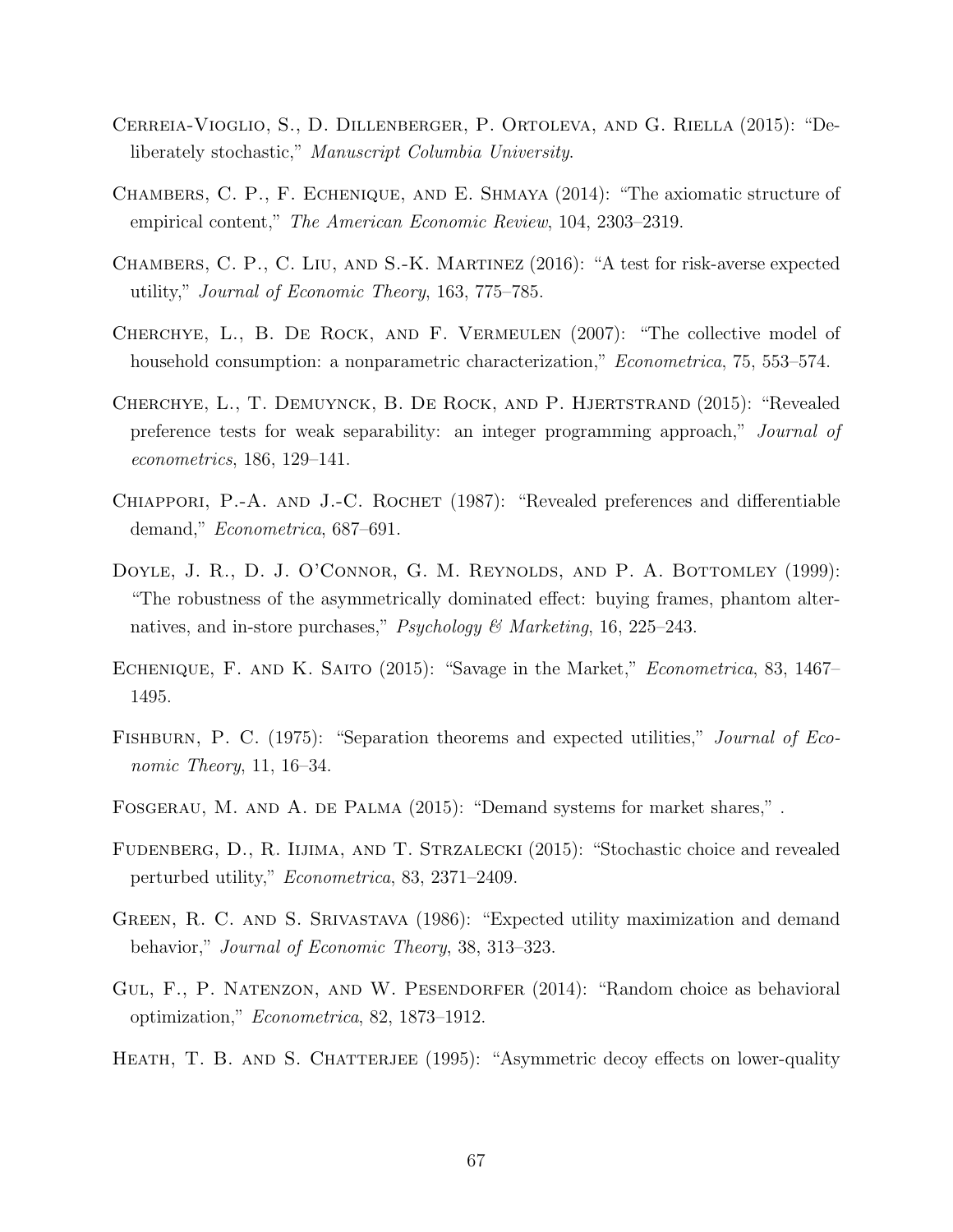Cerreia-Vioglio, S., D. Dillenberger, P. Ortoleva, and G. Riella (2015): "Deliberately stochastic," *Manuscript Columbia University*.

Chambers, C. P., F. Echenique, and E. Shmaya (2014): "The axiomatic structure of empirical content," *The American Economic Review*, 104, 2303–2319.

Chambers, C. P., C. Liu, and S.-K. Martinez (2016): "A test for risk-averse expected utility," *Journal of Economic Theory*, 163, 775–785.

Cherchye, L., B. De Rock, and F. Vermeulen (2007): "The collective model of household consumption: a nonparametric characterization," *Econometrica*, 75, 553–574.

Cherchye, L., T. Demuynck, B. De Rock, and P. Hjertstrand (2015): "Revealed preference tests for weak separability: an integer programming approach," *Journal of econometrics*, 186, 129–141.

Chiappori, P.-A. and J.-C. Rochet (1987): "Revealed preferences and differentiable demand," *Econometrica*, 687–691.

Doyle, J. R., D. J. O'Connor, G. M. Reynolds, and P. A. Bottomley (1999): "The robustness of the asymmetrically dominated effect: buying frames, phantom alternatives, and in-store purchases," *Psychology & Marketing*, 16, 225–243.

Echenique, F. and K. Saito (2015): "Savage in the Market," *Econometrica*, 83, 1467–1495.

Fishburn, P. C. (1975): "Separation theorems and expected utilities," *Journal of Economic Theory*, 11, 16–34.

Fosgerau, M. and A. de Palma (2015): "Demand systems for market shares," .

Fudenberg, D., R. Iijima, and T. Strzalecki (2015): "Stochastic choice and revealed perturbed utility," *Econometrica*, 83, 2371–2409.

Green, R. C. and S. Srivastava (1986): "Expected utility maximization and demand behavior," *Journal of Economic Theory*, 38, 313–323.

Gul, F., P. Natenzon, and W. Pesendorfer (2014): "Random choice as behavioral optimization," *Econometrica*, 82, 1873–1912.

Heath, T. B. and S. Chatterjee (1995): "Asymmetric decoy effects on lower-quality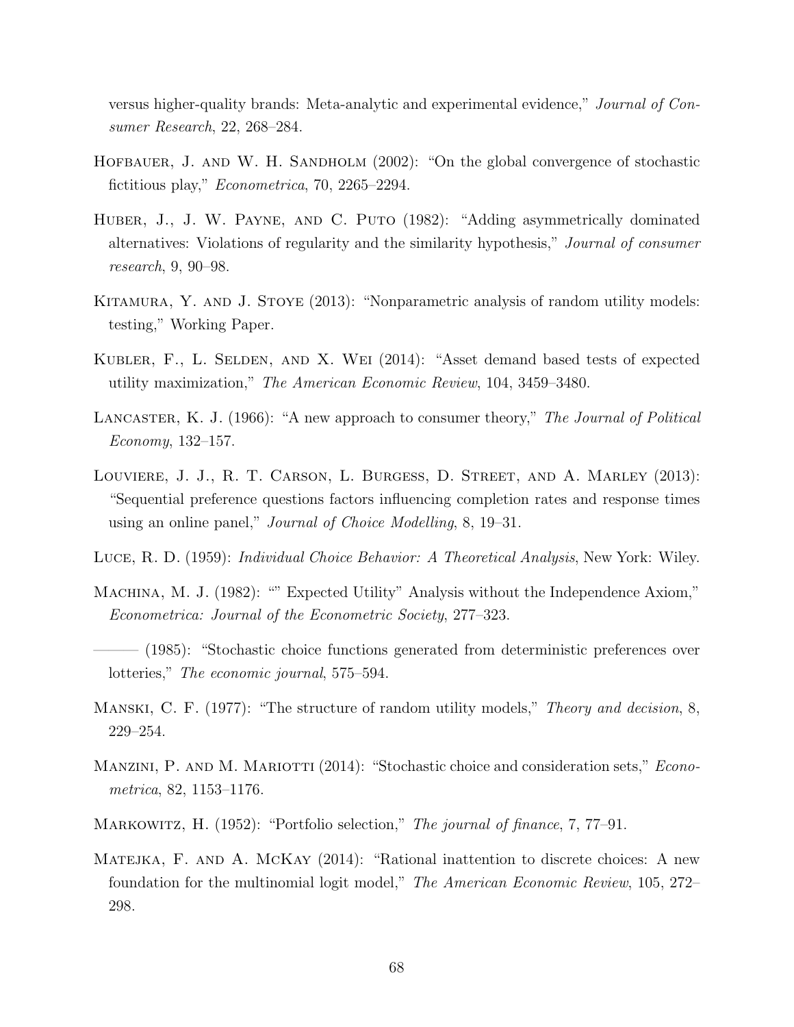versus higher-quality brands: Meta-analytic and experimental evidence," *Journal of Consumer Research*, 22, 268–284.

Hofbauer, J. and W. H. Sandholm (2002): "On the global convergence of stochastic fictitious play," *Econometrica*, 70, 2265–2294.

Huber, J., J. W. Payne, and C. Puto (1982): "Adding asymmetrically dominated alternatives: Violations of regularity and the similarity hypothesis," *Journal of consumer research*, 9, 90–98.

Kitamura, Y. and J. Stoye (2013): "Nonparametric analysis of random utility models: testing," Working Paper.

Kubler, F., L. Selden, and X. Wei (2014): "Asset demand based tests of expected utility maximization," *The American Economic Review*, 104, 3459–3480.

Lancaster, K. J. (1966): "A new approach to consumer theory," *The Journal of Political Economy*, 132–157.

Louviere, J. J., R. T. Carson, L. Burgess, D. Street, and A. Marley (2013): "Sequential preference questions factors influencing completion rates and response times using an online panel," *Journal of Choice Modelling*, 8, 19–31.

Luce, R. D. (1959): *Individual Choice Behavior: A Theoretical Analysis*, New York: Wiley.

Machina, M. J. (1982): "" Expected Utility" Analysis without the Independence Axiom," *Econometrica: Journal of the Econometric Society*, 277–323.

——— (1985): "Stochastic choice functions generated from deterministic preferences over lotteries," *The economic journal*, 575–594.

Manski, C. F. (1977): "The structure of random utility models," *Theory and decision*, 8, 229–254.

Manzini, P. and M. Mariotti (2014): "Stochastic choice and consideration sets," *Econometrica*, 82, 1153–1176.

Markowitz, H. (1952): "Portfolio selection," *The journal of finance*, 7, 77–91.

Matejka, F. and A. McKay (2014): "Rational inattention to discrete choices: A new foundation for the multinomial logit model," *The American Economic Review*, 105, 272–298.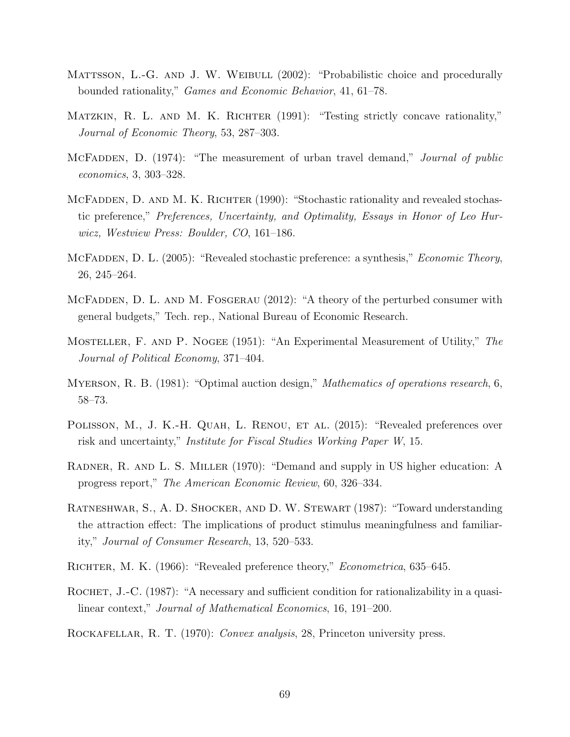Mattsson, L.-G. and J. W. Weibull (2002): "Probabilistic choice and procedurally bounded rationality," *Games and Economic Behavior*, 41, 61–78.

Matzkin, R. L. and M. K. Richter (1991): "Testing strictly concave rationality," *Journal of Economic Theory*, 53, 287–303.

McFadden, D. (1974): "The measurement of urban travel demand," *Journal of public economics*, 3, 303–328.

McFadden, D. and M. K. Richter (1990): "Stochastic rationality and revealed stochastic preference," *Preferences, Uncertainty, and Optimality, Essays in Honor of Leo Hurwicz, Westview Press: Boulder, CO*, 161–186.

McFadden, D. L. (2005): "Revealed stochastic preference: a synthesis," *Economic Theory*, 26, 245–264.

McFadden, D. L. and M. Fosgerau (2012): "A theory of the perturbed consumer with general budgets," Tech. rep., National Bureau of Economic Research.

Mosteller, F. and P. Nogee (1951): "An Experimental Measurement of Utility," *The Journal of Political Economy*, 371–404.

Myerson, R. B. (1981): "Optimal auction design," *Mathematics of operations research*, 6, 58–73.

Polisson, M., J. K.-H. Quah, L. Renou, et al. (2015): "Revealed preferences over risk and uncertainty," *Institute for Fiscal Studies Working Paper W*, 15.

Radner, R. and L. S. Miller (1970): "Demand and supply in US higher education: A progress report," *The American Economic Review*, 60, 326–334.

Ratneshwar, S., A. D. Shocker, and D. W. Stewart (1987): "Toward understanding the attraction effect: The implications of product stimulus meaningfulness and familiarity," *Journal of Consumer Research*, 13, 520–533.

Richter, M. K. (1966): "Revealed preference theory," *Econometrica*, 635–645.

Rochet, J.-C. (1987): "A necessary and sufficient condition for rationalizability in a quasi-linear context," *Journal of Mathematical Economics*, 16, 191–200.

Rockafellar, R. T. (1970): *Convex analysis*, 28, Princeton university press.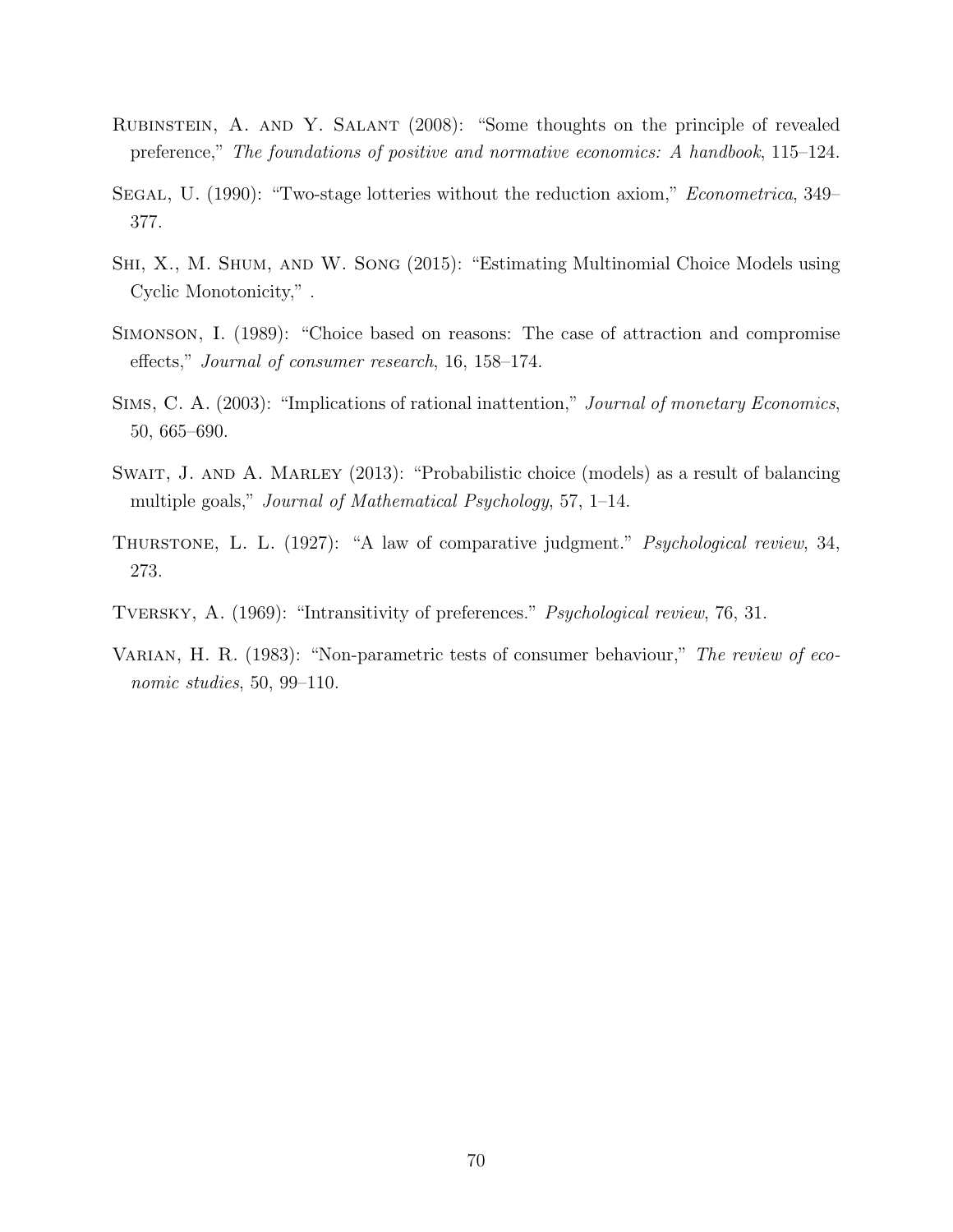Rubinstein, A. and Y. Salant (2008): "Some thoughts on the principle of revealed preference," *The foundations of positive and normative economics: A handbook*, 115–124.

Segal, U. (1990): "Two-stage lotteries without the reduction axiom," *Econometrica*, 349–377.

Shi, X., M. Shum, and W. Song (2015): "Estimating Multinomial Choice Models using Cyclic Monotonicity," .

Simonson, I. (1989): "Choice based on reasons: The case of attraction and compromise effects," *Journal of consumer research*, 16, 158–174.

Sims, C. A. (2003): "Implications of rational inattention," *Journal of monetary Economics*, 50, 665–690.

Swait, J. and A. Marley (2013): "Probabilistic choice (models) as a result of balancing multiple goals," *Journal of Mathematical Psychology*, 57, 1–14.

Thurstone, L. L. (1927): "A law of comparative judgment." *Psychological review*, 34, 273.

Tversky, A. (1969): "Intransitivity of preferences." *Psychological review*, 76, 31.

Varian, H. R. (1983): "Non-parametric tests of consumer behaviour," *The review of economic studies*, 50, 99–110.